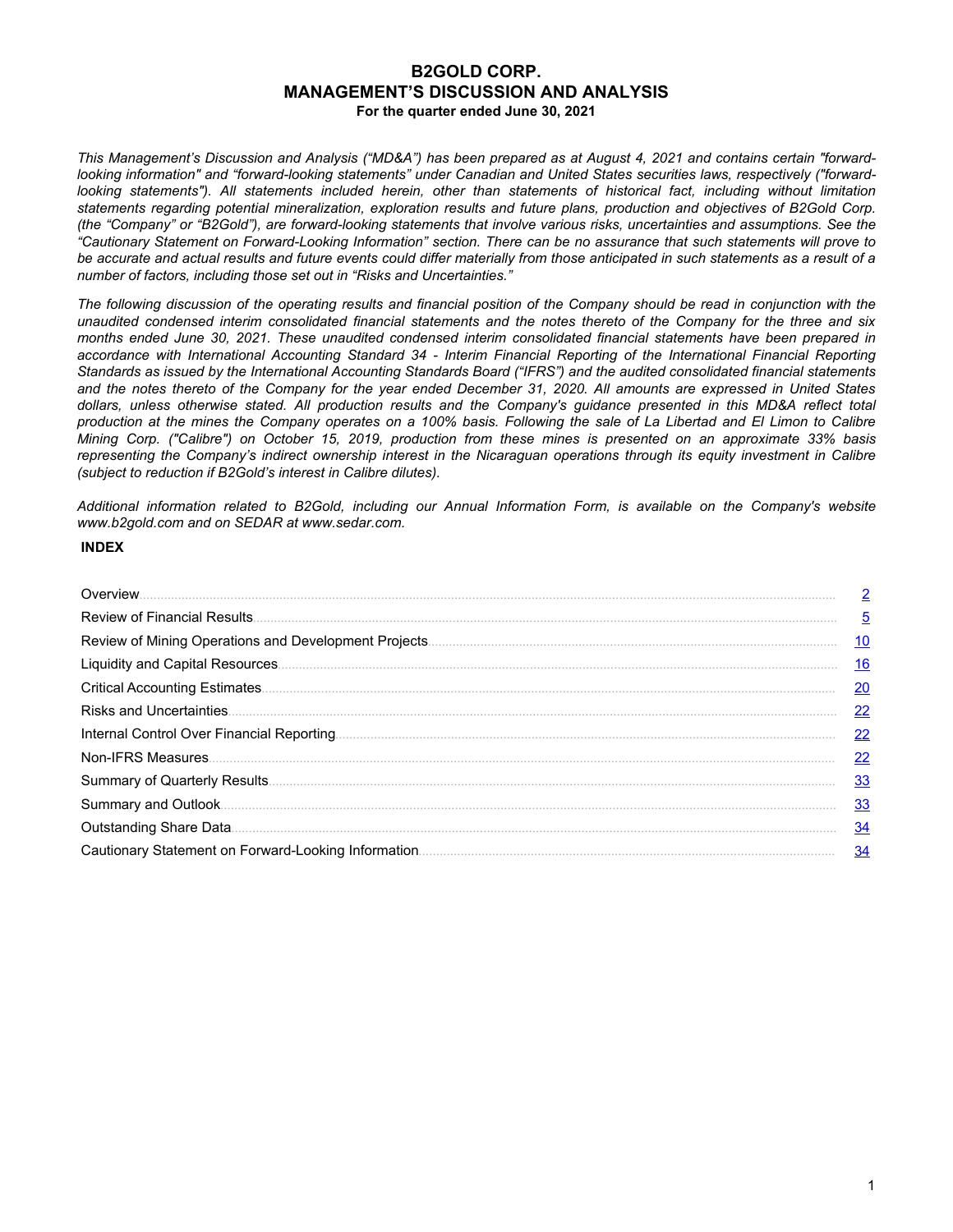# B2GOLD CORP.
# MANAGEMENT'S DISCUSSION AND ANALYSIS
**For the quarter ended June 30, 2021**

*This Management's Discussion and Analysis ("MD&A") has been prepared as at August 4, 2021 and contains certain "forward-looking information" and "forward-looking statements" under Canadian and United States securities laws, respectively ("forward-looking statements"). All statements included herein, other than statements of historical fact, including without limitation statements regarding potential mineralization, exploration results and future plans, production and objectives of B2Gold Corp. (the "Company" or "B2Gold"), are forward-looking statements that involve various risks, uncertainties and assumptions. See the "Cautionary Statement on Forward-Looking Information" section. There can be no assurance that such statements will prove to be accurate and actual results and future events could differ materially from those anticipated in such statements as a result of a number of factors, including those set out in "Risks and Uncertainties."*

*The following discussion of the operating results and financial position of the Company should be read in conjunction with the unaudited condensed interim consolidated financial statements and the notes thereto of the Company for the three and six months ended June 30, 2021. These unaudited condensed interim consolidated financial statements have been prepared in accordance with International Accounting Standard 34 - Interim Financial Reporting of the International Financial Reporting Standards as issued by the International Accounting Standards Board ("IFRS") and the audited consolidated financial statements and the notes thereto of the Company for the year ended December 31, 2020. All amounts are expressed in United States dollars, unless otherwise stated. All production results and the Company's guidance presented in this MD&A reflect total production at the mines the Company operates on a 100% basis. Following the sale of La Libertad and El Limon to Calibre Mining Corp. ("Calibre") on October 15, 2019, production from these mines is presented on an approximate 33% basis representing the Company's indirect ownership interest in the Nicaraguan operations through its equity investment in Calibre (subject to reduction if B2Gold's interest in Calibre dilutes).*

*Additional information related to B2Gold, including our Annual Information Form, is available on the Company's website www.b2gold.com and on SEDAR at www.sedar.com.*

**INDEX**

| | |
|---|---|
| Overview | 2 |
| Review of Financial Results | 5 |
| Review of Mining Operations and Development Projects | 10 |
| Liquidity and Capital Resources | 16 |
| Critical Accounting Estimates | 20 |
| Risks and Uncertainties | 22 |
| Internal Control Over Financial Reporting | 22 |
| Non-IFRS Measures | 22 |
| Summary of Quarterly Results | 33 |
| Summary and Outlook | 33 |
| Outstanding Share Data | 34 |
| Cautionary Statement on Forward-Looking Information | 34 |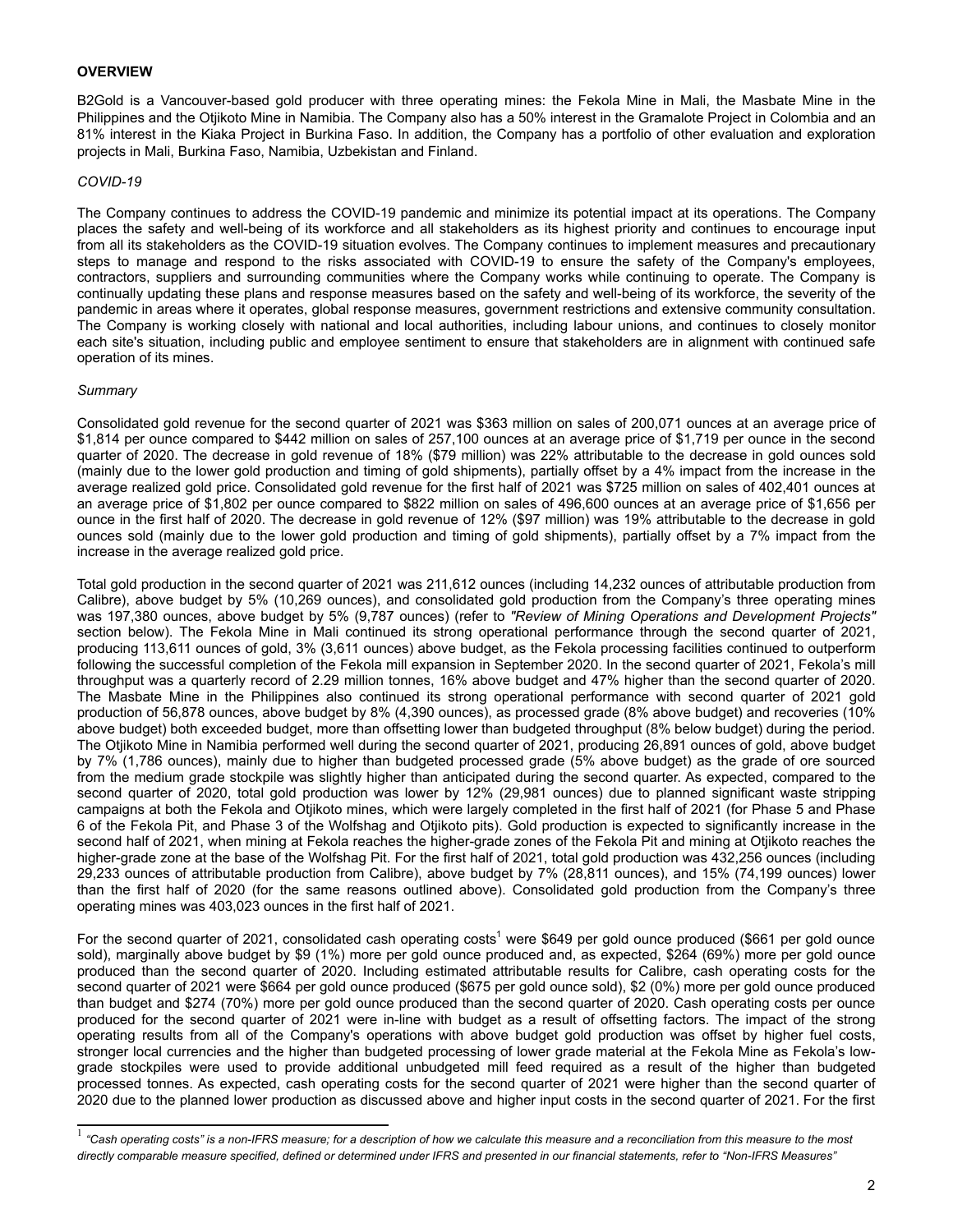## **OVERVIEW**

B2Gold is a Vancouver-based gold producer with three operating mines: the Fekola Mine in Mali, the Masbate Mine in the Philippines and the Otjikoto Mine in Namibia. The Company also has a 50% interest in the Gramalote Project in Colombia and an 81% interest in the Kiaka Project in Burkina Faso. In addition, the Company has a portfolio of other evaluation and exploration projects in Mali, Burkina Faso, Namibia, Uzbekistan and Finland.

*COVID-19*

The Company continues to address the COVID-19 pandemic and minimize its potential impact at its operations. The Company places the safety and well-being of its workforce and all stakeholders as its highest priority and continues to encourage input from all its stakeholders as the COVID-19 situation evolves. The Company continues to implement measures and precautionary steps to manage and respond to the risks associated with COVID-19 to ensure the safety of the Company's employees, contractors, suppliers and surrounding communities where the Company works while continuing to operate. The Company is continually updating these plans and response measures based on the safety and well-being of its workforce, the severity of the pandemic in areas where it operates, global response measures, government restrictions and extensive community consultation. The Company is working closely with national and local authorities, including labour unions, and continues to closely monitor each site's situation, including public and employee sentiment to ensure that stakeholders are in alignment with continued safe operation of its mines.

*Summary*

Consolidated gold revenue for the second quarter of 2021 was $363 million on sales of 200,071 ounces at an average price of $1,814 per ounce compared to $442 million on sales of 257,100 ounces at an average price of $1,719 per ounce in the second quarter of 2020. The decrease in gold revenue of 18% ($79 million) was 22% attributable to the decrease in gold ounces sold (mainly due to the lower gold production and timing of gold shipments), partially offset by a 4% impact from the increase in the average realized gold price. Consolidated gold revenue for the first half of 2021 was $725 million on sales of 402,401 ounces at an average price of $1,802 per ounce compared to $822 million on sales of 496,600 ounces at an average price of $1,656 per ounce in the first half of 2020. The decrease in gold revenue of 12% ($97 million) was 19% attributable to the decrease in gold ounces sold (mainly due to the lower gold production and timing of gold shipments), partially offset by a 7% impact from the increase in the average realized gold price.

Total gold production in the second quarter of 2021 was 211,612 ounces (including 14,232 ounces of attributable production from Calibre), above budget by 5% (10,269 ounces), and consolidated gold production from the Company's three operating mines was 197,380 ounces, above budget by 5% (9,787 ounces) (refer to *"Review of Mining Operations and Development Projects"* section below). The Fekola Mine in Mali continued its strong operational performance through the second quarter of 2021, producing 113,611 ounces of gold, 3% (3,611 ounces) above budget, as the Fekola processing facilities continued to outperform following the successful completion of the Fekola mill expansion in September 2020. In the second quarter of 2021, Fekola's mill throughput was a quarterly record of 2.29 million tonnes, 16% above budget and 47% higher than the second quarter of 2020. The Masbate Mine in the Philippines also continued its strong operational performance with second quarter of 2021 gold production of 56,878 ounces, above budget by 8% (4,390 ounces), as processed grade (8% above budget) and recoveries (10% above budget) both exceeded budget, more than offsetting lower than budgeted throughput (8% below budget) during the period. The Otjikoto Mine in Namibia performed well during the second quarter of 2021, producing 26,891 ounces of gold, above budget by 7% (1,786 ounces), mainly due to higher than budgeted processed grade (5% above budget) as the grade of ore sourced from the medium grade stockpile was slightly higher than anticipated during the second quarter. As expected, compared to the second quarter of 2020, total gold production was lower by 12% (29,981 ounces) due to planned significant waste stripping campaigns at both the Fekola and Otjikoto mines, which were largely completed in the first half of 2021 (for Phase 5 and Phase 6 of the Fekola Pit, and Phase 3 of the Wolfshag and Otjikoto pits). Gold production is expected to significantly increase in the second half of 2021, when mining at Fekola reaches the higher-grade zones of the Fekola Pit and mining at Otjikoto reaches the higher-grade zone at the base of the Wolfshag Pit. For the first half of 2021, total gold production was 432,256 ounces (including 29,233 ounces of attributable production from Calibre), above budget by 7% (28,811 ounces), and 15% (74,199 ounces) lower than the first half of 2020 (for the same reasons outlined above). Consolidated gold production from the Company's three operating mines was 403,023 ounces in the first half of 2021.

For the second quarter of 2021, consolidated cash operating costs[1] were $649 per gold ounce produced ($661 per gold ounce sold), marginally above budget by $9 (1%) more per gold ounce produced and, as expected, $264 (69%) more per gold ounce produced than the second quarter of 2020. Including estimated attributable results for Calibre, cash operating costs for the second quarter of 2021 were $664 per gold ounce produced ($675 per gold ounce sold), $2 (0%) more per gold ounce produced than budget and $274 (70%) more per gold ounce produced than the second quarter of 2020. Cash operating costs per ounce produced for the second quarter of 2021 were in-line with budget as a result of offsetting factors. The impact of the strong operating results from all of the Company's operations with above budget gold production was offset by higher fuel costs, stronger local currencies and the higher than budgeted processing of lower grade material at the Fekola Mine as Fekola's low-grade stockpiles were used to provide additional unbudgeted mill feed required as a result of the higher than budgeted processed tonnes. As expected, cash operating costs for the second quarter of 2021 were higher than the second quarter of 2020 due to the planned lower production as discussed above and higher input costs in the second quarter of 2021. For the first

[1] *"Cash operating costs" is a non-IFRS measure; for a description of how we calculate this measure and a reconciliation from this measure to the most directly comparable measure specified, defined or determined under IFRS and presented in our financial statements, refer to "Non-IFRS Measures"*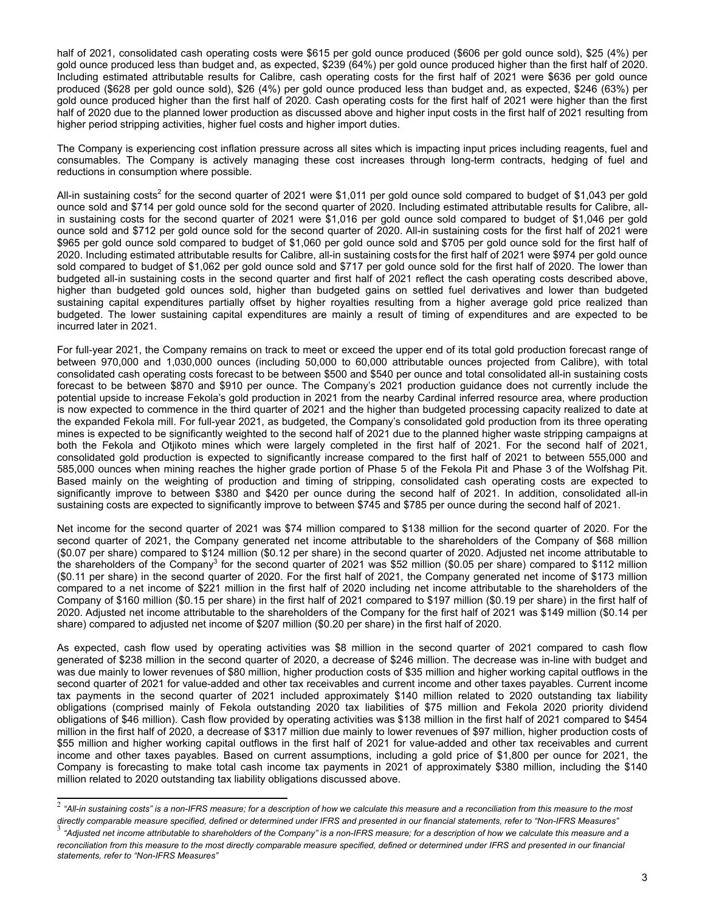half of 2021, consolidated cash operating costs were $615 per gold ounce produced ($606 per gold ounce sold), $25 (4%) per gold ounce produced less than budget and, as expected, $239 (64%) per gold ounce produced higher than the first half of 2020. Including estimated attributable results for Calibre, cash operating costs for the first half of 2021 were $636 per gold ounce produced ($628 per gold ounce sold), $26 (4%) per gold ounce produced less than budget and, as expected, $246 (63%) per gold ounce produced higher than the first half of 2020. Cash operating costs for the first half of 2021 were higher than the first half of 2020 due to the planned lower production as discussed above and higher input costs in the first half of 2021 resulting from higher period stripping activities, higher fuel costs and higher import duties.

The Company is experiencing cost inflation pressure across all sites which is impacting input prices including reagents, fuel and consumables. The Company is actively managing these cost increases through long-term contracts, hedging of fuel and reductions in consumption where possible.

All-in sustaining costs[2] for the second quarter of 2021 were $1,011 per gold ounce sold compared to budget of $1,043 per gold ounce sold and $714 per gold ounce sold for the second quarter of 2020. Including estimated attributable results for Calibre, all-in sustaining costs for the second quarter of 2021 were $1,016 per gold ounce sold compared to budget of $1,046 per gold ounce sold and $712 per gold ounce sold for the second quarter of 2020. All-in sustaining costs for the first half of 2021 were $965 per gold ounce sold compared to budget of $1,060 per gold ounce sold and $705 per gold ounce sold for the first half of 2020. Including estimated attributable results for Calibre, all-in sustaining costs for the first half of 2021 were $974 per gold ounce sold compared to budget of $1,062 per gold ounce sold and $717 per gold ounce sold for the first half of 2020. The lower than budgeted all-in sustaining costs in the second quarter and first half of 2021 reflect the cash operating costs described above, higher than budgeted gold ounces sold, higher than budgeted gains on settled fuel derivatives and lower than budgeted sustaining capital expenditures partially offset by higher royalties resulting from a higher average gold price realized than budgeted. The lower sustaining capital expenditures are mainly a result of timing of expenditures and are expected to be incurred later in 2021.

For full-year 2021, the Company remains on track to meet or exceed the upper end of its total gold production forecast range of between 970,000 and 1,030,000 ounces (including 50,000 to 60,000 attributable ounces projected from Calibre), with total consolidated cash operating costs forecast to be between $500 and $540 per ounce and total consolidated all-in sustaining costs forecast to be between $870 and $910 per ounce. The Company's 2021 production guidance does not currently include the potential upside to increase Fekola's gold production in 2021 from the nearby Cardinal inferred resource area, where production is now expected to commence in the third quarter of 2021 and the higher than budgeted processing capacity realized to date at the expanded Fekola mill. For full-year 2021, as budgeted, the Company's consolidated gold production from its three operating mines is expected to be significantly weighted to the second half of 2021 due to the planned higher waste stripping campaigns at both the Fekola and Otjikoto mines which were largely completed in the first half of 2021. For the second half of 2021, consolidated gold production is expected to significantly increase compared to the first half of 2021 to between 555,000 and 585,000 ounces when mining reaches the higher grade portion of Phase 5 of the Fekola Pit and Phase 3 of the Wolfshag Pit. Based mainly on the weighting of production and timing of stripping, consolidated cash operating costs are expected to significantly improve to between $380 and $420 per ounce during the second half of 2021. In addition, consolidated all-in sustaining costs are expected to significantly improve to between $745 and $785 per ounce during the second half of 2021.

Net income for the second quarter of 2021 was $74 million compared to $138 million for the second quarter of 2020. For the second quarter of 2021, the Company generated net income attributable to the shareholders of the Company of $68 million ($0.07 per share) compared to $124 million ($0.12 per share) in the second quarter of 2020. Adjusted net income attributable to the shareholders of the Company[3] for the second quarter of 2021 was $52 million ($0.05 per share) compared to $112 million ($0.11 per share) in the second quarter of 2020. For the first half of 2021, the Company generated net income of $173 million compared to a net income of $221 million in the first half of 2020 including net income attributable to the shareholders of the Company of $160 million ($0.15 per share) in the first half of 2021 compared to $197 million ($0.19 per share) in the first half of 2020. Adjusted net income attributable to the shareholders of the Company for the first half of 2021 was $149 million ($0.14 per share) compared to adjusted net income of $207 million ($0.20 per share) in the first half of 2020.

As expected, cash flow used by operating activities was $8 million in the second quarter of 2021 compared to cash flow generated of $238 million in the second quarter of 2020, a decrease of $246 million. The decrease was in-line with budget and was due mainly to lower revenues of $80 million, higher production costs of $35 million and higher working capital outflows in the second quarter of 2021 for value-added and other tax receivables and current income and other taxes payables. Current income tax payments in the second quarter of 2021 included approximately $140 million related to 2020 outstanding tax liability obligations (comprised mainly of Fekola outstanding 2020 tax liabilities of $75 million and Fekola 2020 priority dividend obligations of $46 million). Cash flow provided by operating activities was $138 million in the first half of 2021 compared to $454 million in the first half of 2020, a decrease of $317 million due mainly to lower revenues of $97 million, higher production costs of $55 million and higher working capital outflows in the first half of 2021 for value-added and other tax receivables and current income and other taxes payables. Based on current assumptions, including a gold price of $1,800 per ounce for 2021, the Company is forecasting to make total cash income tax payments in 2021 of approximately $380 million, including the $140 million related to 2020 outstanding tax liability obligations discussed above.

---

[2] *"All-in sustaining costs" is a non-IFRS measure; for a description of how we calculate this measure and a reconciliation from this measure to the most directly comparable measure specified, defined or determined under IFRS and presented in our financial statements, refer to "Non-IFRS Measures"*

[3] *"Adjusted net income attributable to shareholders of the Company" is a non-IFRS measure; for a description of how we calculate this measure and a reconciliation from this measure to the most directly comparable measure specified, defined or determined under IFRS and presented in our financial statements, refer to "Non-IFRS Measures"*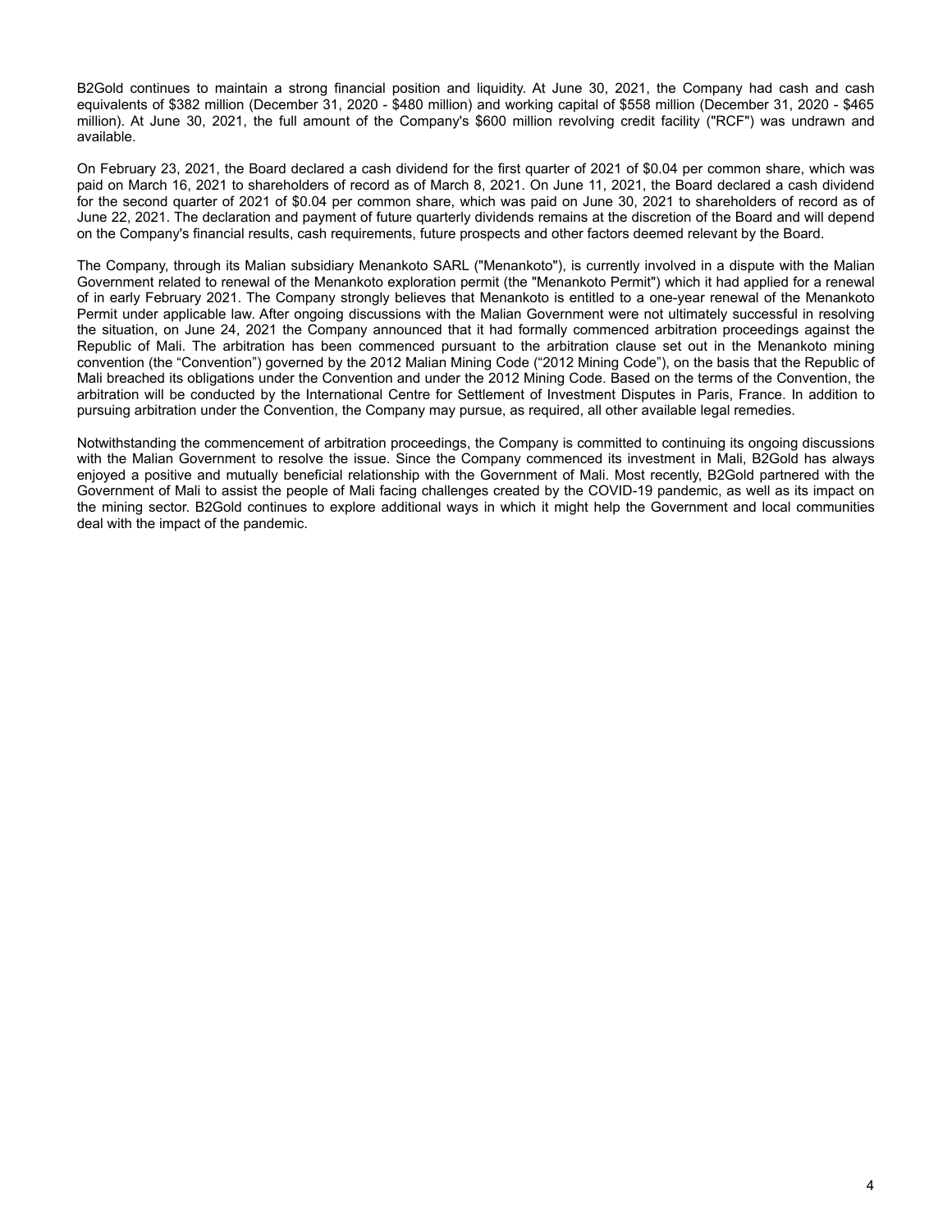B2Gold continues to maintain a strong financial position and liquidity. At June 30, 2021, the Company had cash and cash equivalents of $382 million (December 31, 2020 - $480 million) and working capital of $558 million (December 31, 2020 - $465 million). At June 30, 2021, the full amount of the Company's $600 million revolving credit facility ("RCF") was undrawn and available.

On February 23, 2021, the Board declared a cash dividend for the first quarter of 2021 of $0.04 per common share, which was paid on March 16, 2021 to shareholders of record as of March 8, 2021. On June 11, 2021, the Board declared a cash dividend for the second quarter of 2021 of $0.04 per common share, which was paid on June 30, 2021 to shareholders of record as of June 22, 2021. The declaration and payment of future quarterly dividends remains at the discretion of the Board and will depend on the Company's financial results, cash requirements, future prospects and other factors deemed relevant by the Board.

The Company, through its Malian subsidiary Menankoto SARL ("Menankoto"), is currently involved in a dispute with the Malian Government related to renewal of the Menankoto exploration permit (the "Menankoto Permit") which it had applied for a renewal of in early February 2021. The Company strongly believes that Menankoto is entitled to a one-year renewal of the Menankoto Permit under applicable law. After ongoing discussions with the Malian Government were not ultimately successful in resolving the situation, on June 24, 2021 the Company announced that it had formally commenced arbitration proceedings against the Republic of Mali. The arbitration has been commenced pursuant to the arbitration clause set out in the Menankoto mining convention (the "Convention") governed by the 2012 Malian Mining Code ("2012 Mining Code"), on the basis that the Republic of Mali breached its obligations under the Convention and under the 2012 Mining Code. Based on the terms of the Convention, the arbitration will be conducted by the International Centre for Settlement of Investment Disputes in Paris, France. In addition to pursuing arbitration under the Convention, the Company may pursue, as required, all other available legal remedies.

Notwithstanding the commencement of arbitration proceedings, the Company is committed to continuing its ongoing discussions with the Malian Government to resolve the issue. Since the Company commenced its investment in Mali, B2Gold has always enjoyed a positive and mutually beneficial relationship with the Government of Mali. Most recently, B2Gold partnered with the Government of Mali to assist the people of Mali facing challenges created by the COVID-19 pandemic, as well as its impact on the mining sector. B2Gold continues to explore additional ways in which it might help the Government and local communities deal with the impact of the pandemic.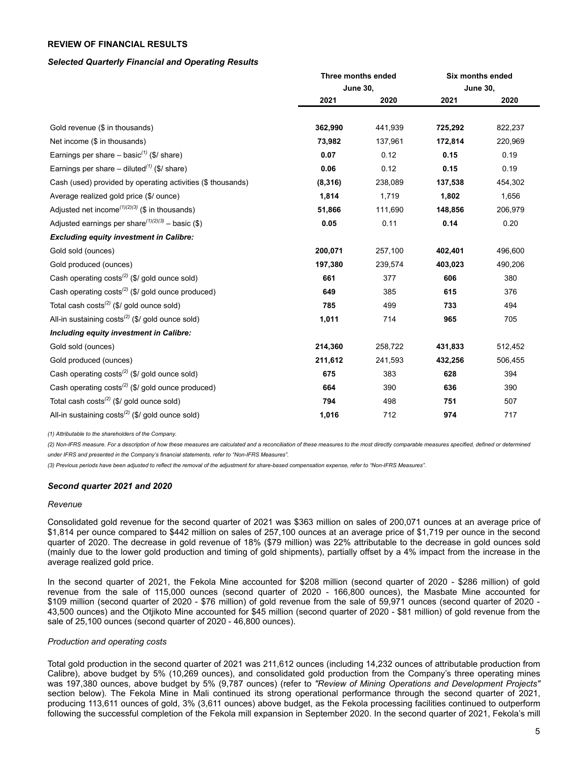## REVIEW OF FINANCIAL RESULTS

### *Selected Quarterly Financial and Operating Results*

| | Three months ended June 30, | | Six months ended June 30, | |
|---|---|---|---|---|
| | **2021** | **2020** | **2021** | **2020** |
| Gold revenue ($ in thousands) | **362,990** | 441,939 | **725,292** | 822,237 |
| Net income ($ in thousands) | **73,982** | 137,961 | **172,814** | 220,969 |
| Earnings per share – basic[(1)] ($/ share) | **0.07** | 0.12 | **0.15** | 0.19 |
| Earnings per share – diluted[(1)] ($/ share) | **0.06** | 0.12 | **0.15** | 0.19 |
| Cash (used) provided by operating activities ($ thousands) | **(8,316)** | 238,089 | **137,538** | 454,302 |
| Average realized gold price ($/ ounce) | **1,814** | 1,719 | **1,802** | 1,656 |
| Adjusted net income[(1)(2)(3)] ($ in thousands) | **51,866** | 111,690 | **148,856** | 206,979 |
| Adjusted earnings per share[(1)(2)(3)] – basic ($) | **0.05** | 0.11 | **0.14** | 0.20 |
| ***Excluding equity investment in Calibre:*** | | | | |
| Gold sold (ounces) | **200,071** | 257,100 | **402,401** | 496,600 |
| Gold produced (ounces) | **197,380** | 239,574 | **403,023** | 490,206 |
| Cash operating costs[(2)] ($/ gold ounce sold) | **661** | 377 | **606** | 380 |
| Cash operating costs[(2)] ($/ gold ounce produced) | **649** | 385 | **615** | 376 |
| Total cash costs[(2)] ($/ gold ounce sold) | **785** | 499 | **733** | 494 |
| All-in sustaining costs[(2)] ($/ gold ounce sold) | **1,011** | 714 | **965** | 705 |
| ***Including equity investment in Calibre:*** | | | | |
| Gold sold (ounces) | **214,360** | 258,722 | **431,833** | 512,452 |
| Gold produced (ounces) | **211,612** | 241,593 | **432,256** | 506,455 |
| Cash operating costs[(2)] ($/ gold ounce sold) | **675** | 383 | **628** | 394 |
| Cash operating costs[(2)] ($/ gold ounce produced) | **664** | 390 | **636** | 390 |
| Total cash costs[(2)] ($/ gold ounce sold) | **794** | 498 | **751** | 507 |
| All-in sustaining costs[(2)] ($/ gold ounce sold) | **1,016** | 712 | **974** | 717 |

*(1) Attributable to the shareholders of the Company.*

*(2) Non-IFRS measure. For a description of how these measures are calculated and a reconciliation of these measures to the most directly comparable measures specified, defined or determined under IFRS and presented in the Company's financial statements, refer to "Non-IFRS Measures".*

*(3) Previous periods have been adjusted to reflect the removal of the adjustment for share-based compensation expense, refer to "Non-IFRS Measures".*

### *Second quarter 2021 and 2020*

*Revenue*

Consolidated gold revenue for the second quarter of 2021 was $363 million on sales of 200,071 ounces at an average price of $1,814 per ounce compared to $442 million on sales of 257,100 ounces at an average price of $1,719 per ounce in the second quarter of 2020. The decrease in gold revenue of 18% ($79 million) was 22% attributable to the decrease in gold ounces sold (mainly due to the lower gold production and timing of gold shipments), partially offset by a 4% impact from the increase in the average realized gold price.

In the second quarter of 2021, the Fekola Mine accounted for $208 million (second quarter of 2020 - $286 million) of gold revenue from the sale of 115,000 ounces (second quarter of 2020 - 166,800 ounces), the Masbate Mine accounted for $109 million (second quarter of 2020 - $76 million) of gold revenue from the sale of 59,971 ounces (second quarter of 2020 - 43,500 ounces) and the Otjikoto Mine accounted for $45 million (second quarter of 2020 - $81 million) of gold revenue from the sale of 25,100 ounces (second quarter of 2020 - 46,800 ounces).

*Production and operating costs*

Total gold production in the second quarter of 2021 was 211,612 ounces (including 14,232 ounces of attributable production from Calibre), above budget by 5% (10,269 ounces), and consolidated gold production from the Company's three operating mines was 197,380 ounces, above budget by 5% (9,787 ounces) (refer to *"Review of Mining Operations and Development Projects"* section below). The Fekola Mine in Mali continued its strong operational performance through the second quarter of 2021, producing 113,611 ounces of gold, 3% (3,611 ounces) above budget, as the Fekola processing facilities continued to outperform following the successful completion of the Fekola mill expansion in September 2020. In the second quarter of 2021, Fekola's mill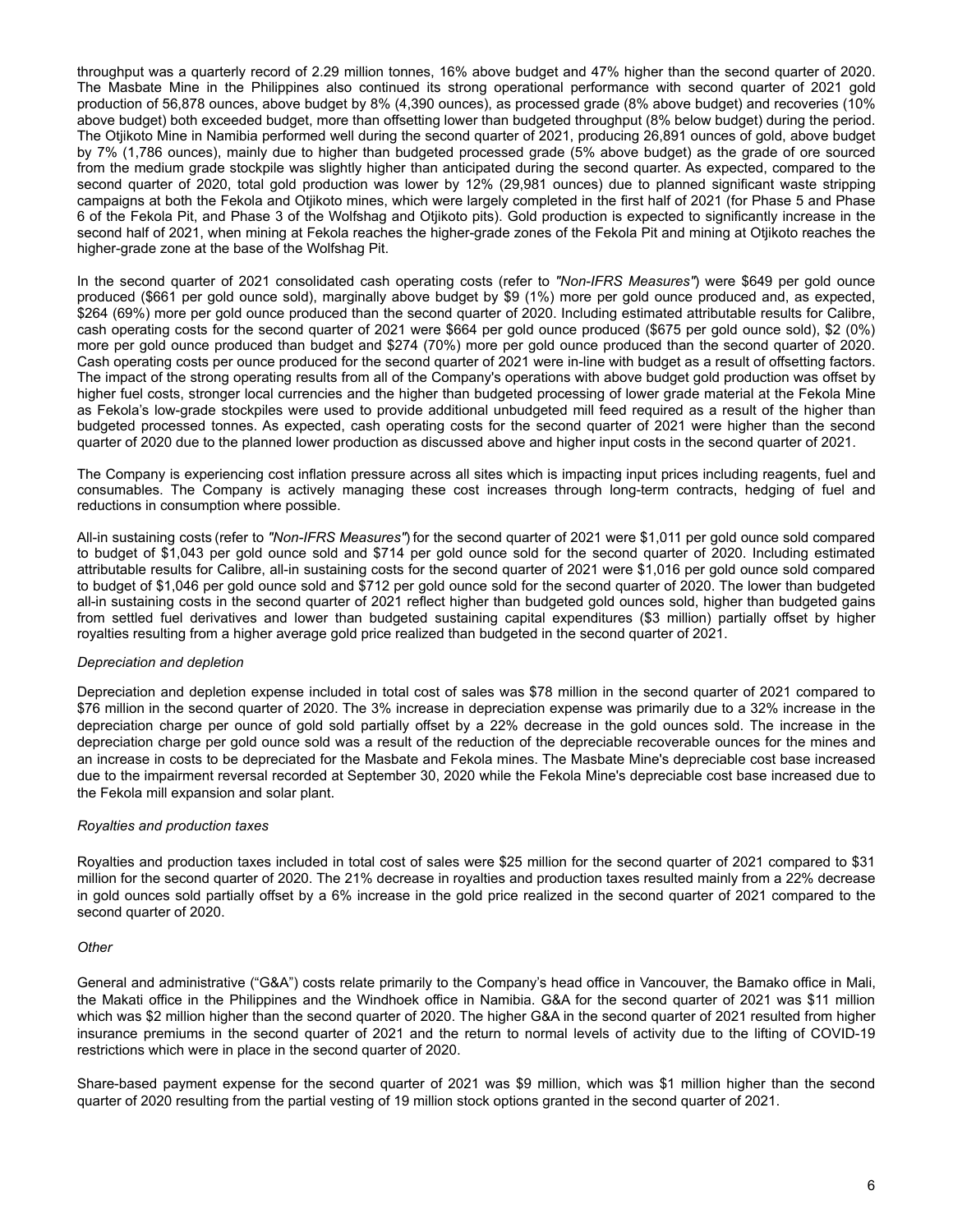throughput was a quarterly record of 2.29 million tonnes, 16% above budget and 47% higher than the second quarter of 2020. The Masbate Mine in the Philippines also continued its strong operational performance with second quarter of 2021 gold production of 56,878 ounces, above budget by 8% (4,390 ounces), as processed grade (8% above budget) and recoveries (10% above budget) both exceeded budget, more than offsetting lower than budgeted throughput (8% below budget) during the period. The Otjikoto Mine in Namibia performed well during the second quarter of 2021, producing 26,891 ounces of gold, above budget by 7% (1,786 ounces), mainly due to higher than budgeted processed grade (5% above budget) as the grade of ore sourced from the medium grade stockpile was slightly higher than anticipated during the second quarter. As expected, compared to the second quarter of 2020, total gold production was lower by 12% (29,981 ounces) due to planned significant waste stripping campaigns at both the Fekola and Otjikoto mines, which were largely completed in the first half of 2021 (for Phase 5 and Phase 6 of the Fekola Pit, and Phase 3 of the Wolfshag and Otjikoto pits). Gold production is expected to significantly increase in the second half of 2021, when mining at Fekola reaches the higher-grade zones of the Fekola Pit and mining at Otjikoto reaches the higher-grade zone at the base of the Wolfshag Pit.

In the second quarter of 2021 consolidated cash operating costs (refer to *"Non-IFRS Measures"*) were $649 per gold ounce produced ($661 per gold ounce sold), marginally above budget by $9 (1%) more per gold ounce produced and, as expected, $264 (69%) more per gold ounce produced than the second quarter of 2020. Including estimated attributable results for Calibre, cash operating costs for the second quarter of 2021 were $664 per gold ounce produced ($675 per gold ounce sold), $2 (0%) more per gold ounce produced than budget and $274 (70%) more per gold ounce produced than the second quarter of 2020. Cash operating costs per ounce produced for the second quarter of 2021 were in-line with budget as a result of offsetting factors. The impact of the strong operating results from all of the Company's operations with above budget gold production was offset by higher fuel costs, stronger local currencies and the higher than budgeted processing of lower grade material at the Fekola Mine as Fekola's low-grade stockpiles were used to provide additional unbudgeted mill feed required as a result of the higher than budgeted processed tonnes. As expected, cash operating costs for the second quarter of 2021 were higher than the second quarter of 2020 due to the planned lower production as discussed above and higher input costs in the second quarter of 2021.

The Company is experiencing cost inflation pressure across all sites which is impacting input prices including reagents, fuel and consumables. The Company is actively managing these cost increases through long-term contracts, hedging of fuel and reductions in consumption where possible.

All-in sustaining costs (refer to *"Non-IFRS Measures"*) for the second quarter of 2021 were $1,011 per gold ounce sold compared to budget of $1,043 per gold ounce sold and $714 per gold ounce sold for the second quarter of 2020. Including estimated attributable results for Calibre, all-in sustaining costs for the second quarter of 2021 were $1,016 per gold ounce sold compared to budget of $1,046 per gold ounce sold and $712 per gold ounce sold for the second quarter of 2020. The lower than budgeted all-in sustaining costs in the second quarter of 2021 reflect higher than budgeted gold ounces sold, higher than budgeted gains from settled fuel derivatives and lower than budgeted sustaining capital expenditures ($3 million) partially offset by higher royalties resulting from a higher average gold price realized than budgeted in the second quarter of 2021.

*Depreciation and depletion*

Depreciation and depletion expense included in total cost of sales was $78 million in the second quarter of 2021 compared to $76 million in the second quarter of 2020. The 3% increase in depreciation expense was primarily due to a 32% increase in the depreciation charge per ounce of gold sold partially offset by a 22% decrease in the gold ounces sold. The increase in the depreciation charge per gold ounce sold was a result of the reduction of the depreciable recoverable ounces for the mines and an increase in costs to be depreciated for the Masbate and Fekola mines. The Masbate Mine's depreciable cost base increased due to the impairment reversal recorded at September 30, 2020 while the Fekola Mine's depreciable cost base increased due to the Fekola mill expansion and solar plant.

*Royalties and production taxes*

Royalties and production taxes included in total cost of sales were $25 million for the second quarter of 2021 compared to $31 million for the second quarter of 2020. The 21% decrease in royalties and production taxes resulted mainly from a 22% decrease in gold ounces sold partially offset by a 6% increase in the gold price realized in the second quarter of 2021 compared to the second quarter of 2020.

*Other*

General and administrative ("G&A") costs relate primarily to the Company's head office in Vancouver, the Bamako office in Mali, the Makati office in the Philippines and the Windhoek office in Namibia. G&A for the second quarter of 2021 was $11 million which was $2 million higher than the second quarter of 2020. The higher G&A in the second quarter of 2021 resulted from higher insurance premiums in the second quarter of 2021 and the return to normal levels of activity due to the lifting of COVID-19 restrictions which were in place in the second quarter of 2020.

Share-based payment expense for the second quarter of 2021 was $9 million, which was $1 million higher than the second quarter of 2020 resulting from the partial vesting of 19 million stock options granted in the second quarter of 2021.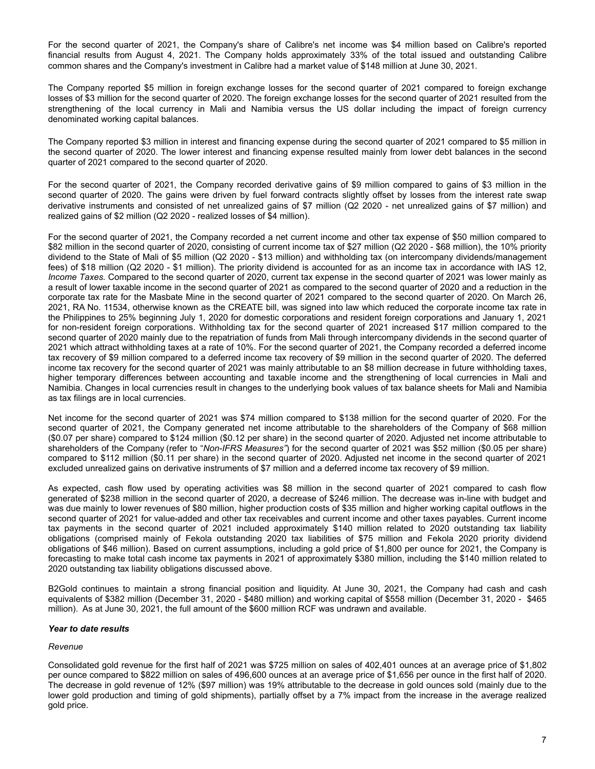For the second quarter of 2021, the Company's share of Calibre's net income was $4 million based on Calibre's reported financial results from August 4, 2021. The Company holds approximately 33% of the total issued and outstanding Calibre common shares and the Company's investment in Calibre had a market value of $148 million at June 30, 2021.

The Company reported $5 million in foreign exchange losses for the second quarter of 2021 compared to foreign exchange losses of $3 million for the second quarter of 2020. The foreign exchange losses for the second quarter of 2021 resulted from the strengthening of the local currency in Mali and Namibia versus the US dollar including the impact of foreign currency denominated working capital balances.

The Company reported $3 million in interest and financing expense during the second quarter of 2021 compared to $5 million in the second quarter of 2020. The lower interest and financing expense resulted mainly from lower debt balances in the second quarter of 2021 compared to the second quarter of 2020.

For the second quarter of 2021, the Company recorded derivative gains of $9 million compared to gains of $3 million in the second quarter of 2020. The gains were driven by fuel forward contracts slightly offset by losses from the interest rate swap derivative instruments and consisted of net unrealized gains of $7 million (Q2 2020 - net unrealized gains of $7 million) and realized gains of $2 million (Q2 2020 - realized losses of $4 million).

For the second quarter of 2021, the Company recorded a net current income and other tax expense of $50 million compared to $82 million in the second quarter of 2020, consisting of current income tax of $27 million (Q2 2020 - $68 million), the 10% priority dividend to the State of Mali of $5 million (Q2 2020 - $13 million) and withholding tax (on intercompany dividends/management fees) of $18 million (Q2 2020 - $1 million). The priority dividend is accounted for as an income tax in accordance with IAS 12, *Income Taxes*. Compared to the second quarter of 2020, current tax expense in the second quarter of 2021 was lower mainly as a result of lower taxable income in the second quarter of 2021 as compared to the second quarter of 2020 and a reduction in the corporate tax rate for the Masbate Mine in the second quarter of 2021 compared to the second quarter of 2020. On March 26, 2021, RA No. 11534, otherwise known as the CREATE bill, was signed into law which reduced the corporate income tax rate in the Philippines to 25% beginning July 1, 2020 for domestic corporations and resident foreign corporations and January 1, 2021 for non-resident foreign corporations. Withholding tax for the second quarter of 2021 increased $17 million compared to the second quarter of 2020 mainly due to the repatriation of funds from Mali through intercompany dividends in the second quarter of 2021 which attract withholding taxes at a rate of 10%. For the second quarter of 2021, the Company recorded a deferred income tax recovery of $9 million compared to a deferred income tax recovery of $9 million in the second quarter of 2020. The deferred income tax recovery for the second quarter of 2021 was mainly attributable to an $8 million decrease in future withholding taxes, higher temporary differences between accounting and taxable income and the strengthening of local currencies in Mali and Namibia. Changes in local currencies result in changes to the underlying book values of tax balance sheets for Mali and Namibia as tax filings are in local currencies.

Net income for the second quarter of 2021 was $74 million compared to $138 million for the second quarter of 2020. For the second quarter of 2021, the Company generated net income attributable to the shareholders of the Company of $68 million ($0.07 per share) compared to $124 million ($0.12 per share) in the second quarter of 2020. Adjusted net income attributable to shareholders of the Company (refer to "*Non-IFRS Measures"*) for the second quarter of 2021 was $52 million ($0.05 per share) compared to $112 million ($0.11 per share) in the second quarter of 2020. Adjusted net income in the second quarter of 2021 excluded unrealized gains on derivative instruments of $7 million and a deferred income tax recovery of $9 million.

As expected, cash flow used by operating activities was $8 million in the second quarter of 2021 compared to cash flow generated of $238 million in the second quarter of 2020, a decrease of $246 million. The decrease was in-line with budget and was due mainly to lower revenues of $80 million, higher production costs of $35 million and higher working capital outflows in the second quarter of 2021 for value-added and other tax receivables and current income and other taxes payables. Current income tax payments in the second quarter of 2021 included approximately $140 million related to 2020 outstanding tax liability obligations (comprised mainly of Fekola outstanding 2020 tax liabilities of $75 million and Fekola 2020 priority dividend obligations of $46 million). Based on current assumptions, including a gold price of $1,800 per ounce for 2021, the Company is forecasting to make total cash income tax payments in 2021 of approximately $380 million, including the $140 million related to 2020 outstanding tax liability obligations discussed above.

B2Gold continues to maintain a strong financial position and liquidity. At June 30, 2021, the Company had cash and cash equivalents of $382 million (December 31, 2020 - $480 million) and working capital of $558 million (December 31, 2020 - $465 million). As at June 30, 2021, the full amount of the $600 million RCF was undrawn and available.

### *Year to date results*

*Revenue*

Consolidated gold revenue for the first half of 2021 was $725 million on sales of 402,401 ounces at an average price of $1,802 per ounce compared to $822 million on sales of 496,600 ounces at an average price of $1,656 per ounce in the first half of 2020. The decrease in gold revenue of 12% ($97 million) was 19% attributable to the decrease in gold ounces sold (mainly due to the lower gold production and timing of gold shipments), partially offset by a 7% impact from the increase in the average realized gold price.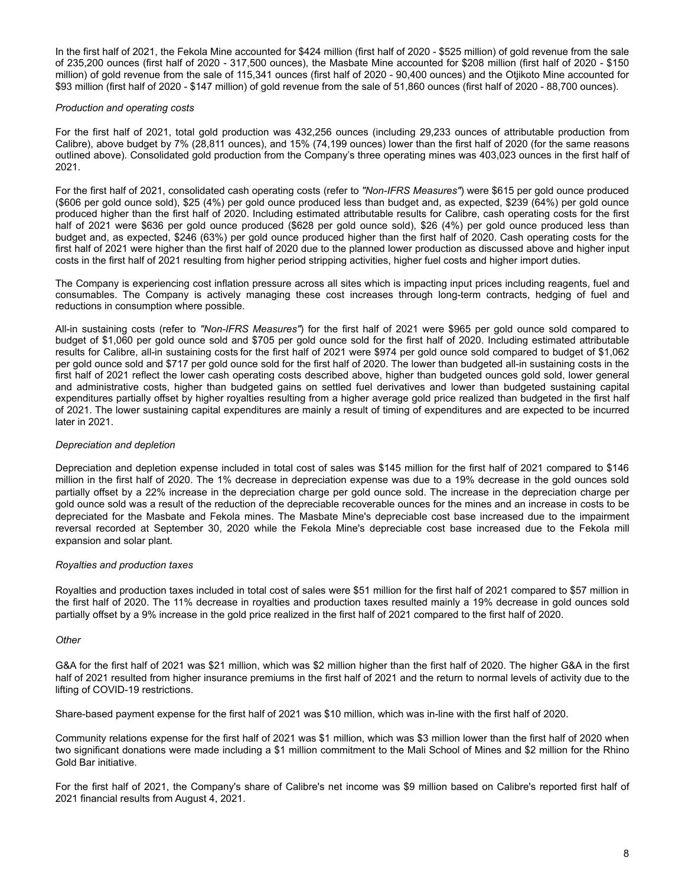In the first half of 2021, the Fekola Mine accounted for $424 million (first half of 2020 - $525 million) of gold revenue from the sale of 235,200 ounces (first half of 2020 - 317,500 ounces), the Masbate Mine accounted for $208 million (first half of 2020 - $150 million) of gold revenue from the sale of 115,341 ounces (first half of 2020 - 90,400 ounces) and the Otjikoto Mine accounted for $93 million (first half of 2020 - $147 million) of gold revenue from the sale of 51,860 ounces (first half of 2020 - 88,700 ounces).

*Production and operating costs*

For the first half of 2021, total gold production was 432,256 ounces (including 29,233 ounces of attributable production from Calibre), above budget by 7% (28,811 ounces), and 15% (74,199 ounces) lower than the first half of 2020 (for the same reasons outlined above). Consolidated gold production from the Company's three operating mines was 403,023 ounces in the first half of 2021.

For the first half of 2021, consolidated cash operating costs (refer to *"Non-IFRS Measures"*) were $615 per gold ounce produced ($606 per gold ounce sold), $25 (4%) per gold ounce produced less than budget and, as expected, $239 (64%) per gold ounce produced higher than the first half of 2020. Including estimated attributable results for Calibre, cash operating costs for the first half of 2021 were $636 per gold ounce produced ($628 per gold ounce sold), $26 (4%) per gold ounce produced less than budget and, as expected, $246 (63%) per gold ounce produced higher than the first half of 2020. Cash operating costs for the first half of 2021 were higher than the first half of 2020 due to the planned lower production as discussed above and higher input costs in the first half of 2021 resulting from higher period stripping activities, higher fuel costs and higher import duties.

The Company is experiencing cost inflation pressure across all sites which is impacting input prices including reagents, fuel and consumables. The Company is actively managing these cost increases through long-term contracts, hedging of fuel and reductions in consumption where possible.

All-in sustaining costs (refer to *"Non-IFRS Measures"*) for the first half of 2021 were $965 per gold ounce sold compared to budget of $1,060 per gold ounce sold and $705 per gold ounce sold for the first half of 2020. Including estimated attributable results for Calibre, all-in sustaining costs for the first half of 2021 were $974 per gold ounce sold compared to budget of $1,062 per gold ounce sold and $717 per gold ounce sold for the first half of 2020. The lower than budgeted all-in sustaining costs in the first half of 2021 reflect the lower cash operating costs described above, higher than budgeted ounces gold sold, lower general and administrative costs, higher than budgeted gains on settled fuel derivatives and lower than budgeted sustaining capital expenditures partially offset by higher royalties resulting from a higher average gold price realized than budgeted in the first half of 2021. The lower sustaining capital expenditures are mainly a result of timing of expenditures and are expected to be incurred later in 2021.

*Depreciation and depletion*

Depreciation and depletion expense included in total cost of sales was $145 million for the first half of 2021 compared to $146 million in the first half of 2020. The 1% decrease in depreciation expense was due to a 19% decrease in the gold ounces sold partially offset by a 22% increase in the depreciation charge per gold ounce sold. The increase in the depreciation charge per gold ounce sold was a result of the reduction of the depreciable recoverable ounces for the mines and an increase in costs to be depreciated for the Masbate and Fekola mines. The Masbate Mine's depreciable cost base increased due to the impairment reversal recorded at September 30, 2020 while the Fekola Mine's depreciable cost base increased due to the Fekola mill expansion and solar plant.

*Royalties and production taxes*

Royalties and production taxes included in total cost of sales were $51 million for the first half of 2021 compared to $57 million in the first half of 2020. The 11% decrease in royalties and production taxes resulted mainly a 19% decrease in gold ounces sold partially offset by a 9% increase in the gold price realized in the first half of 2021 compared to the first half of 2020.

*Other*

G&A for the first half of 2021 was $21 million, which was $2 million higher than the first half of 2020. The higher G&A in the first half of 2021 resulted from higher insurance premiums in the first half of 2021 and the return to normal levels of activity due to the lifting of COVID-19 restrictions.

Share-based payment expense for the first half of 2021 was $10 million, which was in-line with the first half of 2020.

Community relations expense for the first half of 2021 was $1 million, which was $3 million lower than the first half of 2020 when two significant donations were made including a $1 million commitment to the Mali School of Mines and $2 million for the Rhino Gold Bar initiative.

For the first half of 2021, the Company's share of Calibre's net income was $9 million based on Calibre's reported first half of 2021 financial results from August 4, 2021.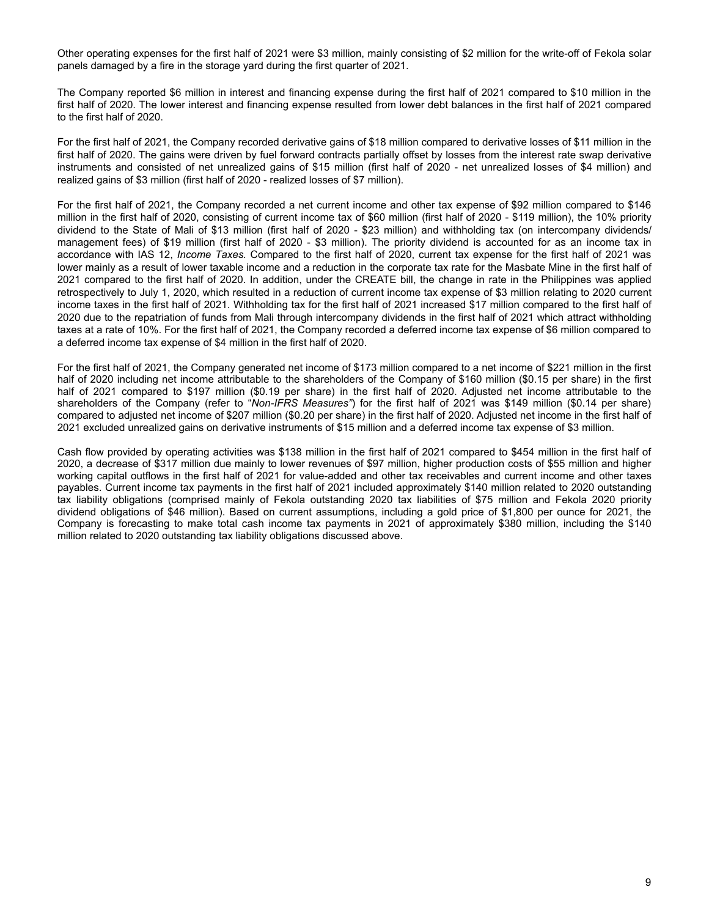Other operating expenses for the first half of 2021 were $3 million, mainly consisting of $2 million for the write-off of Fekola solar panels damaged by a fire in the storage yard during the first quarter of 2021.

The Company reported $6 million in interest and financing expense during the first half of 2021 compared to $10 million in the first half of 2020. The lower interest and financing expense resulted from lower debt balances in the first half of 2021 compared to the first half of 2020.

For the first half of 2021, the Company recorded derivative gains of $18 million compared to derivative losses of $11 million in the first half of 2020. The gains were driven by fuel forward contracts partially offset by losses from the interest rate swap derivative instruments and consisted of net unrealized gains of $15 million (first half of 2020 - net unrealized losses of $4 million) and realized gains of $3 million (first half of 2020 - realized losses of $7 million).

For the first half of 2021, the Company recorded a net current income and other tax expense of $92 million compared to $146 million in the first half of 2020, consisting of current income tax of $60 million (first half of 2020 - $119 million), the 10% priority dividend to the State of Mali of $13 million (first half of 2020 - $23 million) and withholding tax (on intercompany dividends/ management fees) of $19 million (first half of 2020 - $3 million). The priority dividend is accounted for as an income tax in accordance with IAS 12, *Income Taxes.* Compared to the first half of 2020, current tax expense for the first half of 2021 was lower mainly as a result of lower taxable income and a reduction in the corporate tax rate for the Masbate Mine in the first half of 2021 compared to the first half of 2020. In addition, under the CREATE bill, the change in rate in the Philippines was applied retrospectively to July 1, 2020, which resulted in a reduction of current income tax expense of $3 million relating to 2020 current income taxes in the first half of 2021. Withholding tax for the first half of 2021 increased $17 million compared to the first half of 2020 due to the repatriation of funds from Mali through intercompany dividends in the first half of 2021 which attract withholding taxes at a rate of 10%. For the first half of 2021, the Company recorded a deferred income tax expense of $6 million compared to a deferred income tax expense of $4 million in the first half of 2020.

For the first half of 2021, the Company generated net income of $173 million compared to a net income of $221 million in the first half of 2020 including net income attributable to the shareholders of the Company of $160 million ($0.15 per share) in the first half of 2021 compared to $197 million ($0.19 per share) in the first half of 2020. Adjusted net income attributable to the shareholders of the Company (refer to "*Non-IFRS Measures"*) for the first half of 2021 was $149 million ($0.14 per share) compared to adjusted net income of $207 million ($0.20 per share) in the first half of 2020. Adjusted net income in the first half of 2021 excluded unrealized gains on derivative instruments of $15 million and a deferred income tax expense of $3 million.

Cash flow provided by operating activities was $138 million in the first half of 2021 compared to $454 million in the first half of 2020, a decrease of $317 million due mainly to lower revenues of $97 million, higher production costs of $55 million and higher working capital outflows in the first half of 2021 for value-added and other tax receivables and current income and other taxes payables. Current income tax payments in the first half of 2021 included approximately $140 million related to 2020 outstanding tax liability obligations (comprised mainly of Fekola outstanding 2020 tax liabilities of $75 million and Fekola 2020 priority dividend obligations of $46 million). Based on current assumptions, including a gold price of $1,800 per ounce for 2021, the Company is forecasting to make total cash income tax payments in 2021 of approximately $380 million, including the $140 million related to 2020 outstanding tax liability obligations discussed above.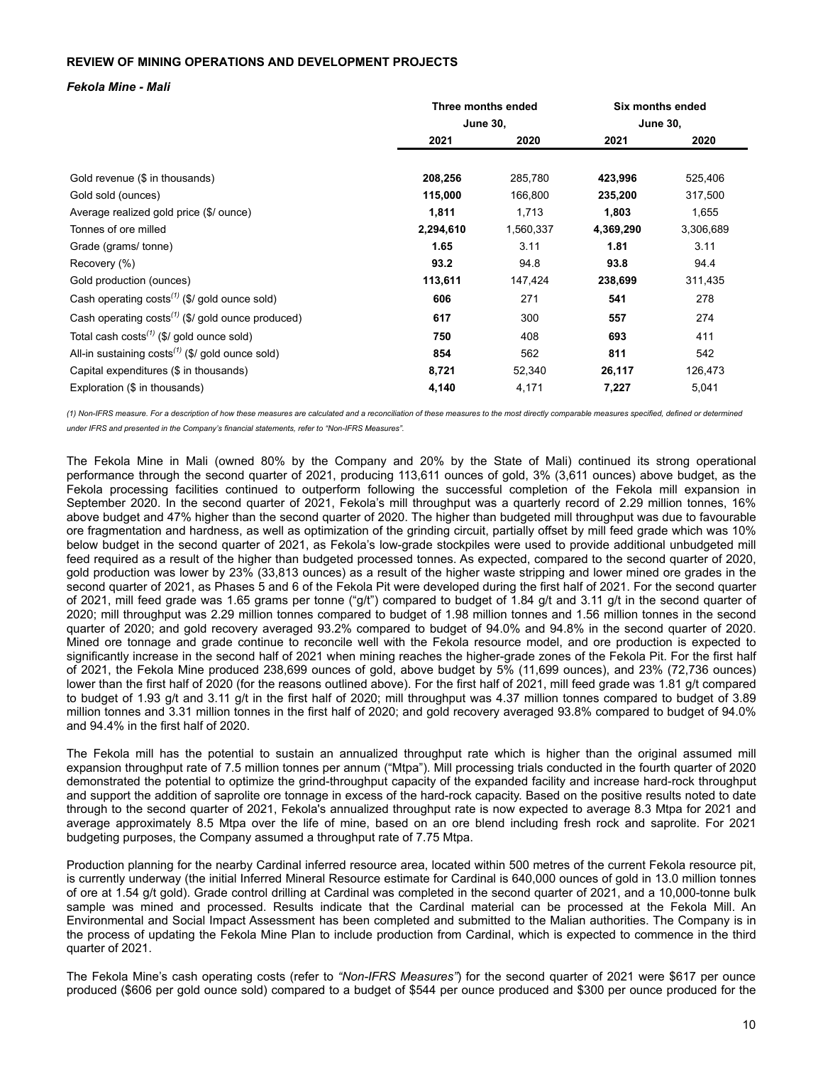**REVIEW OF MINING OPERATIONS AND DEVELOPMENT PROJECTS**

***Fekola Mine - Mali***

| | Three months ended June 30, | | Six months ended June 30, | |
|---|---|---|---|---|
| | **2021** | **2020** | **2021** | **2020** |
| Gold revenue ($ in thousands) | **208,256** | 285,780 | **423,996** | 525,406 |
| Gold sold (ounces) | **115,000** | 166,800 | **235,200** | 317,500 |
| Average realized gold price ($/ ounce) | **1,811** | 1,713 | **1,803** | 1,655 |
| Tonnes of ore milled | **2,294,610** | 1,560,337 | **4,369,290** | 3,306,689 |
| Grade (grams/ tonne) | **1.65** | 3.11 | **1.81** | 3.11 |
| Recovery (%) | **93.2** | 94.8 | **93.8** | 94.4 |
| Gold production (ounces) | **113,611** | 147,424 | **238,699** | 311,435 |
| Cash operating costs(1) ($/ gold ounce sold) | **606** | 271 | **541** | 278 |
| Cash operating costs(1) ($/ gold ounce produced) | **617** | 300 | **557** | 274 |
| Total cash costs(1) ($/ gold ounce sold) | **750** | 408 | **693** | 411 |
| All-in sustaining costs(1) ($/ gold ounce sold) | **854** | 562 | **811** | 542 |
| Capital expenditures ($ in thousands) | **8,721** | 52,340 | **26,117** | 126,473 |
| Exploration ($ in thousands) | **4,140** | 4,171 | **7,227** | 5,041 |

*(1) Non-IFRS measure. For a description of how these measures are calculated and a reconciliation of these measures to the most directly comparable measures specified, defined or determined under IFRS and presented in the Company's financial statements, refer to "Non-IFRS Measures".*

The Fekola Mine in Mali (owned 80% by the Company and 20% by the State of Mali) continued its strong operational performance through the second quarter of 2021, producing 113,611 ounces of gold, 3% (3,611 ounces) above budget, as the Fekola processing facilities continued to outperform following the successful completion of the Fekola mill expansion in September 2020. In the second quarter of 2021, Fekola's mill throughput was a quarterly record of 2.29 million tonnes, 16% above budget and 47% higher than the second quarter of 2020. The higher than budgeted mill throughput was due to favourable ore fragmentation and hardness, as well as optimization of the grinding circuit, partially offset by mill feed grade which was 10% below budget in the second quarter of 2021, as Fekola's low-grade stockpiles were used to provide additional unbudgeted mill feed required as a result of the higher than budgeted processed tonnes. As expected, compared to the second quarter of 2020, gold production was lower by 23% (33,813 ounces) as a result of the higher waste stripping and lower mined ore grades in the second quarter of 2021, as Phases 5 and 6 of the Fekola Pit were developed during the first half of 2021. For the second quarter of 2021, mill feed grade was 1.65 grams per tonne ("g/t") compared to budget of 1.84 g/t and 3.11 g/t in the second quarter of 2020; mill throughput was 2.29 million tonnes compared to budget of 1.98 million tonnes and 1.56 million tonnes in the second quarter of 2020; and gold recovery averaged 93.2% compared to budget of 94.0% and 94.8% in the second quarter of 2020. Mined ore tonnage and grade continue to reconcile well with the Fekola resource model, and ore production is expected to significantly increase in the second half of 2021 when mining reaches the higher-grade zones of the Fekola Pit. For the first half of 2021, the Fekola Mine produced 238,699 ounces of gold, above budget by 5% (11,699 ounces), and 23% (72,736 ounces) lower than the first half of 2020 (for the reasons outlined above). For the first half of 2021, mill feed grade was 1.81 g/t compared to budget of 1.93 g/t and 3.11 g/t in the first half of 2020; mill throughput was 4.37 million tonnes compared to budget of 3.89 million tonnes and 3.31 million tonnes in the first half of 2020; and gold recovery averaged 93.8% compared to budget of 94.0% and 94.4% in the first half of 2020.

The Fekola mill has the potential to sustain an annualized throughput rate which is higher than the original assumed mill expansion throughput rate of 7.5 million tonnes per annum ("Mtpa"). Mill processing trials conducted in the fourth quarter of 2020 demonstrated the potential to optimize the grind-throughput capacity of the expanded facility and increase hard-rock throughput and support the addition of saprolite ore tonnage in excess of the hard-rock capacity. Based on the positive results noted to date through to the second quarter of 2021, Fekola's annualized throughput rate is now expected to average 8.3 Mtpa for 2021 and average approximately 8.5 Mtpa over the life of mine, based on an ore blend including fresh rock and saprolite. For 2021 budgeting purposes, the Company assumed a throughput rate of 7.75 Mtpa.

Production planning for the nearby Cardinal inferred resource area, located within 500 metres of the current Fekola resource pit, is currently underway (the initial Inferred Mineral Resource estimate for Cardinal is 640,000 ounces of gold in 13.0 million tonnes of ore at 1.54 g/t gold). Grade control drilling at Cardinal was completed in the second quarter of 2021, and a 10,000-tonne bulk sample was mined and processed. Results indicate that the Cardinal material can be processed at the Fekola Mill. An Environmental and Social Impact Assessment has been completed and submitted to the Malian authorities. The Company is in the process of updating the Fekola Mine Plan to include production from Cardinal, which is expected to commence in the third quarter of 2021.

The Fekola Mine's cash operating costs (refer to *"Non-IFRS Measures"*) for the second quarter of 2021 were $617 per ounce produced ($606 per gold ounce sold) compared to a budget of $544 per ounce produced and $300 per ounce produced for the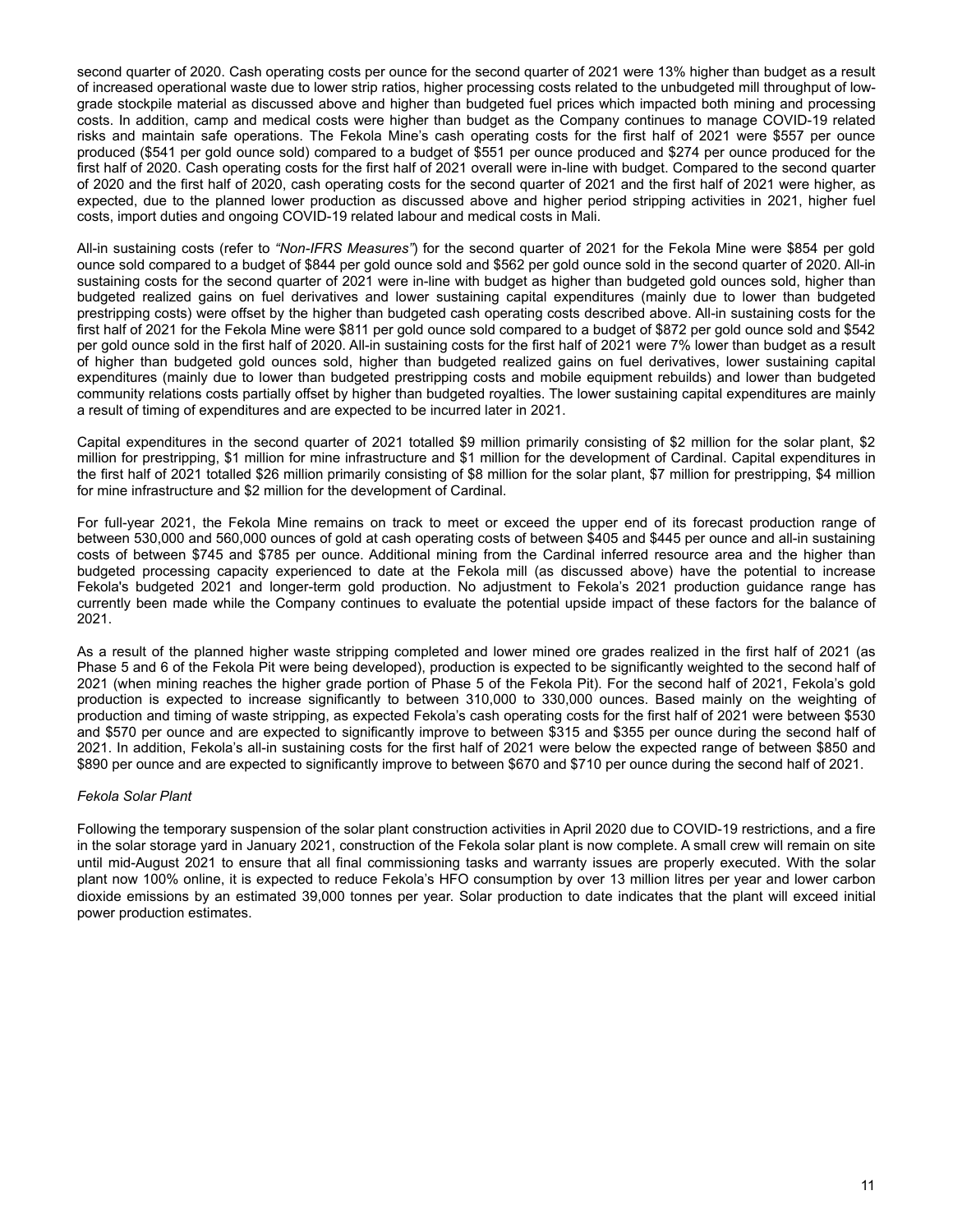second quarter of 2020. Cash operating costs per ounce for the second quarter of 2021 were 13% higher than budget as a result of increased operational waste due to lower strip ratios, higher processing costs related to the unbudgeted mill throughput of low-grade stockpile material as discussed above and higher than budgeted fuel prices which impacted both mining and processing costs. In addition, camp and medical costs were higher than budget as the Company continues to manage COVID-19 related risks and maintain safe operations. The Fekola Mine's cash operating costs for the first half of 2021 were $557 per ounce produced ($541 per gold ounce sold) compared to a budget of $551 per ounce produced and $274 per ounce produced for the first half of 2020. Cash operating costs for the first half of 2021 overall were in-line with budget. Compared to the second quarter of 2020 and the first half of 2020, cash operating costs for the second quarter of 2021 and the first half of 2021 were higher, as expected, due to the planned lower production as discussed above and higher period stripping activities in 2021, higher fuel costs, import duties and ongoing COVID-19 related labour and medical costs in Mali.

All-in sustaining costs (refer to *"Non-IFRS Measures"*) for the second quarter of 2021 for the Fekola Mine were $854 per gold ounce sold compared to a budget of $844 per gold ounce sold and $562 per gold ounce sold in the second quarter of 2020. All-in sustaining costs for the second quarter of 2021 were in-line with budget as higher than budgeted gold ounces sold, higher than budgeted realized gains on fuel derivatives and lower sustaining capital expenditures (mainly due to lower than budgeted prestripping costs) were offset by the higher than budgeted cash operating costs described above. All-in sustaining costs for the first half of 2021 for the Fekola Mine were $811 per gold ounce sold compared to a budget of $872 per gold ounce sold and $542 per gold ounce sold in the first half of 2020. All-in sustaining costs for the first half of 2021 were 7% lower than budget as a result of higher than budgeted gold ounces sold, higher than budgeted realized gains on fuel derivatives, lower sustaining capital expenditures (mainly due to lower than budgeted prestripping costs and mobile equipment rebuilds) and lower than budgeted community relations costs partially offset by higher than budgeted royalties. The lower sustaining capital expenditures are mainly a result of timing of expenditures and are expected to be incurred later in 2021.

Capital expenditures in the second quarter of 2021 totalled $9 million primarily consisting of $2 million for the solar plant, $2 million for prestripping, $1 million for mine infrastructure and $1 million for the development of Cardinal. Capital expenditures in the first half of 2021 totalled $26 million primarily consisting of $8 million for the solar plant, $7 million for prestripping, $4 million for mine infrastructure and $2 million for the development of Cardinal.

For full-year 2021, the Fekola Mine remains on track to meet or exceed the upper end of its forecast production range of between 530,000 and 560,000 ounces of gold at cash operating costs of between $405 and $445 per ounce and all-in sustaining costs of between $745 and $785 per ounce. Additional mining from the Cardinal inferred resource area and the higher than budgeted processing capacity experienced to date at the Fekola mill (as discussed above) have the potential to increase Fekola's budgeted 2021 and longer-term gold production. No adjustment to Fekola's 2021 production guidance range has currently been made while the Company continues to evaluate the potential upside impact of these factors for the balance of 2021.

As a result of the planned higher waste stripping completed and lower mined ore grades realized in the first half of 2021 (as Phase 5 and 6 of the Fekola Pit were being developed), production is expected to be significantly weighted to the second half of 2021 (when mining reaches the higher grade portion of Phase 5 of the Fekola Pit). For the second half of 2021, Fekola's gold production is expected to increase significantly to between 310,000 to 330,000 ounces. Based mainly on the weighting of production and timing of waste stripping, as expected Fekola's cash operating costs for the first half of 2021 were between $530 and $570 per ounce and are expected to significantly improve to between $315 and $355 per ounce during the second half of 2021. In addition, Fekola's all-in sustaining costs for the first half of 2021 were below the expected range of between $850 and $890 per ounce and are expected to significantly improve to between $670 and $710 per ounce during the second half of 2021.

*Fekola Solar Plant*

Following the temporary suspension of the solar plant construction activities in April 2020 due to COVID-19 restrictions, and a fire in the solar storage yard in January 2021, construction of the Fekola solar plant is now complete. A small crew will remain on site until mid-August 2021 to ensure that all final commissioning tasks and warranty issues are properly executed. With the solar plant now 100% online, it is expected to reduce Fekola's HFO consumption by over 13 million litres per year and lower carbon dioxide emissions by an estimated 39,000 tonnes per year. Solar production to date indicates that the plant will exceed initial power production estimates.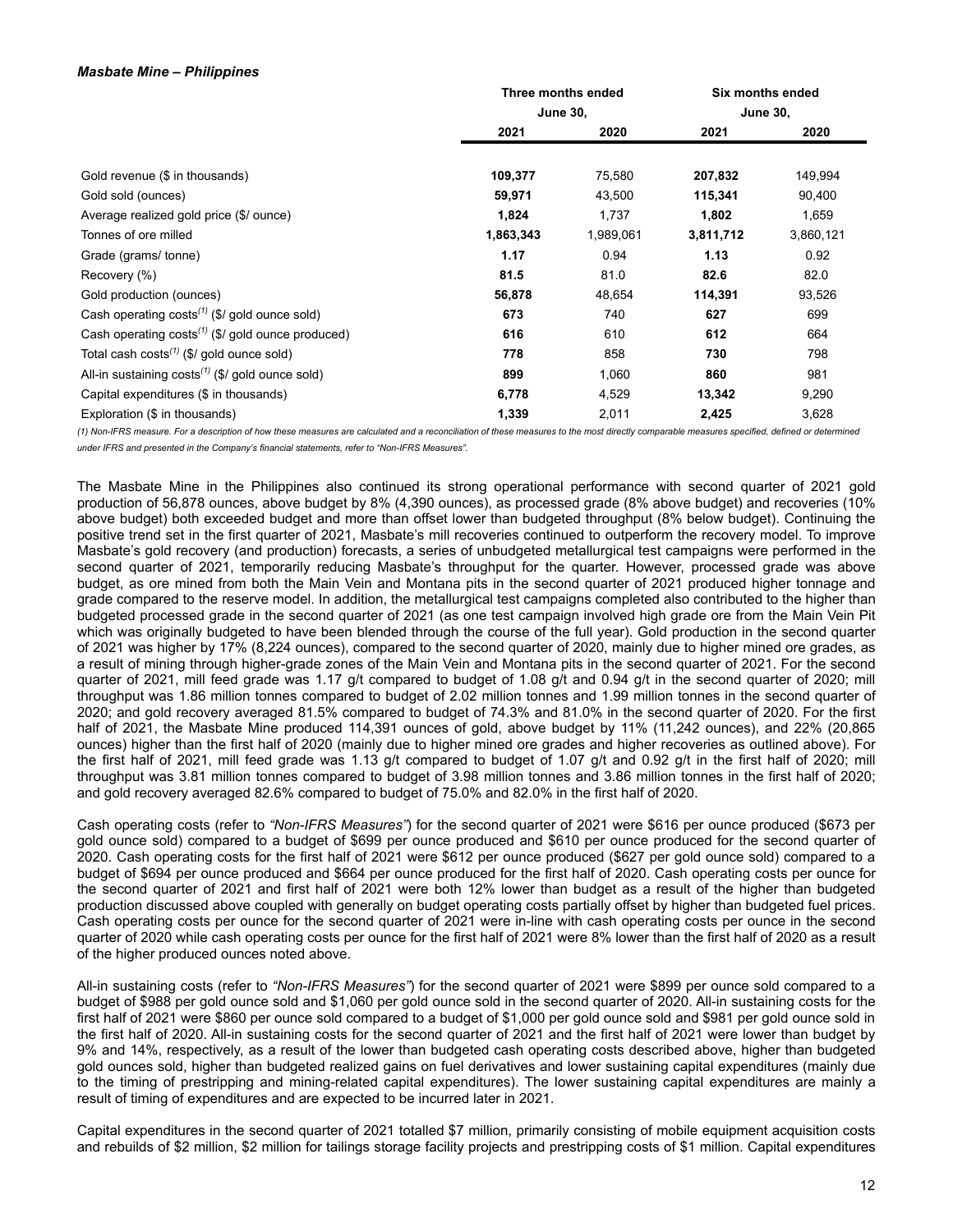***Masbate Mine – Philippines***

| | Three months ended June 30, | | Six months ended June 30, | |
|---|---|---|---|---|
| | **2021** | **2020** | **2021** | **2020** |
| Gold revenue ($ in thousands) | **109,377** | 75,580 | **207,832** | 149,994 |
| Gold sold (ounces) | **59,971** | 43,500 | **115,341** | 90,400 |
| Average realized gold price ($/ ounce) | **1,824** | 1,737 | **1,802** | 1,659 |
| Tonnes of ore milled | **1,863,343** | 1,989,061 | **3,811,712** | 3,860,121 |
| Grade (grams/ tonne) | **1.17** | 0.94 | **1.13** | 0.92 |
| Recovery (%) | **81.5** | 81.0 | **82.6** | 82.0 |
| Gold production (ounces) | **56,878** | 48,654 | **114,391** | 93,526 |
| Cash operating costs[(1)] ($/ gold ounce sold) | **673** | 740 | **627** | 699 |
| Cash operating costs[(1)] ($/ gold ounce produced) | **616** | 610 | **612** | 664 |
| Total cash costs[(1)] ($/ gold ounce sold) | **778** | 858 | **730** | 798 |
| All-in sustaining costs[(1)] ($/ gold ounce sold) | **899** | 1,060 | **860** | 981 |
| Capital expenditures ($ in thousands) | **6,778** | 4,529 | **13,342** | 9,290 |
| Exploration ($ in thousands) | **1,339** | 2,011 | **2,425** | 3,628 |

*(1) Non-IFRS measure. For a description of how these measures are calculated and a reconciliation of these measures to the most directly comparable measures specified, defined or determined under IFRS and presented in the Company's financial statements, refer to "Non-IFRS Measures".*

The Masbate Mine in the Philippines also continued its strong operational performance with second quarter of 2021 gold production of 56,878 ounces, above budget by 8% (4,390 ounces), as processed grade (8% above budget) and recoveries (10% above budget) both exceeded budget and more than offset lower than budgeted throughput (8% below budget). Continuing the positive trend set in the first quarter of 2021, Masbate's mill recoveries continued to outperform the recovery model. To improve Masbate's gold recovery (and production) forecasts, a series of unbudgeted metallurgical test campaigns were performed in the second quarter of 2021, temporarily reducing Masbate's throughput for the quarter. However, processed grade was above budget, as ore mined from both the Main Vein and Montana pits in the second quarter of 2021 produced higher tonnage and grade compared to the reserve model. In addition, the metallurgical test campaigns completed also contributed to the higher than budgeted processed grade in the second quarter of 2021 (as one test campaign involved high grade ore from the Main Vein Pit which was originally budgeted to have been blended through the course of the full year). Gold production in the second quarter of 2021 was higher by 17% (8,224 ounces), compared to the second quarter of 2020, mainly due to higher mined ore grades, as a result of mining through higher-grade zones of the Main Vein and Montana pits in the second quarter of 2021. For the second quarter of 2021, mill feed grade was 1.17 g/t compared to budget of 1.08 g/t and 0.94 g/t in the second quarter of 2020; mill throughput was 1.86 million tonnes compared to budget of 2.02 million tonnes and 1.99 million tonnes in the second quarter of 2020; and gold recovery averaged 81.5% compared to budget of 74.3% and 81.0% in the second quarter of 2020. For the first half of 2021, the Masbate Mine produced 114,391 ounces of gold, above budget by 11% (11,242 ounces), and 22% (20,865 ounces) higher than the first half of 2020 (mainly due to higher mined ore grades and higher recoveries as outlined above). For the first half of 2021, mill feed grade was 1.13 g/t compared to budget of 1.07 g/t and 0.92 g/t in the first half of 2020; mill throughput was 3.81 million tonnes compared to budget of 3.98 million tonnes and 3.86 million tonnes in the first half of 2020; and gold recovery averaged 82.6% compared to budget of 75.0% and 82.0% in the first half of 2020.

Cash operating costs (refer to *"Non-IFRS Measures"*) for the second quarter of 2021 were $616 per ounce produced ($673 per gold ounce sold) compared to a budget of $699 per ounce produced and $610 per ounce produced for the second quarter of 2020. Cash operating costs for the first half of 2021 were $612 per ounce produced ($627 per gold ounce sold) compared to a budget of $694 per ounce produced and $664 per ounce produced for the first half of 2020. Cash operating costs per ounce for the second quarter of 2021 and first half of 2021 were both 12% lower than budget as a result of the higher than budgeted production discussed above coupled with generally on budget operating costs partially offset by higher than budgeted fuel prices. Cash operating costs per ounce for the second quarter of 2021 were in-line with cash operating costs per ounce in the second quarter of 2020 while cash operating costs per ounce for the first half of 2021 were 8% lower than the first half of 2020 as a result of the higher produced ounces noted above.

All-in sustaining costs (refer to *"Non-IFRS Measures"*) for the second quarter of 2021 were $899 per ounce sold compared to a budget of $988 per gold ounce sold and $1,060 per gold ounce sold in the second quarter of 2020. All-in sustaining costs for the first half of 2021 were $860 per ounce sold compared to a budget of $1,000 per gold ounce sold and $981 per gold ounce sold in the first half of 2020. All-in sustaining costs for the second quarter of 2021 and the first half of 2021 were lower than budget by 9% and 14%, respectively, as a result of the lower than budgeted cash operating costs described above, higher than budgeted gold ounces sold, higher than budgeted realized gains on fuel derivatives and lower sustaining capital expenditures (mainly due to the timing of prestripping and mining-related capital expenditures). The lower sustaining capital expenditures are mainly a result of timing of expenditures and are expected to be incurred later in 2021.

Capital expenditures in the second quarter of 2021 totalled $7 million, primarily consisting of mobile equipment acquisition costs and rebuilds of $2 million, $2 million for tailings storage facility projects and prestripping costs of $1 million. Capital expenditures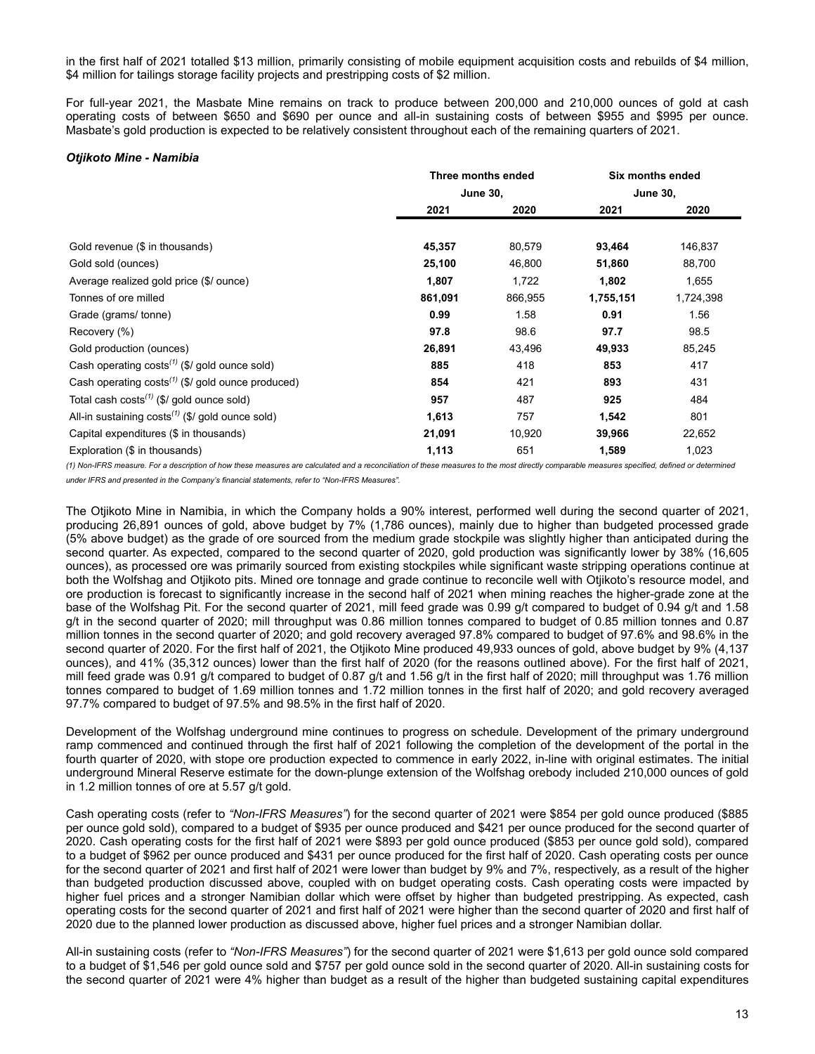in the first half of 2021 totalled $13 million, primarily consisting of mobile equipment acquisition costs and rebuilds of $4 million, $4 million for tailings storage facility projects and prestripping costs of $2 million.

For full-year 2021, the Masbate Mine remains on track to produce between 200,000 and 210,000 ounces of gold at cash operating costs of between $650 and $690 per ounce and all-in sustaining costs of between $955 and $995 per ounce. Masbate's gold production is expected to be relatively consistent throughout each of the remaining quarters of 2021.

### *Otjikoto Mine - Namibia*

| | Three months ended June 30, | | Six months ended June 30, | |
|---|---|---|---|---|
| | **2021** | **2020** | **2021** | **2020** |
| Gold revenue ($ in thousands) | **45,357** | 80,579 | **93,464** | 146,837 |
| Gold sold (ounces) | **25,100** | 46,800 | **51,860** | 88,700 |
| Average realized gold price ($/ ounce) | **1,807** | 1,722 | **1,802** | 1,655 |
| Tonnes of ore milled | **861,091** | 866,955 | **1,755,151** | 1,724,398 |
| Grade (grams/ tonne) | **0.99** | 1.58 | **0.91** | 1.56 |
| Recovery (%) | **97.8** | 98.6 | **97.7** | 98.5 |
| Gold production (ounces) | **26,891** | 43,496 | **49,933** | 85,245 |
| Cash operating costs[(1)] ($/ gold ounce sold) | **885** | 418 | **853** | 417 |
| Cash operating costs[(1)] ($/ gold ounce produced) | **854** | 421 | **893** | 431 |
| Total cash costs[(1)] ($/ gold ounce sold) | **957** | 487 | **925** | 484 |
| All-in sustaining costs[(1)] ($/ gold ounce sold) | **1,613** | 757 | **1,542** | 801 |
| Capital expenditures ($ in thousands) | **21,091** | 10,920 | **39,966** | 22,652 |
| Exploration ($ in thousands) | **1,113** | 651 | **1,589** | 1,023 |

*(1) Non-IFRS measure. For a description of how these measures are calculated and a reconciliation of these measures to the most directly comparable measures specified, defined or determined under IFRS and presented in the Company's financial statements, refer to "Non-IFRS Measures".*

The Otjikoto Mine in Namibia, in which the Company holds a 90% interest, performed well during the second quarter of 2021, producing 26,891 ounces of gold, above budget by 7% (1,786 ounces), mainly due to higher than budgeted processed grade (5% above budget) as the grade of ore sourced from the medium grade stockpile was slightly higher than anticipated during the second quarter. As expected, compared to the second quarter of 2020, gold production was significantly lower by 38% (16,605 ounces), as processed ore was primarily sourced from existing stockpiles while significant waste stripping operations continue at both the Wolfshag and Otjikoto pits. Mined ore tonnage and grade continue to reconcile well with Otjikoto's resource model, and ore production is forecast to significantly increase in the second half of 2021 when mining reaches the higher-grade zone at the base of the Wolfshag Pit. For the second quarter of 2021, mill feed grade was 0.99 g/t compared to budget of 0.94 g/t and 1.58 g/t in the second quarter of 2020; mill throughput was 0.86 million tonnes compared to budget of 0.85 million tonnes and 0.87 million tonnes in the second quarter of 2020; and gold recovery averaged 97.8% compared to budget of 97.6% and 98.6% in the second quarter of 2020. For the first half of 2021, the Otjikoto Mine produced 49,933 ounces of gold, above budget by 9% (4,137 ounces), and 41% (35,312 ounces) lower than the first half of 2020 (for the reasons outlined above). For the first half of 2021, mill feed grade was 0.91 g/t compared to budget of 0.87 g/t and 1.56 g/t in the first half of 2020; mill throughput was 1.76 million tonnes compared to budget of 1.69 million tonnes and 1.72 million tonnes in the first half of 2020; and gold recovery averaged 97.7% compared to budget of 97.5% and 98.5% in the first half of 2020.

Development of the Wolfshag underground mine continues to progress on schedule. Development of the primary underground ramp commenced and continued through the first half of 2021 following the completion of the development of the portal in the fourth quarter of 2020, with stope ore production expected to commence in early 2022, in-line with original estimates. The initial underground Mineral Reserve estimate for the down-plunge extension of the Wolfshag orebody included 210,000 ounces of gold in 1.2 million tonnes of ore at 5.57 g/t gold.

Cash operating costs (refer to *"Non-IFRS Measures"*) for the second quarter of 2021 were $854 per gold ounce produced ($885 per ounce gold sold), compared to a budget of $935 per ounce produced and $421 per ounce produced for the second quarter of 2020. Cash operating costs for the first half of 2021 were $893 per gold ounce produced ($853 per ounce gold sold), compared to a budget of $962 per ounce produced and $431 per ounce produced for the first half of 2020. Cash operating costs per ounce for the second quarter of 2021 and first half of 2021 were lower than budget by 9% and 7%, respectively, as a result of the higher than budgeted production discussed above, coupled with on budget operating costs. Cash operating costs were impacted by higher fuel prices and a stronger Namibian dollar which were offset by higher than budgeted prestripping. As expected, cash operating costs for the second quarter of 2021 and first half of 2021 were higher than the second quarter of 2020 and first half of 2020 due to the planned lower production as discussed above, higher fuel prices and a stronger Namibian dollar.

All-in sustaining costs (refer to *"Non-IFRS Measures"*) for the second quarter of 2021 were $1,613 per gold ounce sold compared to a budget of $1,546 per gold ounce sold and $757 per gold ounce sold in the second quarter of 2020. All-in sustaining costs for the second quarter of 2021 were 4% higher than budget as a result of the higher than budgeted sustaining capital expenditures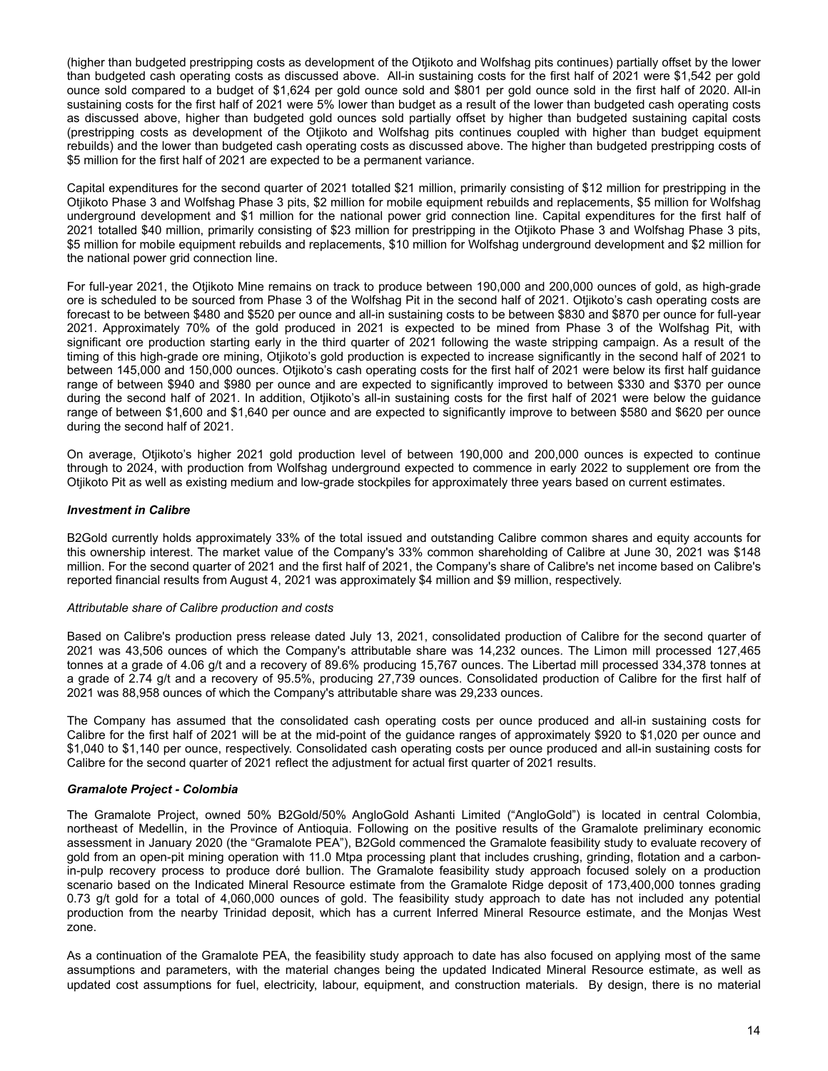(higher than budgeted prestripping costs as development of the Otjikoto and Wolfshag pits continues) partially offset by the lower than budgeted cash operating costs as discussed above. All-in sustaining costs for the first half of 2021 were $1,542 per gold ounce sold compared to a budget of $1,624 per gold ounce sold and $801 per gold ounce sold in the first half of 2020. All-in sustaining costs for the first half of 2021 were 5% lower than budget as a result of the lower than budgeted cash operating costs as discussed above, higher than budgeted gold ounces sold partially offset by higher than budgeted sustaining capital costs (prestripping costs as development of the Otjikoto and Wolfshag pits continues coupled with higher than budget equipment rebuilds) and the lower than budgeted cash operating costs as discussed above. The higher than budgeted prestripping costs of $5 million for the first half of 2021 are expected to be a permanent variance.

Capital expenditures for the second quarter of 2021 totalled $21 million, primarily consisting of $12 million for prestripping in the Otjikoto Phase 3 and Wolfshag Phase 3 pits, $2 million for mobile equipment rebuilds and replacements, $5 million for Wolfshag underground development and $1 million for the national power grid connection line. Capital expenditures for the first half of 2021 totalled $40 million, primarily consisting of $23 million for prestripping in the Otjikoto Phase 3 and Wolfshag Phase 3 pits, $5 million for mobile equipment rebuilds and replacements, $10 million for Wolfshag underground development and $2 million for the national power grid connection line.

For full-year 2021, the Otjikoto Mine remains on track to produce between 190,000 and 200,000 ounces of gold, as high-grade ore is scheduled to be sourced from Phase 3 of the Wolfshag Pit in the second half of 2021. Otjikoto's cash operating costs are forecast to be between $480 and $520 per ounce and all-in sustaining costs to be between $830 and $870 per ounce for full-year 2021. Approximately 70% of the gold produced in 2021 is expected to be mined from Phase 3 of the Wolfshag Pit, with significant ore production starting early in the third quarter of 2021 following the waste stripping campaign. As a result of the timing of this high-grade ore mining, Otjikoto's gold production is expected to increase significantly in the second half of 2021 to between 145,000 and 150,000 ounces. Otjikoto's cash operating costs for the first half of 2021 were below its first half guidance range of between $940 and $980 per ounce and are expected to significantly improved to between $330 and $370 per ounce during the second half of 2021. In addition, Otjikoto's all-in sustaining costs for the first half of 2021 were below the guidance range of between $1,600 and $1,640 per ounce and are expected to significantly improve to between $580 and $620 per ounce during the second half of 2021.

On average, Otjikoto's higher 2021 gold production level of between 190,000 and 200,000 ounces is expected to continue through to 2024, with production from Wolfshag underground expected to commence in early 2022 to supplement ore from the Otjikoto Pit as well as existing medium and low-grade stockpiles for approximately three years based on current estimates.

### *Investment in Calibre*

B2Gold currently holds approximately 33% of the total issued and outstanding Calibre common shares and equity accounts for this ownership interest. The market value of the Company's 33% common shareholding of Calibre at June 30, 2021 was $148 million. For the second quarter of 2021 and the first half of 2021, the Company's share of Calibre's net income based on Calibre's reported financial results from August 4, 2021 was approximately $4 million and $9 million, respectively.

#### *Attributable share of Calibre production and costs*

Based on Calibre's production press release dated July 13, 2021, consolidated production of Calibre for the second quarter of 2021 was 43,506 ounces of which the Company's attributable share was 14,232 ounces. The Limon mill processed 127,465 tonnes at a grade of 4.06 g/t and a recovery of 89.6% producing 15,767 ounces. The Libertad mill processed 334,378 tonnes at a grade of 2.74 g/t and a recovery of 95.5%, producing 27,739 ounces. Consolidated production of Calibre for the first half of 2021 was 88,958 ounces of which the Company's attributable share was 29,233 ounces.

The Company has assumed that the consolidated cash operating costs per ounce produced and all-in sustaining costs for Calibre for the first half of 2021 will be at the mid-point of the guidance ranges of approximately $920 to $1,020 per ounce and $1,040 to $1,140 per ounce, respectively. Consolidated cash operating costs per ounce produced and all-in sustaining costs for Calibre for the second quarter of 2021 reflect the adjustment for actual first quarter of 2021 results.

### *Gramalote Project - Colombia*

The Gramalote Project, owned 50% B2Gold/50% AngloGold Ashanti Limited ("AngloGold") is located in central Colombia, northeast of Medellin, in the Province of Antioquia. Following on the positive results of the Gramalote preliminary economic assessment in January 2020 (the "Gramalote PEA"), B2Gold commenced the Gramalote feasibility study to evaluate recovery of gold from an open-pit mining operation with 11.0 Mtpa processing plant that includes crushing, grinding, flotation and a carbon-in-pulp recovery process to produce doré bullion. The Gramalote feasibility study approach focused solely on a production scenario based on the Indicated Mineral Resource estimate from the Gramalote Ridge deposit of 173,400,000 tonnes grading 0.73 g/t gold for a total of 4,060,000 ounces of gold. The feasibility study approach to date has not included any potential production from the nearby Trinidad deposit, which has a current Inferred Mineral Resource estimate, and the Monjas West zone.

As a continuation of the Gramalote PEA, the feasibility study approach to date has also focused on applying most of the same assumptions and parameters, with the material changes being the updated Indicated Mineral Resource estimate, as well as updated cost assumptions for fuel, electricity, labour, equipment, and construction materials. By design, there is no material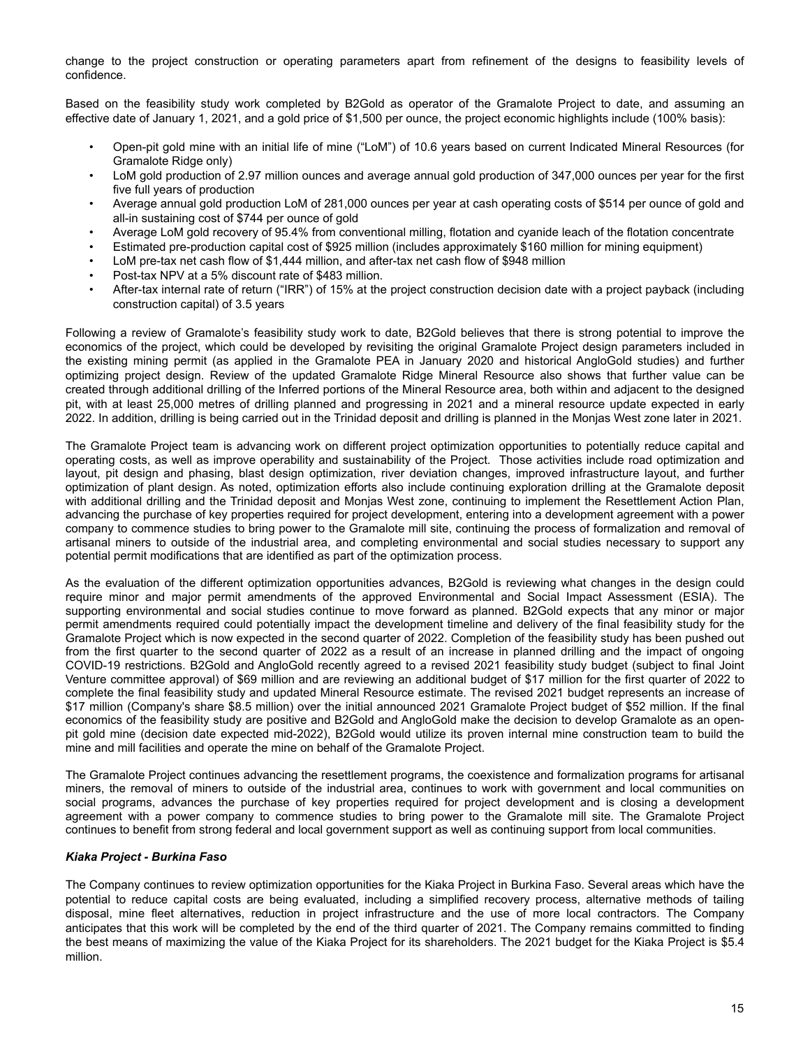change to the project construction or operating parameters apart from refinement of the designs to feasibility levels of confidence.

Based on the feasibility study work completed by B2Gold as operator of the Gramalote Project to date, and assuming an effective date of January 1, 2021, and a gold price of $1,500 per ounce, the project economic highlights include (100% basis):

- Open-pit gold mine with an initial life of mine ("LoM") of 10.6 years based on current Indicated Mineral Resources (for Gramalote Ridge only)
- LoM gold production of 2.97 million ounces and average annual gold production of 347,000 ounces per year for the first five full years of production
- Average annual gold production LoM of 281,000 ounces per year at cash operating costs of $514 per ounce of gold and all-in sustaining cost of $744 per ounce of gold
- Average LoM gold recovery of 95.4% from conventional milling, flotation and cyanide leach of the flotation concentrate
- Estimated pre-production capital cost of $925 million (includes approximately $160 million for mining equipment)
- LoM pre-tax net cash flow of $1,444 million, and after-tax net cash flow of $948 million
- Post-tax NPV at a 5% discount rate of $483 million.
- After-tax internal rate of return ("IRR") of 15% at the project construction decision date with a project payback (including construction capital) of 3.5 years

Following a review of Gramalote's feasibility study work to date, B2Gold believes that there is strong potential to improve the economics of the project, which could be developed by revisiting the original Gramalote Project design parameters included in the existing mining permit (as applied in the Gramalote PEA in January 2020 and historical AngloGold studies) and further optimizing project design. Review of the updated Gramalote Ridge Mineral Resource also shows that further value can be created through additional drilling of the Inferred portions of the Mineral Resource area, both within and adjacent to the designed pit, with at least 25,000 metres of drilling planned and progressing in 2021 and a mineral resource update expected in early 2022. In addition, drilling is being carried out in the Trinidad deposit and drilling is planned in the Monjas West zone later in 2021.

The Gramalote Project team is advancing work on different project optimization opportunities to potentially reduce capital and operating costs, as well as improve operability and sustainability of the Project. Those activities include road optimization and layout, pit design and phasing, blast design optimization, river deviation changes, improved infrastructure layout, and further optimization of plant design. As noted, optimization efforts also include continuing exploration drilling at the Gramalote deposit with additional drilling and the Trinidad deposit and Monjas West zone, continuing to implement the Resettlement Action Plan, advancing the purchase of key properties required for project development, entering into a development agreement with a power company to commence studies to bring power to the Gramalote mill site, continuing the process of formalization and removal of artisanal miners to outside of the industrial area, and completing environmental and social studies necessary to support any potential permit modifications that are identified as part of the optimization process.

As the evaluation of the different optimization opportunities advances, B2Gold is reviewing what changes in the design could require minor and major permit amendments of the approved Environmental and Social Impact Assessment (ESIA). The supporting environmental and social studies continue to move forward as planned. B2Gold expects that any minor or major permit amendments required could potentially impact the development timeline and delivery of the final feasibility study for the Gramalote Project which is now expected in the second quarter of 2022. Completion of the feasibility study has been pushed out from the first quarter to the second quarter of 2022 as a result of an increase in planned drilling and the impact of ongoing COVID-19 restrictions. B2Gold and AngloGold recently agreed to a revised 2021 feasibility study budget (subject to final Joint Venture committee approval) of $69 million and are reviewing an additional budget of $17 million for the first quarter of 2022 to complete the final feasibility study and updated Mineral Resource estimate. The revised 2021 budget represents an increase of $17 million (Company's share $8.5 million) over the initial announced 2021 Gramalote Project budget of $52 million. If the final economics of the feasibility study are positive and B2Gold and AngloGold make the decision to develop Gramalote as an open-pit gold mine (decision date expected mid-2022), B2Gold would utilize its proven internal mine construction team to build the mine and mill facilities and operate the mine on behalf of the Gramalote Project.

The Gramalote Project continues advancing the resettlement programs, the coexistence and formalization programs for artisanal miners, the removal of miners to outside of the industrial area, continues to work with government and local communities on social programs, advances the purchase of key properties required for project development and is closing a development agreement with a power company to commence studies to bring power to the Gramalote mill site. The Gramalote Project continues to benefit from strong federal and local government support as well as continuing support from local communities.

***Kiaka Project - Burkina Faso***

The Company continues to review optimization opportunities for the Kiaka Project in Burkina Faso. Several areas which have the potential to reduce capital costs are being evaluated, including a simplified recovery process, alternative methods of tailing disposal, mine fleet alternatives, reduction in project infrastructure and the use of more local contractors. The Company anticipates that this work will be completed by the end of the third quarter of 2021. The Company remains committed to finding the best means of maximizing the value of the Kiaka Project for its shareholders. The 2021 budget for the Kiaka Project is $5.4 million.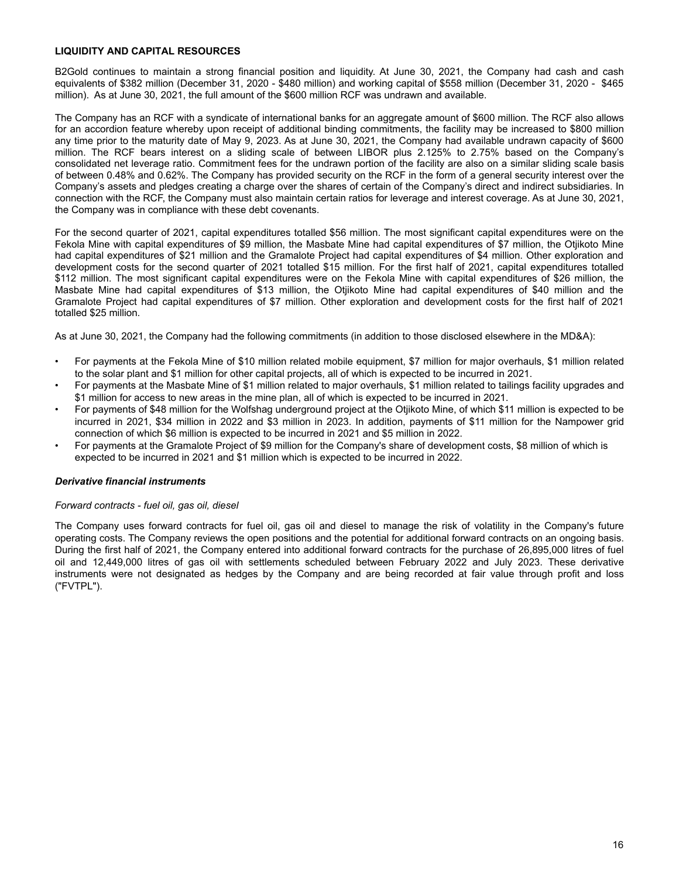## LIQUIDITY AND CAPITAL RESOURCES

B2Gold continues to maintain a strong financial position and liquidity. At June 30, 2021, the Company had cash and cash equivalents of $382 million (December 31, 2020 - $480 million) and working capital of $558 million (December 31, 2020 - $465 million). As at June 30, 2021, the full amount of the $600 million RCF was undrawn and available.

The Company has an RCF with a syndicate of international banks for an aggregate amount of $600 million. The RCF also allows for an accordion feature whereby upon receipt of additional binding commitments, the facility may be increased to $800 million any time prior to the maturity date of May 9, 2023. As at June 30, 2021, the Company had available undrawn capacity of $600 million. The RCF bears interest on a sliding scale of between LIBOR plus 2.125% to 2.75% based on the Company's consolidated net leverage ratio. Commitment fees for the undrawn portion of the facility are also on a similar sliding scale basis of between 0.48% and 0.62%. The Company has provided security on the RCF in the form of a general security interest over the Company's assets and pledges creating a charge over the shares of certain of the Company's direct and indirect subsidiaries. In connection with the RCF, the Company must also maintain certain ratios for leverage and interest coverage. As at June 30, 2021, the Company was in compliance with these debt covenants.

For the second quarter of 2021, capital expenditures totalled $56 million. The most significant capital expenditures were on the Fekola Mine with capital expenditures of $9 million, the Masbate Mine had capital expenditures of $7 million, the Otjikoto Mine had capital expenditures of $21 million and the Gramalote Project had capital expenditures of $4 million. Other exploration and development costs for the second quarter of 2021 totalled $15 million. For the first half of 2021, capital expenditures totalled $112 million. The most significant capital expenditures were on the Fekola Mine with capital expenditures of $26 million, the Masbate Mine had capital expenditures of $13 million, the Otjikoto Mine had capital expenditures of $40 million and the Gramalote Project had capital expenditures of $7 million. Other exploration and development costs for the first half of 2021 totalled $25 million.

As at June 30, 2021, the Company had the following commitments (in addition to those disclosed elsewhere in the MD&A):

- For payments at the Fekola Mine of $10 million related mobile equipment, $7 million for major overhauls, $1 million related to the solar plant and $1 million for other capital projects, all of which is expected to be incurred in 2021.
- For payments at the Masbate Mine of $1 million related to major overhauls, $1 million related to tailings facility upgrades and $1 million for access to new areas in the mine plan, all of which is expected to be incurred in 2021.
- For payments of $48 million for the Wolfshag underground project at the Otjikoto Mine, of which $11 million is expected to be incurred in 2021, $34 million in 2022 and $3 million in 2023. In addition, payments of $11 million for the Nampower grid connection of which $6 million is expected to be incurred in 2021 and $5 million in 2022.
- For payments at the Gramalote Project of $9 million for the Company's share of development costs, $8 million of which is expected to be incurred in 2021 and $1 million which is expected to be incurred in 2022.

### *Derivative financial instruments*

*Forward contracts - fuel oil, gas oil, diesel*

The Company uses forward contracts for fuel oil, gas oil and diesel to manage the risk of volatility in the Company's future operating costs. The Company reviews the open positions and the potential for additional forward contracts on an ongoing basis. During the first half of 2021, the Company entered into additional forward contracts for the purchase of 26,895,000 litres of fuel oil and 12,449,000 litres of gas oil with settlements scheduled between February 2022 and July 2023. These derivative instruments were not designated as hedges by the Company and are being recorded at fair value through profit and loss ("FVTPL").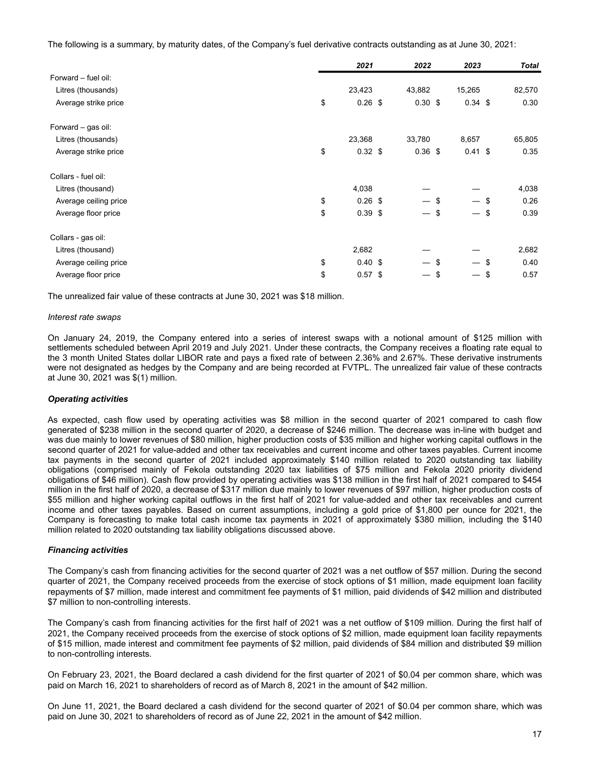The following is a summary, by maturity dates, of the Company's fuel derivative contracts outstanding as at June 30, 2021:

| | 2021 | 2022 | 2023 | Total |
|---|---|---|---|---|
| Forward – fuel oil: | | | | |
| Litres (thousands) | 23,423 | 43,882 | 15,265 | 82,570 |
| Average strike price | $ 0.26 | $ 0.30 | $ 0.34 | $ 0.30 |
| Forward – gas oil: | | | | |
| Litres (thousands) | 23,368 | 33,780 | 8,657 | 65,805 |
| Average strike price | $ 0.32 | $ 0.36 | $ 0.41 | $ 0.35 |
| Collars - fuel oil: | | | | |
| Litres (thousand) | 4,038 | — | — | 4,038 |
| Average ceiling price | $ 0.26 | $ — | $ — | $ 0.26 |
| Average floor price | $ 0.39 | $ — | $ — | $ 0.39 |
| Collars - gas oil: | | | | |
| Litres (thousand) | 2,682 | — | — | 2,682 |
| Average ceiling price | $ 0.40 | $ — | $ — | $ 0.40 |
| Average floor price | $ 0.57 | $ — | $ — | $ 0.57 |

The unrealized fair value of these contracts at June 30, 2021 was $18 million.

*Interest rate swaps*

On January 24, 2019, the Company entered into a series of interest swaps with a notional amount of $125 million with settlements scheduled between April 2019 and July 2021. Under these contracts, the Company receives a floating rate equal to the 3 month United States dollar LIBOR rate and pays a fixed rate of between 2.36% and 2.67%. These derivative instruments were not designated as hedges by the Company and are being recorded at FVTPL. The unrealized fair value of these contracts at June 30, 2021 was $(1) million.

***Operating activities***

As expected, cash flow used by operating activities was $8 million in the second quarter of 2021 compared to cash flow generated of $238 million in the second quarter of 2020, a decrease of $246 million. The decrease was in-line with budget and was due mainly to lower revenues of $80 million, higher production costs of $35 million and higher working capital outflows in the second quarter of 2021 for value-added and other tax receivables and current income and other taxes payables. Current income tax payments in the second quarter of 2021 included approximately $140 million related to 2020 outstanding tax liability obligations (comprised mainly of Fekola outstanding 2020 tax liabilities of $75 million and Fekola 2020 priority dividend obligations of $46 million). Cash flow provided by operating activities was $138 million in the first half of 2021 compared to $454 million in the first half of 2020, a decrease of $317 million due mainly to lower revenues of $97 million, higher production costs of $55 million and higher working capital outflows in the first half of 2021 for value-added and other tax receivables and current income and other taxes payables. Based on current assumptions, including a gold price of $1,800 per ounce for 2021, the Company is forecasting to make total cash income tax payments in 2021 of approximately $380 million, including the $140 million related to 2020 outstanding tax liability obligations discussed above.

***Financing activities***

The Company's cash from financing activities for the second quarter of 2021 was a net outflow of $57 million. During the second quarter of 2021, the Company received proceeds from the exercise of stock options of $1 million, made equipment loan facility repayments of $7 million, made interest and commitment fee payments of $1 million, paid dividends of $42 million and distributed $7 million to non-controlling interests.

The Company's cash from financing activities for the first half of 2021 was a net outflow of $109 million. During the first half of 2021, the Company received proceeds from the exercise of stock options of $2 million, made equipment loan facility repayments of $15 million, made interest and commitment fee payments of $2 million, paid dividends of $84 million and distributed $9 million to non-controlling interests.

On February 23, 2021, the Board declared a cash dividend for the first quarter of 2021 of $0.04 per common share, which was paid on March 16, 2021 to shareholders of record as of March 8, 2021 in the amount of $42 million.

On June 11, 2021, the Board declared a cash dividend for the second quarter of 2021 of $0.04 per common share, which was paid on June 30, 2021 to shareholders of record as of June 22, 2021 in the amount of $42 million.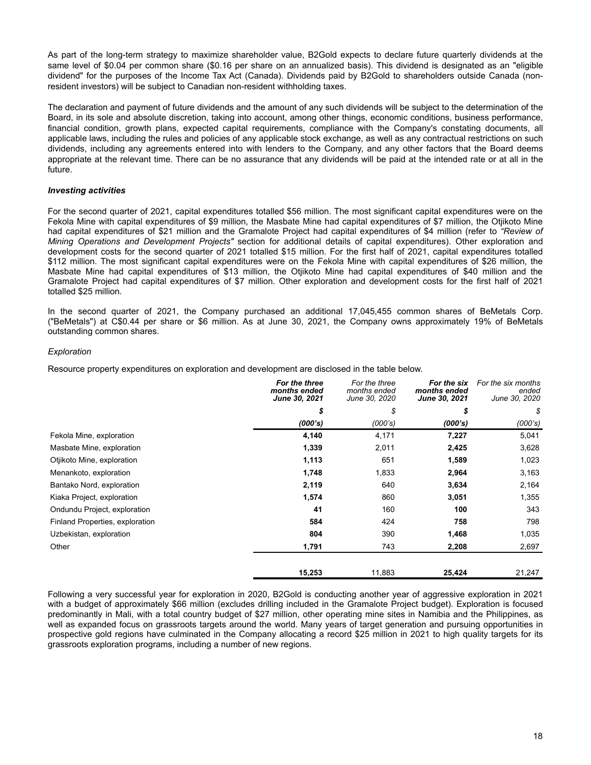As part of the long-term strategy to maximize shareholder value, B2Gold expects to declare future quarterly dividends at the same level of $0.04 per common share ($0.16 per share on an annualized basis). This dividend is designated as an "eligible dividend" for the purposes of the Income Tax Act (Canada). Dividends paid by B2Gold to shareholders outside Canada (non-resident investors) will be subject to Canadian non-resident withholding taxes.

The declaration and payment of future dividends and the amount of any such dividends will be subject to the determination of the Board, in its sole and absolute discretion, taking into account, among other things, economic conditions, business performance, financial condition, growth plans, expected capital requirements, compliance with the Company's constating documents, all applicable laws, including the rules and policies of any applicable stock exchange, as well as any contractual restrictions on such dividends, including any agreements entered into with lenders to the Company, and any other factors that the Board deems appropriate at the relevant time. There can be no assurance that any dividends will be paid at the intended rate or at all in the future.

***Investing activities***

For the second quarter of 2021, capital expenditures totalled $56 million. The most significant capital expenditures were on the Fekola Mine with capital expenditures of $9 million, the Masbate Mine had capital expenditures of $7 million, the Otjikoto Mine had capital expenditures of $21 million and the Gramalote Project had capital expenditures of $4 million (refer to *"Review of Mining Operations and Development Projects"* section for additional details of capital expenditures). Other exploration and development costs for the second quarter of 2021 totalled $15 million. For the first half of 2021, capital expenditures totalled $112 million. The most significant capital expenditures were on the Fekola Mine with capital expenditures of $26 million, the Masbate Mine had capital expenditures of $13 million, the Otjikoto Mine had capital expenditures of $40 million and the Gramalote Project had capital expenditures of $7 million. Other exploration and development costs for the first half of 2021 totalled $25 million.

In the second quarter of 2021, the Company purchased an additional 17,045,455 common shares of BeMetals Corp. ("BeMetals") at C$0.44 per share or $6 million. As at June 30, 2021, the Company owns approximately 19% of BeMetals outstanding common shares.

*Exploration*

Resource property expenditures on exploration and development are disclosed in the table below.

| | ***For the three months ended June 30, 2021*** | *For the three months ended June 30, 2020* | ***For the six months ended June 30, 2021*** | *For the six months ended June 30, 2020* |
|---|---|---|---|---|
| | ***$*** | *$* | ***$*** | *$* |
| | ***(000's)*** | *(000's)* | ***(000's)*** | *(000's)* |
| Fekola Mine, exploration | **4,140** | 4,171 | **7,227** | 5,041 |
| Masbate Mine, exploration | **1,339** | 2,011 | **2,425** | 3,628 |
| Otjikoto Mine, exploration | **1,113** | 651 | **1,589** | 1,023 |
| Menankoto, exploration | **1,748** | 1,833 | **2,964** | 3,163 |
| Bantako Nord, exploration | **2,119** | 640 | **3,634** | 2,164 |
| Kiaka Project, exploration | **1,574** | 860 | **3,051** | 1,355 |
| Ondundu Project, exploration | **41** | 160 | **100** | 343 |
| Finland Properties, exploration | **584** | 424 | **758** | 798 |
| Uzbekistan, exploration | **804** | 390 | **1,468** | 1,035 |
| Other | **1,791** | 743 | **2,208** | 2,697 |
| | **15,253** | 11,883 | **25,424** | 21,247 |

Following a very successful year for exploration in 2020, B2Gold is conducting another year of aggressive exploration in 2021 with a budget of approximately $66 million (excludes drilling included in the Gramalote Project budget). Exploration is focused predominantly in Mali, with a total country budget of $27 million, other operating mine sites in Namibia and the Philippines, as well as expanded focus on grassroots targets around the world. Many years of target generation and pursuing opportunities in prospective gold regions have culminated in the Company allocating a record $25 million in 2021 to high quality targets for its grassroots exploration programs, including a number of new regions.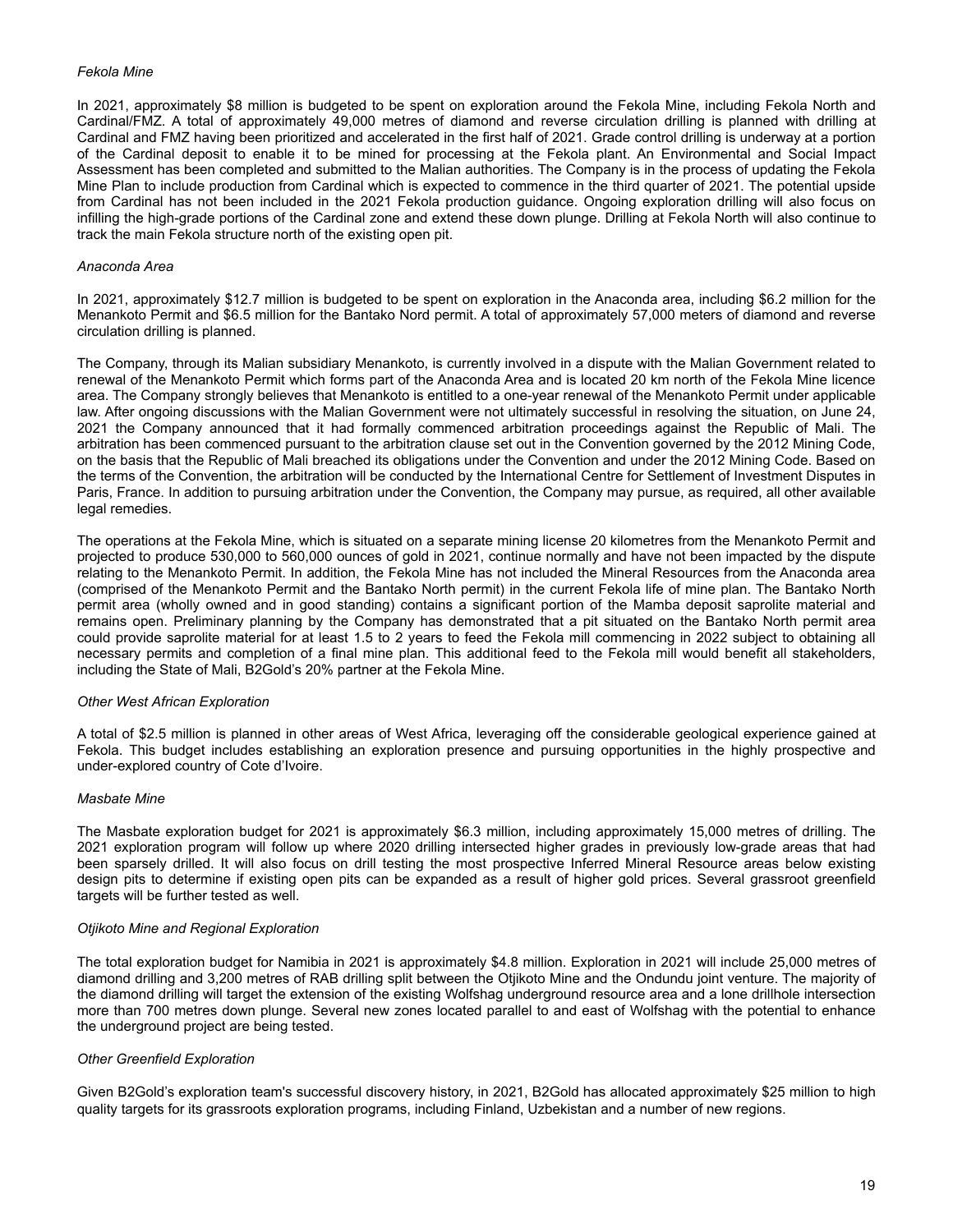*Fekola Mine*

In 2021, approximately $8 million is budgeted to be spent on exploration around the Fekola Mine, including Fekola North and Cardinal/FMZ. A total of approximately 49,000 metres of diamond and reverse circulation drilling is planned with drilling at Cardinal and FMZ having been prioritized and accelerated in the first half of 2021. Grade control drilling is underway at a portion of the Cardinal deposit to enable it to be mined for processing at the Fekola plant. An Environmental and Social Impact Assessment has been completed and submitted to the Malian authorities. The Company is in the process of updating the Fekola Mine Plan to include production from Cardinal which is expected to commence in the third quarter of 2021. The potential upside from Cardinal has not been included in the 2021 Fekola production guidance. Ongoing exploration drilling will also focus on infilling the high-grade portions of the Cardinal zone and extend these down plunge. Drilling at Fekola North will also continue to track the main Fekola structure north of the existing open pit.

*Anaconda Area*

In 2021, approximately $12.7 million is budgeted to be spent on exploration in the Anaconda area, including $6.2 million for the Menankoto Permit and $6.5 million for the Bantako Nord permit. A total of approximately 57,000 meters of diamond and reverse circulation drilling is planned.

The Company, through its Malian subsidiary Menankoto, is currently involved in a dispute with the Malian Government related to renewal of the Menankoto Permit which forms part of the Anaconda Area and is located 20 km north of the Fekola Mine licence area. The Company strongly believes that Menankoto is entitled to a one-year renewal of the Menankoto Permit under applicable law. After ongoing discussions with the Malian Government were not ultimately successful in resolving the situation, on June 24, 2021 the Company announced that it had formally commenced arbitration proceedings against the Republic of Mali. The arbitration has been commenced pursuant to the arbitration clause set out in the Convention governed by the 2012 Mining Code, on the basis that the Republic of Mali breached its obligations under the Convention and under the 2012 Mining Code. Based on the terms of the Convention, the arbitration will be conducted by the International Centre for Settlement of Investment Disputes in Paris, France. In addition to pursuing arbitration under the Convention, the Company may pursue, as required, all other available legal remedies.

The operations at the Fekola Mine, which is situated on a separate mining license 20 kilometres from the Menankoto Permit and projected to produce 530,000 to 560,000 ounces of gold in 2021, continue normally and have not been impacted by the dispute relating to the Menankoto Permit. In addition, the Fekola Mine has not included the Mineral Resources from the Anaconda area (comprised of the Menankoto Permit and the Bantako North permit) in the current Fekola life of mine plan. The Bantako North permit area (wholly owned and in good standing) contains a significant portion of the Mamba deposit saprolite material and remains open. Preliminary planning by the Company has demonstrated that a pit situated on the Bantako North permit area could provide saprolite material for at least 1.5 to 2 years to feed the Fekola mill commencing in 2022 subject to obtaining all necessary permits and completion of a final mine plan. This additional feed to the Fekola mill would benefit all stakeholders, including the State of Mali, B2Gold's 20% partner at the Fekola Mine.

*Other West African Exploration*

A total of $2.5 million is planned in other areas of West Africa, leveraging off the considerable geological experience gained at Fekola. This budget includes establishing an exploration presence and pursuing opportunities in the highly prospective and under-explored country of Cote d'Ivoire.

*Masbate Mine*

The Masbate exploration budget for 2021 is approximately $6.3 million, including approximately 15,000 metres of drilling. The 2021 exploration program will follow up where 2020 drilling intersected higher grades in previously low-grade areas that had been sparsely drilled. It will also focus on drill testing the most prospective Inferred Mineral Resource areas below existing design pits to determine if existing open pits can be expanded as a result of higher gold prices. Several grassroot greenfield targets will be further tested as well.

*Otjikoto Mine and Regional Exploration*

The total exploration budget for Namibia in 2021 is approximately $4.8 million. Exploration in 2021 will include 25,000 metres of diamond drilling and 3,200 metres of RAB drilling split between the Otjikoto Mine and the Ondundu joint venture. The majority of the diamond drilling will target the extension of the existing Wolfshag underground resource area and a lone drillhole intersection more than 700 metres down plunge. Several new zones located parallel to and east of Wolfshag with the potential to enhance the underground project are being tested.

*Other Greenfield Exploration*

Given B2Gold's exploration team's successful discovery history, in 2021, B2Gold has allocated approximately $25 million to high quality targets for its grassroots exploration programs, including Finland, Uzbekistan and a number of new regions.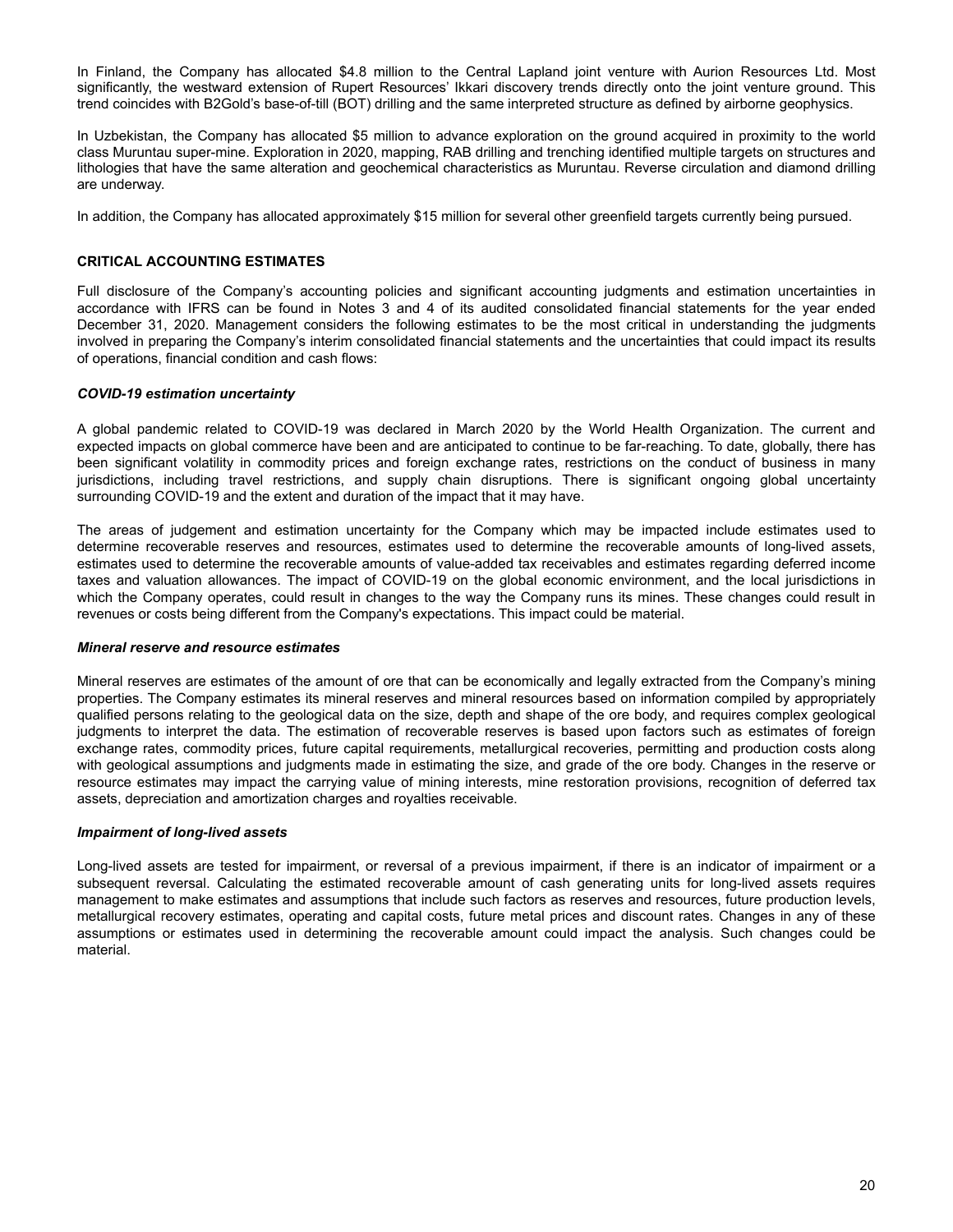In Finland, the Company has allocated $4.8 million to the Central Lapland joint venture with Aurion Resources Ltd. Most significantly, the westward extension of Rupert Resources' Ikkari discovery trends directly onto the joint venture ground. This trend coincides with B2Gold's base-of-till (BOT) drilling and the same interpreted structure as defined by airborne geophysics.

In Uzbekistan, the Company has allocated $5 million to advance exploration on the ground acquired in proximity to the world class Muruntau super-mine. Exploration in 2020, mapping, RAB drilling and trenching identified multiple targets on structures and lithologies that have the same alteration and geochemical characteristics as Muruntau. Reverse circulation and diamond drilling are underway.

In addition, the Company has allocated approximately $15 million for several other greenfield targets currently being pursued.

## CRITICAL ACCOUNTING ESTIMATES

Full disclosure of the Company's accounting policies and significant accounting judgments and estimation uncertainties in accordance with IFRS can be found in Notes 3 and 4 of its audited consolidated financial statements for the year ended December 31, 2020. Management considers the following estimates to be the most critical in understanding the judgments involved in preparing the Company's interim consolidated financial statements and the uncertainties that could impact its results of operations, financial condition and cash flows:

### *COVID-19 estimation uncertainty*

A global pandemic related to COVID-19 was declared in March 2020 by the World Health Organization. The current and expected impacts on global commerce have been and are anticipated to continue to be far-reaching. To date, globally, there has been significant volatility in commodity prices and foreign exchange rates, restrictions on the conduct of business in many jurisdictions, including travel restrictions, and supply chain disruptions. There is significant ongoing global uncertainty surrounding COVID-19 and the extent and duration of the impact that it may have.

The areas of judgement and estimation uncertainty for the Company which may be impacted include estimates used to determine recoverable reserves and resources, estimates used to determine the recoverable amounts of long-lived assets, estimates used to determine the recoverable amounts of value-added tax receivables and estimates regarding deferred income taxes and valuation allowances. The impact of COVID-19 on the global economic environment, and the local jurisdictions in which the Company operates, could result in changes to the way the Company runs its mines. These changes could result in revenues or costs being different from the Company's expectations. This impact could be material.

### *Mineral reserve and resource estimates*

Mineral reserves are estimates of the amount of ore that can be economically and legally extracted from the Company's mining properties. The Company estimates its mineral reserves and mineral resources based on information compiled by appropriately qualified persons relating to the geological data on the size, depth and shape of the ore body, and requires complex geological judgments to interpret the data. The estimation of recoverable reserves is based upon factors such as estimates of foreign exchange rates, commodity prices, future capital requirements, metallurgical recoveries, permitting and production costs along with geological assumptions and judgments made in estimating the size, and grade of the ore body. Changes in the reserve or resource estimates may impact the carrying value of mining interests, mine restoration provisions, recognition of deferred tax assets, depreciation and amortization charges and royalties receivable.

### *Impairment of long-lived assets*

Long-lived assets are tested for impairment, or reversal of a previous impairment, if there is an indicator of impairment or a subsequent reversal. Calculating the estimated recoverable amount of cash generating units for long-lived assets requires management to make estimates and assumptions that include such factors as reserves and resources, future production levels, metallurgical recovery estimates, operating and capital costs, future metal prices and discount rates. Changes in any of these assumptions or estimates used in determining the recoverable amount could impact the analysis. Such changes could be material.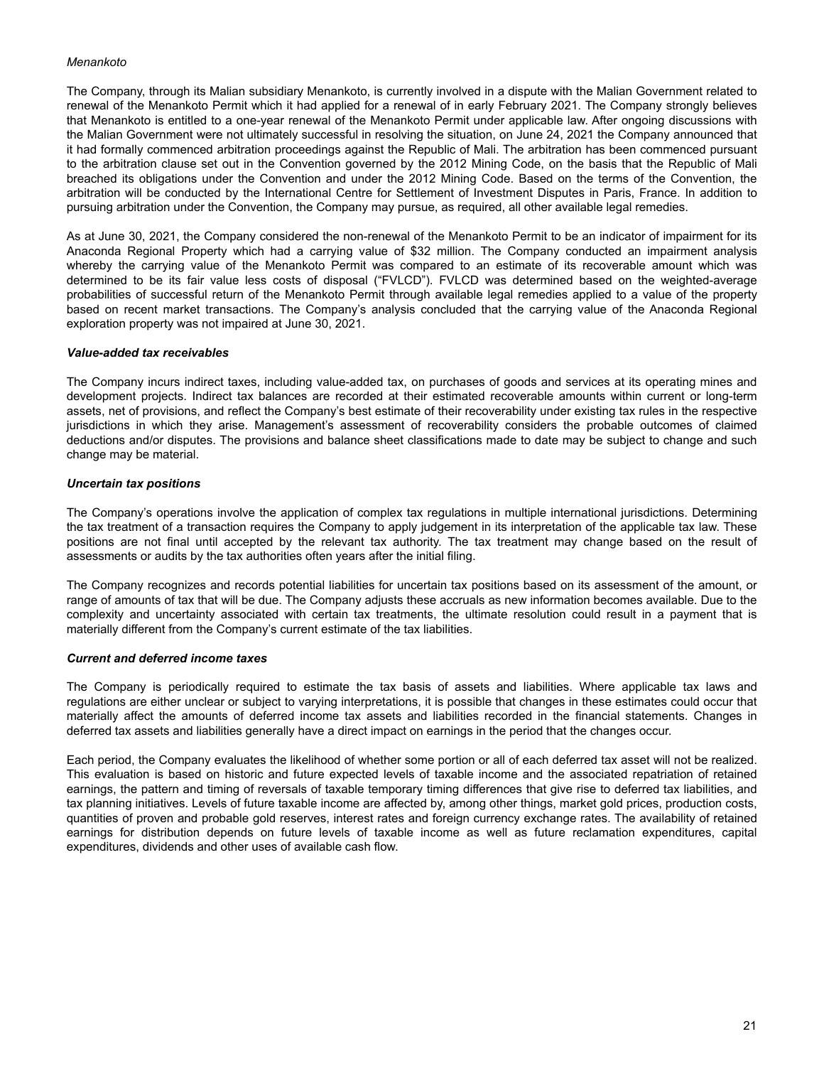*Menankoto*

The Company, through its Malian subsidiary Menankoto, is currently involved in a dispute with the Malian Government related to renewal of the Menankoto Permit which it had applied for a renewal of in early February 2021. The Company strongly believes that Menankoto is entitled to a one-year renewal of the Menankoto Permit under applicable law. After ongoing discussions with the Malian Government were not ultimately successful in resolving the situation, on June 24, 2021 the Company announced that it had formally commenced arbitration proceedings against the Republic of Mali. The arbitration has been commenced pursuant to the arbitration clause set out in the Convention governed by the 2012 Mining Code, on the basis that the Republic of Mali breached its obligations under the Convention and under the 2012 Mining Code. Based on the terms of the Convention, the arbitration will be conducted by the International Centre for Settlement of Investment Disputes in Paris, France. In addition to pursuing arbitration under the Convention, the Company may pursue, as required, all other available legal remedies.

As at June 30, 2021, the Company considered the non-renewal of the Menankoto Permit to be an indicator of impairment for its Anaconda Regional Property which had a carrying value of $32 million. The Company conducted an impairment analysis whereby the carrying value of the Menankoto Permit was compared to an estimate of its recoverable amount which was determined to be its fair value less costs of disposal ("FVLCD"). FVLCD was determined based on the weighted-average probabilities of successful return of the Menankoto Permit through available legal remedies applied to a value of the property based on recent market transactions. The Company's analysis concluded that the carrying value of the Anaconda Regional exploration property was not impaired at June 30, 2021.

***Value-added tax receivables***

The Company incurs indirect taxes, including value-added tax, on purchases of goods and services at its operating mines and development projects. Indirect tax balances are recorded at their estimated recoverable amounts within current or long-term assets, net of provisions, and reflect the Company's best estimate of their recoverability under existing tax rules in the respective jurisdictions in which they arise. Management's assessment of recoverability considers the probable outcomes of claimed deductions and/or disputes. The provisions and balance sheet classifications made to date may be subject to change and such change may be material.

***Uncertain tax positions***

The Company's operations involve the application of complex tax regulations in multiple international jurisdictions. Determining the tax treatment of a transaction requires the Company to apply judgement in its interpretation of the applicable tax law. These positions are not final until accepted by the relevant tax authority. The tax treatment may change based on the result of assessments or audits by the tax authorities often years after the initial filing.

The Company recognizes and records potential liabilities for uncertain tax positions based on its assessment of the amount, or range of amounts of tax that will be due. The Company adjusts these accruals as new information becomes available. Due to the complexity and uncertainty associated with certain tax treatments, the ultimate resolution could result in a payment that is materially different from the Company's current estimate of the tax liabilities.

***Current and deferred income taxes***

The Company is periodically required to estimate the tax basis of assets and liabilities. Where applicable tax laws and regulations are either unclear or subject to varying interpretations, it is possible that changes in these estimates could occur that materially affect the amounts of deferred income tax assets and liabilities recorded in the financial statements. Changes in deferred tax assets and liabilities generally have a direct impact on earnings in the period that the changes occur.

Each period, the Company evaluates the likelihood of whether some portion or all of each deferred tax asset will not be realized. This evaluation is based on historic and future expected levels of taxable income and the associated repatriation of retained earnings, the pattern and timing of reversals of taxable temporary timing differences that give rise to deferred tax liabilities, and tax planning initiatives. Levels of future taxable income are affected by, among other things, market gold prices, production costs, quantities of proven and probable gold reserves, interest rates and foreign currency exchange rates. The availability of retained earnings for distribution depends on future levels of taxable income as well as future reclamation expenditures, capital expenditures, dividends and other uses of available cash flow.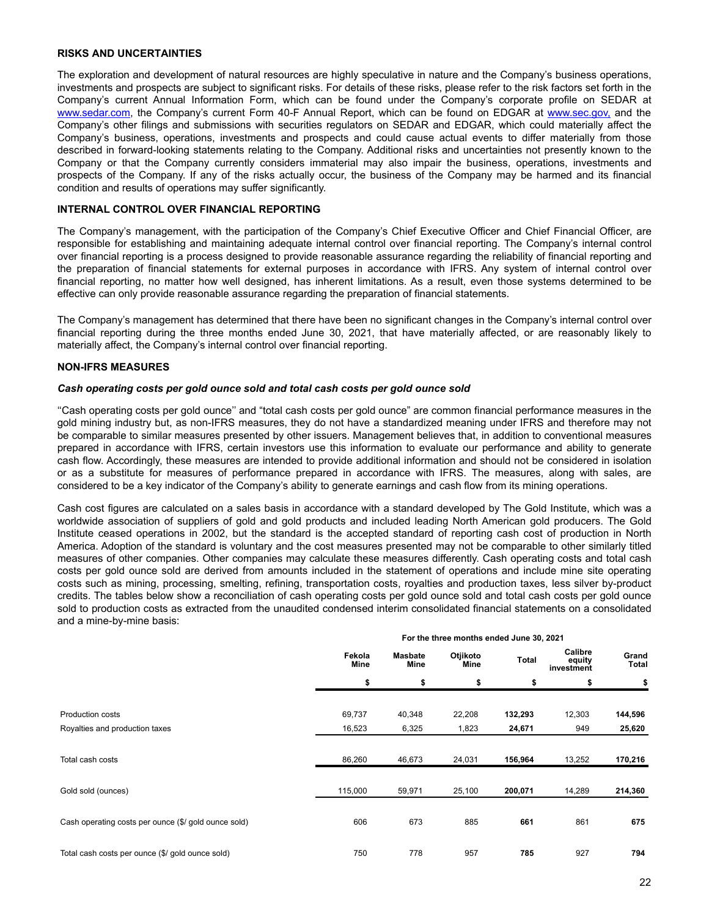## RISKS AND UNCERTAINTIES

The exploration and development of natural resources are highly speculative in nature and the Company's business operations, investments and prospects are subject to significant risks. For details of these risks, please refer to the risk factors set forth in the Company's current Annual Information Form, which can be found under the Company's corporate profile on SEDAR at www.sedar.com, the Company's current Form 40-F Annual Report, which can be found on EDGAR at www.sec.gov, and the Company's other filings and submissions with securities regulators on SEDAR and EDGAR, which could materially affect the Company's business, operations, investments and prospects and could cause actual events to differ materially from those described in forward-looking statements relating to the Company. Additional risks and uncertainties not presently known to the Company or that the Company currently considers immaterial may also impair the business, operations, investments and prospects of the Company. If any of the risks actually occur, the business of the Company may be harmed and its financial condition and results of operations may suffer significantly.

## INTERNAL CONTROL OVER FINANCIAL REPORTING

The Company's management, with the participation of the Company's Chief Executive Officer and Chief Financial Officer, are responsible for establishing and maintaining adequate internal control over financial reporting. The Company's internal control over financial reporting is a process designed to provide reasonable assurance regarding the reliability of financial reporting and the preparation of financial statements for external purposes in accordance with IFRS. Any system of internal control over financial reporting, no matter how well designed, has inherent limitations. As a result, even those systems determined to be effective can only provide reasonable assurance regarding the preparation of financial statements.

The Company's management has determined that there have been no significant changes in the Company's internal control over financial reporting during the three months ended June 30, 2021, that have materially affected, or are reasonably likely to materially affect, the Company's internal control over financial reporting.

## NON-IFRS MEASURES

### *Cash operating costs per gold ounce sold and total cash costs per gold ounce sold*

''Cash operating costs per gold ounce'' and "total cash costs per gold ounce" are common financial performance measures in the gold mining industry but, as non-IFRS measures, they do not have a standardized meaning under IFRS and therefore may not be comparable to similar measures presented by other issuers. Management believes that, in addition to conventional measures prepared in accordance with IFRS, certain investors use this information to evaluate our performance and ability to generate cash flow. Accordingly, these measures are intended to provide additional information and should not be considered in isolation or as a substitute for measures of performance prepared in accordance with IFRS. The measures, along with sales, are considered to be a key indicator of the Company's ability to generate earnings and cash flow from its mining operations.

Cash cost figures are calculated on a sales basis in accordance with a standard developed by The Gold Institute, which was a worldwide association of suppliers of gold and gold products and included leading North American gold producers. The Gold Institute ceased operations in 2002, but the standard is the accepted standard of reporting cash cost of production in North America. Adoption of the standard is voluntary and the cost measures presented may not be comparable to other similarly titled measures of other companies. Other companies may calculate these measures differently. Cash operating costs and total cash costs per gold ounce sold are derived from amounts included in the statement of operations and include mine site operating costs such as mining, processing, smelting, refining, transportation costs, royalties and production taxes, less silver by-product credits. The tables below show a reconciliation of cash operating costs per gold ounce sold and total cash costs per gold ounce sold to production costs as extracted from the unaudited condensed interim consolidated financial statements on a consolidated and a mine-by-mine basis:

| | For the three months ended June 30, 2021 | | | | | |
|---|---|---|---|---|---|---|
| | Fekola Mine | Masbate Mine | Otjikoto Mine | Total | Calibre equity investment | Grand Total |
| | $ | $ | $ | $ | $ | $ |
| Production costs | 69,737 | 40,348 | 22,208 | **132,293** | 12,303 | **144,596** |
| Royalties and production taxes | 16,523 | 6,325 | 1,823 | **24,671** | 949 | **25,620** |
| Total cash costs | 86,260 | 46,673 | 24,031 | **156,964** | 13,252 | **170,216** |
| Gold sold (ounces) | 115,000 | 59,971 | 25,100 | **200,071** | 14,289 | **214,360** |
| Cash operating costs per ounce ($/ gold ounce sold) | 606 | 673 | 885 | **661** | 861 | **675** |
| Total cash costs per ounce ($/ gold ounce sold) | 750 | 778 | 957 | **785** | 927 | **794** |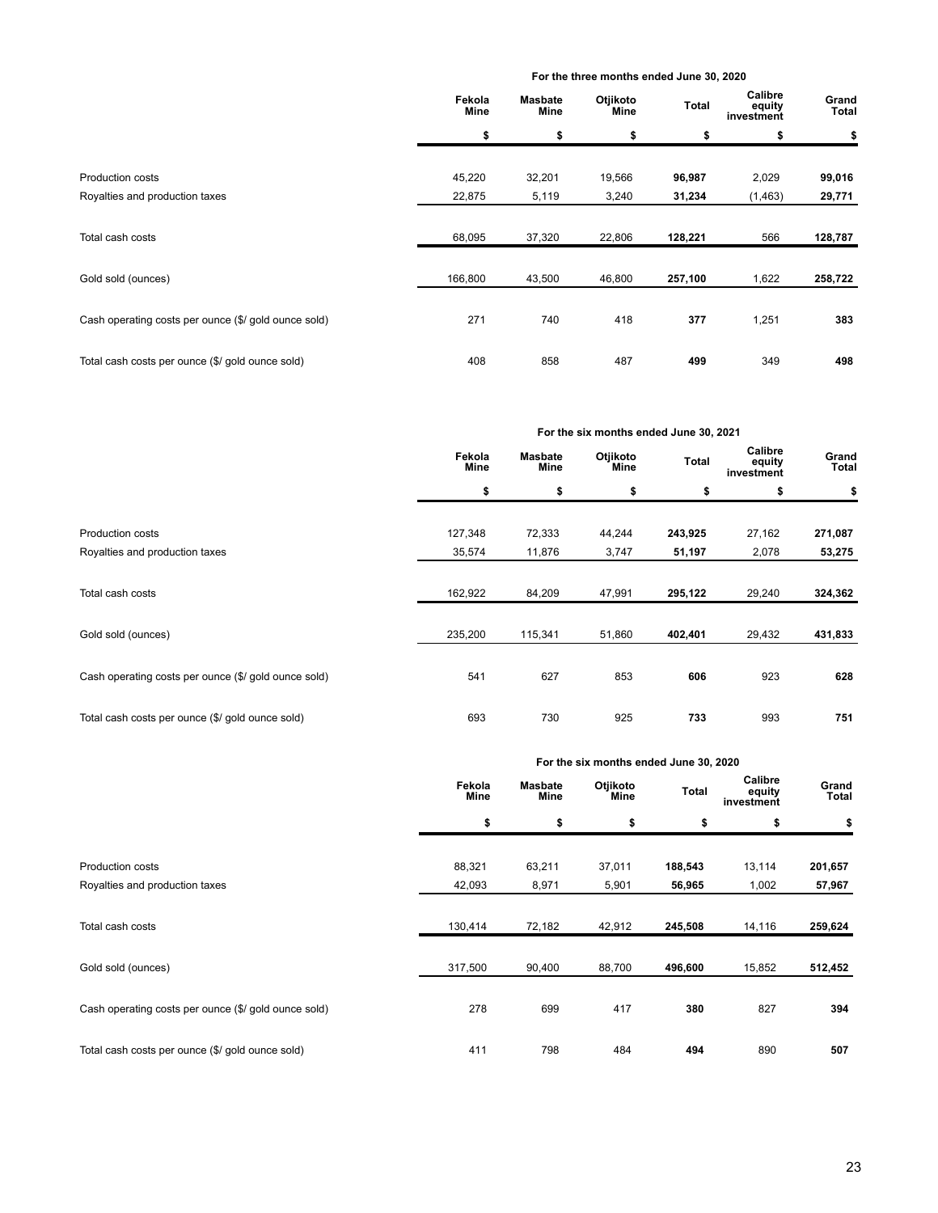| | For the three months ended June 30, 2020 | | | | | |
|---|---|---|---|---|---|---|
| | Fekola Mine | Masbate Mine | Otjikoto Mine | Total | Calibre equity investment | Grand Total |
| | $ | $ | $ | $ | $ | $ |
| Production costs | 45,220 | 32,201 | 19,566 | **96,987** | 2,029 | **99,016** |
| Royalties and production taxes | 22,875 | 5,119 | 3,240 | **31,234** | (1,463) | **29,771** |
| Total cash costs | 68,095 | 37,320 | 22,806 | **128,221** | 566 | **128,787** |
| Gold sold (ounces) | 166,800 | 43,500 | 46,800 | **257,100** | 1,622 | **258,722** |
| Cash operating costs per ounce ($/ gold ounce sold) | 271 | 740 | 418 | **377** | 1,251 | **383** |
| Total cash costs per ounce ($/ gold ounce sold) | 408 | 858 | 487 | **499** | 349 | **498** |

| | For the six months ended June 30, 2021 | | | | | |
|---|---|---|---|---|---|---|
| | Fekola Mine | Masbate Mine | Otjikoto Mine | Total | Calibre equity investment | Grand Total |
| | $ | $ | $ | $ | $ | $ |
| Production costs | 127,348 | 72,333 | 44,244 | **243,925** | 27,162 | **271,087** |
| Royalties and production taxes | 35,574 | 11,876 | 3,747 | **51,197** | 2,078 | **53,275** |
| Total cash costs | 162,922 | 84,209 | 47,991 | **295,122** | 29,240 | **324,362** |
| Gold sold (ounces) | 235,200 | 115,341 | 51,860 | **402,401** | 29,432 | **431,833** |
| Cash operating costs per ounce ($/ gold ounce sold) | 541 | 627 | 853 | **606** | 923 | **628** |
| Total cash costs per ounce ($/ gold ounce sold) | 693 | 730 | 925 | **733** | 993 | **751** |

| | For the six months ended June 30, 2020 | | | | | |
|---|---|---|---|---|---|---|
| | Fekola Mine | Masbate Mine | Otjikoto Mine | Total | Calibre equity investment | Grand Total |
| | $ | $ | $ | $ | $ | $ |
| Production costs | 88,321 | 63,211 | 37,011 | **188,543** | 13,114 | **201,657** |
| Royalties and production taxes | 42,093 | 8,971 | 5,901 | **56,965** | 1,002 | **57,967** |
| Total cash costs | 130,414 | 72,182 | 42,912 | **245,508** | 14,116 | **259,624** |
| Gold sold (ounces) | 317,500 | 90,400 | 88,700 | **496,600** | 15,852 | **512,452** |
| Cash operating costs per ounce ($/ gold ounce sold) | 278 | 699 | 417 | **380** | 827 | **394** |
| Total cash costs per ounce ($/ gold ounce sold) | 411 | 798 | 484 | **494** | 890 | **507** |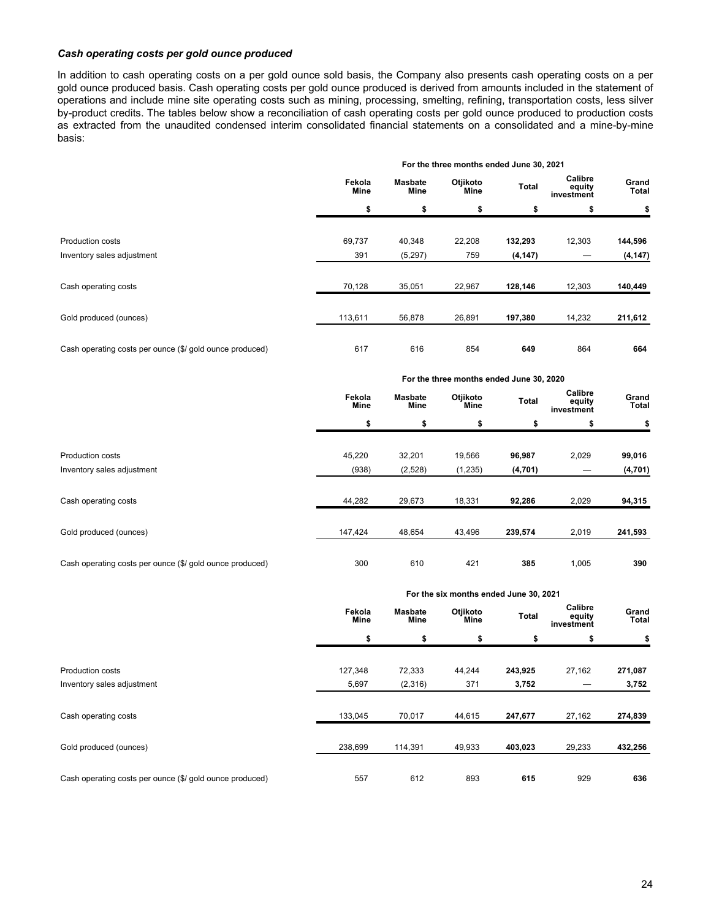### *Cash operating costs per gold ounce produced*

In addition to cash operating costs on a per gold ounce sold basis, the Company also presents cash operating costs on a per gold ounce produced basis. Cash operating costs per gold ounce produced is derived from amounts included in the statement of operations and include mine site operating costs such as mining, processing, smelting, refining, transportation costs, less silver by-product credits. The tables below show a reconciliation of cash operating costs per gold ounce produced to production costs as extracted from the unaudited condensed interim consolidated financial statements on a consolidated and a mine-by-mine basis:

| | For the three months ended June 30, 2021 | | | | | |
|---|---|---|---|---|---|---|
| | Fekola Mine | Masbate Mine | Otjikoto Mine | Total | Calibre equity investment | Grand Total |
| | $ | $ | $ | $ | $ | $ |
| Production costs | 69,737 | 40,348 | 22,208 | **132,293** | 12,303 | **144,596** |
| Inventory sales adjustment | 391 | (5,297) | 759 | **(4,147)** | — | **(4,147)** |
| Cash operating costs | 70,128 | 35,051 | 22,967 | **128,146** | 12,303 | **140,449** |
| Gold produced (ounces) | 113,611 | 56,878 | 26,891 | **197,380** | 14,232 | **211,612** |
| Cash operating costs per ounce ($/ gold ounce produced) | 617 | 616 | 854 | **649** | 864 | **664** |

| | For the three months ended June 30, 2020 | | | | | |
|---|---|---|---|---|---|---|
| | Fekola Mine | Masbate Mine | Otjikoto Mine | Total | Calibre equity investment | Grand Total |
| | $ | $ | $ | $ | $ | $ |
| Production costs | 45,220 | 32,201 | 19,566 | **96,987** | 2,029 | **99,016** |
| Inventory sales adjustment | (938) | (2,528) | (1,235) | **(4,701)** | — | **(4,701)** |
| Cash operating costs | 44,282 | 29,673 | 18,331 | **92,286** | 2,029 | **94,315** |
| Gold produced (ounces) | 147,424 | 48,654 | 43,496 | **239,574** | 2,019 | **241,593** |
| Cash operating costs per ounce ($/ gold ounce produced) | 300 | 610 | 421 | **385** | 1,005 | **390** |

| | For the six months ended June 30, 2021 | | | | | |
|---|---|---|---|---|---|---|
| | Fekola Mine | Masbate Mine | Otjikoto Mine | Total | Calibre equity investment | Grand Total |
| | $ | $ | $ | $ | $ | $ |
| Production costs | 127,348 | 72,333 | 44,244 | **243,925** | 27,162 | **271,087** |
| Inventory sales adjustment | 5,697 | (2,316) | 371 | **3,752** | — | **3,752** |
| Cash operating costs | 133,045 | 70,017 | 44,615 | **247,677** | 27,162 | **274,839** |
| Gold produced (ounces) | 238,699 | 114,391 | 49,933 | **403,023** | 29,233 | **432,256** |
| Cash operating costs per ounce ($/ gold ounce produced) | 557 | 612 | 893 | **615** | 929 | **636** |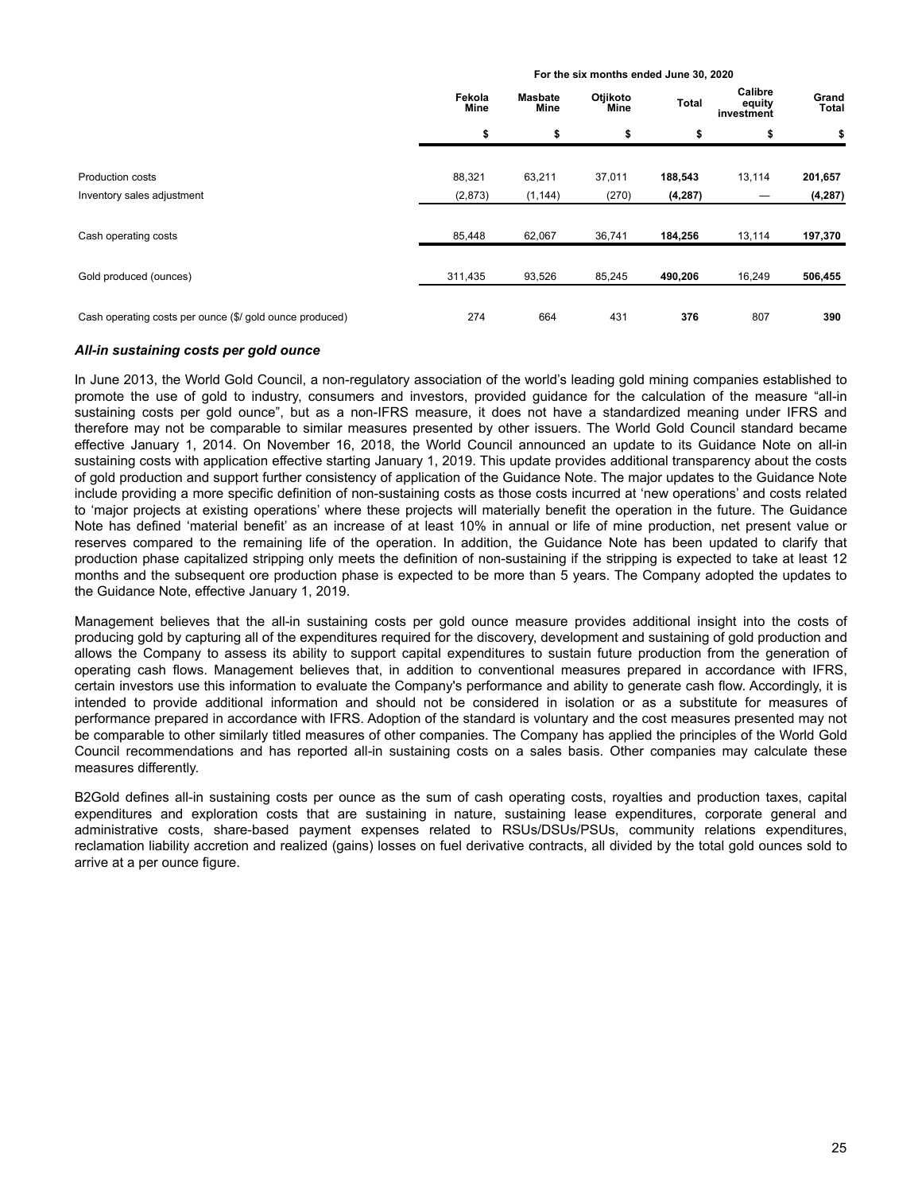| | For the six months ended June 30, 2020 | | | | | |
|---|---|---|---|---|---|---|
| | Fekola Mine | Masbate Mine | Otjikoto Mine | Total | Calibre equity investment | Grand Total |
| | $ | $ | $ | $ | $ | $ |
| Production costs | 88,321 | 63,211 | 37,011 | **188,543** | 13,114 | **201,657** |
| Inventory sales adjustment | (2,873) | (1,144) | (270) | **(4,287)** | — | **(4,287)** |
| Cash operating costs | 85,448 | 62,067 | 36,741 | **184,256** | 13,114 | **197,370** |
| Gold produced (ounces) | 311,435 | 93,526 | 85,245 | **490,206** | 16,249 | **506,455** |
| Cash operating costs per ounce ($/ gold ounce produced) | 274 | 664 | 431 | **376** | 807 | **390** |

### *All-in sustaining costs per gold ounce*

In June 2013, the World Gold Council, a non-regulatory association of the world's leading gold mining companies established to promote the use of gold to industry, consumers and investors, provided guidance for the calculation of the measure "all-in sustaining costs per gold ounce", but as a non-IFRS measure, it does not have a standardized meaning under IFRS and therefore may not be comparable to similar measures presented by other issuers. The World Gold Council standard became effective January 1, 2014. On November 16, 2018, the World Council announced an update to its Guidance Note on all-in sustaining costs with application effective starting January 1, 2019. This update provides additional transparency about the costs of gold production and support further consistency of application of the Guidance Note. The major updates to the Guidance Note include providing a more specific definition of non-sustaining costs as those costs incurred at 'new operations' and costs related to 'major projects at existing operations' where these projects will materially benefit the operation in the future. The Guidance Note has defined 'material benefit' as an increase of at least 10% in annual or life of mine production, net present value or reserves compared to the remaining life of the operation. In addition, the Guidance Note has been updated to clarify that production phase capitalized stripping only meets the definition of non-sustaining if the stripping is expected to take at least 12 months and the subsequent ore production phase is expected to be more than 5 years. The Company adopted the updates to the Guidance Note, effective January 1, 2019.

Management believes that the all-in sustaining costs per gold ounce measure provides additional insight into the costs of producing gold by capturing all of the expenditures required for the discovery, development and sustaining of gold production and allows the Company to assess its ability to support capital expenditures to sustain future production from the generation of operating cash flows. Management believes that, in addition to conventional measures prepared in accordance with IFRS, certain investors use this information to evaluate the Company's performance and ability to generate cash flow. Accordingly, it is intended to provide additional information and should not be considered in isolation or as a substitute for measures of performance prepared in accordance with IFRS. Adoption of the standard is voluntary and the cost measures presented may not be comparable to other similarly titled measures of other companies. The Company has applied the principles of the World Gold Council recommendations and has reported all-in sustaining costs on a sales basis. Other companies may calculate these measures differently.

B2Gold defines all-in sustaining costs per ounce as the sum of cash operating costs, royalties and production taxes, capital expenditures and exploration costs that are sustaining in nature, sustaining lease expenditures, corporate general and administrative costs, share-based payment expenses related to RSUs/DSUs/PSUs, community relations expenditures, reclamation liability accretion and realized (gains) losses on fuel derivative contracts, all divided by the total gold ounces sold to arrive at a per ounce figure.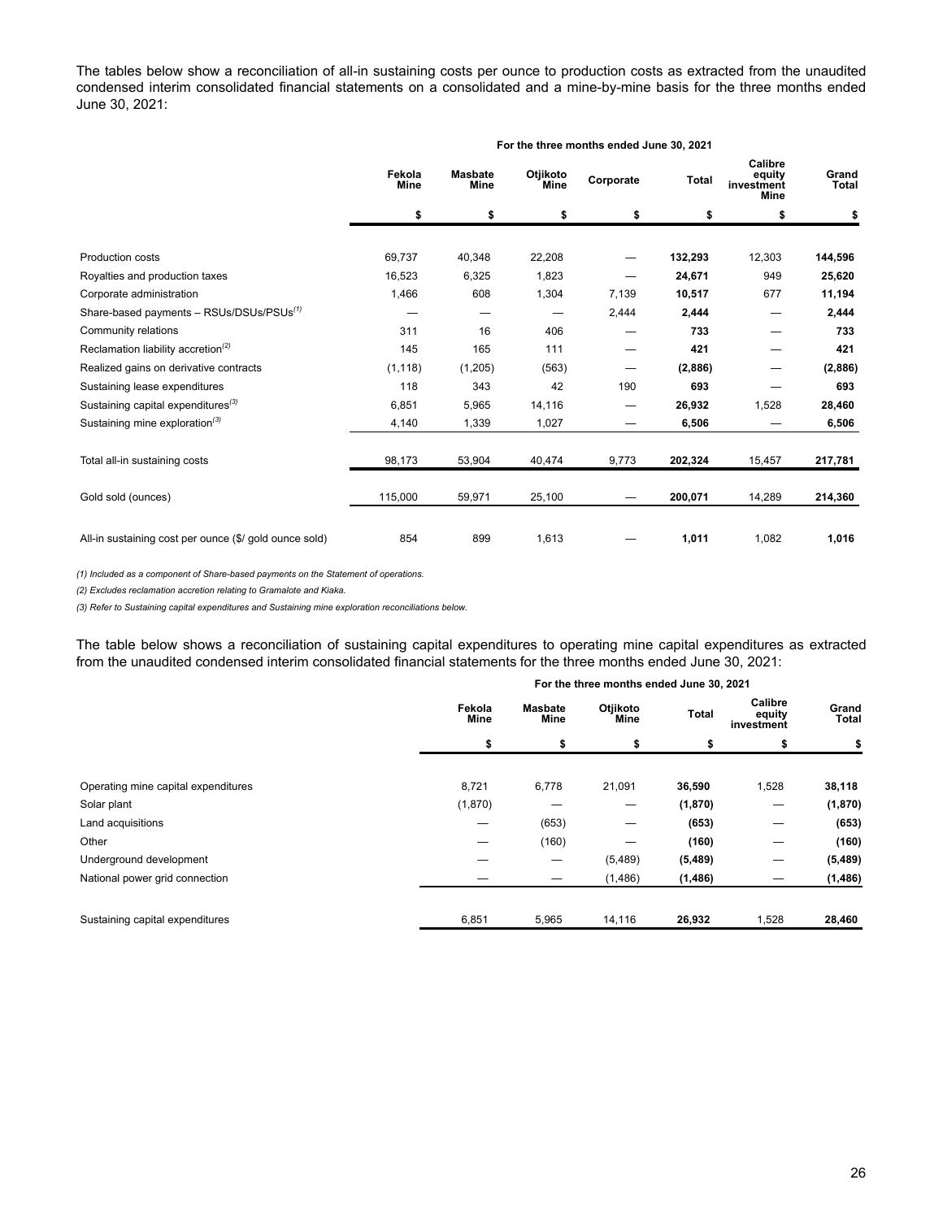The tables below show a reconciliation of all-in sustaining costs per ounce to production costs as extracted from the unaudited condensed interim consolidated financial statements on a consolidated and a mine-by-mine basis for the three months ended June 30, 2021:

| | For the three months ended June 30, 2021 | | | | | | |
|---|---|---|---|---|---|---|---|
| | Fekola Mine | Masbate Mine | Otjikoto Mine | Corporate | Total | Calibre equity investment Mine | Grand Total |
| | $ | $ | $ | $ | $ | $ | $ |
| Production costs | 69,737 | 40,348 | 22,208 | — | **132,293** | 12,303 | **144,596** |
| Royalties and production taxes | 16,523 | 6,325 | 1,823 | — | **24,671** | 949 | **25,620** |
| Corporate administration | 1,466 | 608 | 1,304 | 7,139 | **10,517** | 677 | **11,194** |
| Share-based payments – RSUs/DSUs/PSUs[(1)] | — | — | — | 2,444 | **2,444** | — | **2,444** |
| Community relations | 311 | 16 | 406 | — | **733** | — | **733** |
| Reclamation liability accretion[(2)] | 145 | 165 | 111 | — | **421** | — | **421** |
| Realized gains on derivative contracts | (1,118) | (1,205) | (563) | — | **(2,886)** | — | **(2,886)** |
| Sustaining lease expenditures | 118 | 343 | 42 | 190 | **693** | — | **693** |
| Sustaining capital expenditures[(3)] | 6,851 | 5,965 | 14,116 | — | **26,932** | 1,528 | **28,460** |
| Sustaining mine exploration[(3)] | 4,140 | 1,339 | 1,027 | — | **6,506** | — | **6,506** |
| Total all-in sustaining costs | 98,173 | 53,904 | 40,474 | 9,773 | **202,324** | 15,457 | **217,781** |
| Gold sold (ounces) | 115,000 | 59,971 | 25,100 | — | **200,071** | 14,289 | **214,360** |
| All-in sustaining cost per ounce ($/ gold ounce sold) | 854 | 899 | 1,613 | — | **1,011** | 1,082 | **1,016** |

*(1) Included as a component of Share-based payments on the Statement of operations.*

*(2) Excludes reclamation accretion relating to Gramalote and Kiaka.*

*(3) Refer to Sustaining capital expenditures and Sustaining mine exploration reconciliations below.*

The table below shows a reconciliation of sustaining capital expenditures to operating mine capital expenditures as extracted from the unaudited condensed interim consolidated financial statements for the three months ended June 30, 2021:

| | For the three months ended June 30, 2021 | | | | | |
|---|---|---|---|---|---|---|
| | Fekola Mine | Masbate Mine | Otjikoto Mine | Total | Calibre equity investment | Grand Total |
| | $ | $ | $ | $ | $ | $ |
| Operating mine capital expenditures | 8,721 | 6,778 | 21,091 | **36,590** | 1,528 | **38,118** |
| Solar plant | (1,870) | — | — | **(1,870)** | — | **(1,870)** |
| Land acquisitions | — | (653) | — | **(653)** | — | **(653)** |
| Other | — | (160) | — | **(160)** | — | **(160)** |
| Underground development | — | — | (5,489) | **(5,489)** | — | **(5,489)** |
| National power grid connection | — | — | (1,486) | **(1,486)** | — | **(1,486)** |
| Sustaining capital expenditures | 6,851 | 5,965 | 14,116 | **26,932** | 1,528 | **28,460** |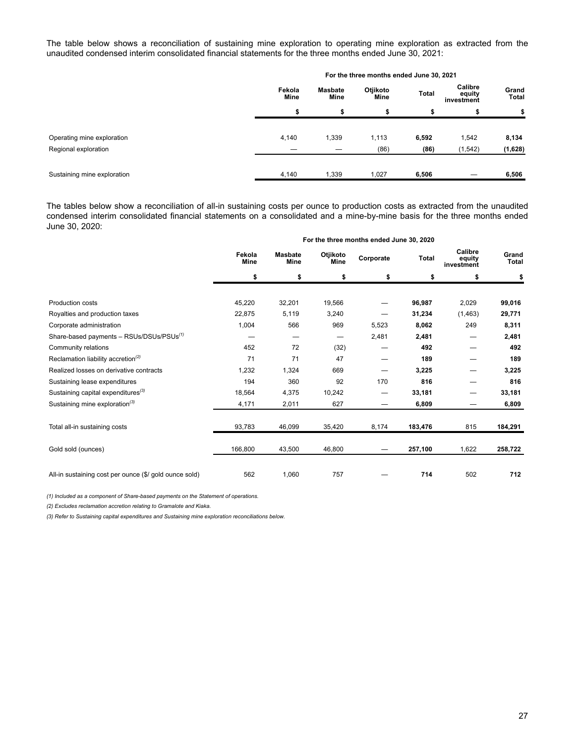The table below shows a reconciliation of sustaining mine exploration to operating mine exploration as extracted from the unaudited condensed interim consolidated financial statements for the three months ended June 30, 2021:

| | For the three months ended June 30, 2021 | | | | | |
|---|---|---|---|---|---|---|
| | Fekola Mine | Masbate Mine | Otjikoto Mine | Total | Calibre equity investment | Grand Total |
| | $ | $ | $ | $ | $ | $ |
| Operating mine exploration | 4,140 | 1,339 | 1,113 | **6,592** | 1,542 | **8,134** |
| Regional exploration | — | — | (86) | **(86)** | (1,542) | **(1,628)** |
| Sustaining mine exploration | 4,140 | 1,339 | 1,027 | **6,506** | — | **6,506** |

The tables below show a reconciliation of all-in sustaining costs per ounce to production costs as extracted from the unaudited condensed interim consolidated financial statements on a consolidated and a mine-by-mine basis for the three months ended June 30, 2020:

| | For the three months ended June 30, 2020 | | | | | | |
|---|---|---|---|---|---|---|---|
| | Fekola Mine | Masbate Mine | Otjikoto Mine | Corporate | Total | Calibre equity investment | Grand Total |
| | $ | $ | $ | $ | $ | $ | $ |
| Production costs | 45,220 | 32,201 | 19,566 | — | **96,987** | 2,029 | **99,016** |
| Royalties and production taxes | 22,875 | 5,119 | 3,240 | — | **31,234** | (1,463) | **29,771** |
| Corporate administration | 1,004 | 566 | 969 | 5,523 | **8,062** | 249 | **8,311** |
| Share-based payments – RSUs/DSUs/PSUs[(1)] | — | — | — | 2,481 | **2,481** | — | **2,481** |
| Community relations | 452 | 72 | (32) | — | **492** | — | **492** |
| Reclamation liability accretion[(2)] | 71 | 71 | 47 | — | **189** | — | **189** |
| Realized losses on derivative contracts | 1,232 | 1,324 | 669 | — | **3,225** | — | **3,225** |
| Sustaining lease expenditures | 194 | 360 | 92 | 170 | **816** | — | **816** |
| Sustaining capital expenditures[(3)] | 18,564 | 4,375 | 10,242 | — | **33,181** | — | **33,181** |
| Sustaining mine exploration[(3)] | 4,171 | 2,011 | 627 | — | **6,809** | — | **6,809** |
| Total all-in sustaining costs | 93,783 | 46,099 | 35,420 | 8,174 | **183,476** | 815 | **184,291** |
| Gold sold (ounces) | 166,800 | 43,500 | 46,800 | — | **257,100** | 1,622 | **258,722** |
| All-in sustaining cost per ounce ($/ gold ounce sold) | 562 | 1,060 | 757 | — | **714** | 502 | **712** |

*(1) Included as a component of Share-based payments on the Statement of operations.*

*(2) Excludes reclamation accretion relating to Gramalote and Kiaka.*

*(3) Refer to Sustaining capital expenditures and Sustaining mine exploration reconciliations below.*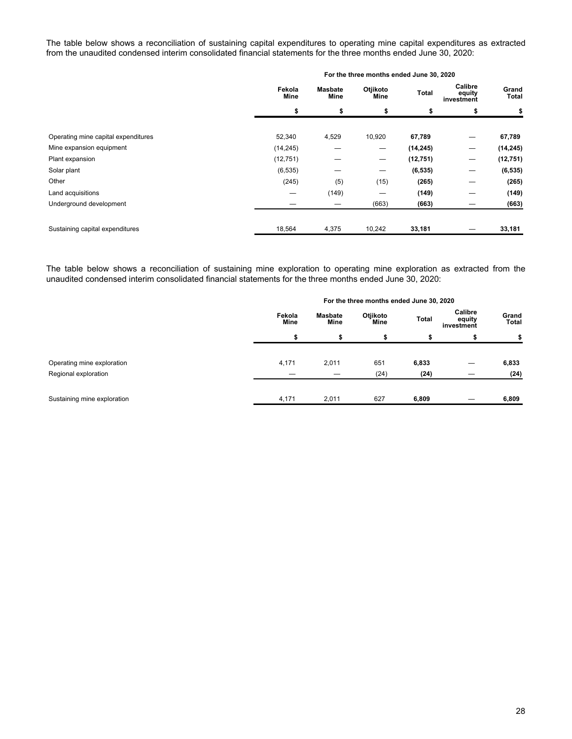The table below shows a reconciliation of sustaining capital expenditures to operating mine capital expenditures as extracted from the unaudited condensed interim consolidated financial statements for the three months ended June 30, 2020:

| | For the three months ended June 30, 2020 | | | | | |
|---|---|---|---|---|---|---|
| | Fekola Mine | Masbate Mine | Otjikoto Mine | Total | Calibre equity investment | Grand Total |
| | $ | $ | $ | $ | $ | $ |
| Operating mine capital expenditures | 52,340 | 4,529 | 10,920 | **67,789** | — | **67,789** |
| Mine expansion equipment | (14,245) | — | — | **(14,245)** | — | **(14,245)** |
| Plant expansion | (12,751) | — | — | **(12,751)** | — | **(12,751)** |
| Solar plant | (6,535) | — | — | **(6,535)** | — | **(6,535)** |
| Other | (245) | (5) | (15) | **(265)** | — | **(265)** |
| Land acquisitions | — | (149) | — | **(149)** | — | **(149)** |
| Underground development | — | — | (663) | **(663)** | — | **(663)** |
| Sustaining capital expenditures | 18,564 | 4,375 | 10,242 | **33,181** | — | **33,181** |

The table below shows a reconciliation of sustaining mine exploration to operating mine exploration as extracted from the unaudited condensed interim consolidated financial statements for the three months ended June 30, 2020:

| | For the three months ended June 30, 2020 | | | | | |
|---|---|---|---|---|---|---|
| | Fekola Mine | Masbate Mine | Otjikoto Mine | Total | Calibre equity investment | Grand Total |
| | $ | $ | $ | $ | $ | $ |
| Operating mine exploration | 4,171 | 2,011 | 651 | **6,833** | — | **6,833** |
| Regional exploration | — | — | (24) | **(24)** | — | **(24)** |
| Sustaining mine exploration | 4,171 | 2,011 | 627 | **6,809** | — | **6,809** |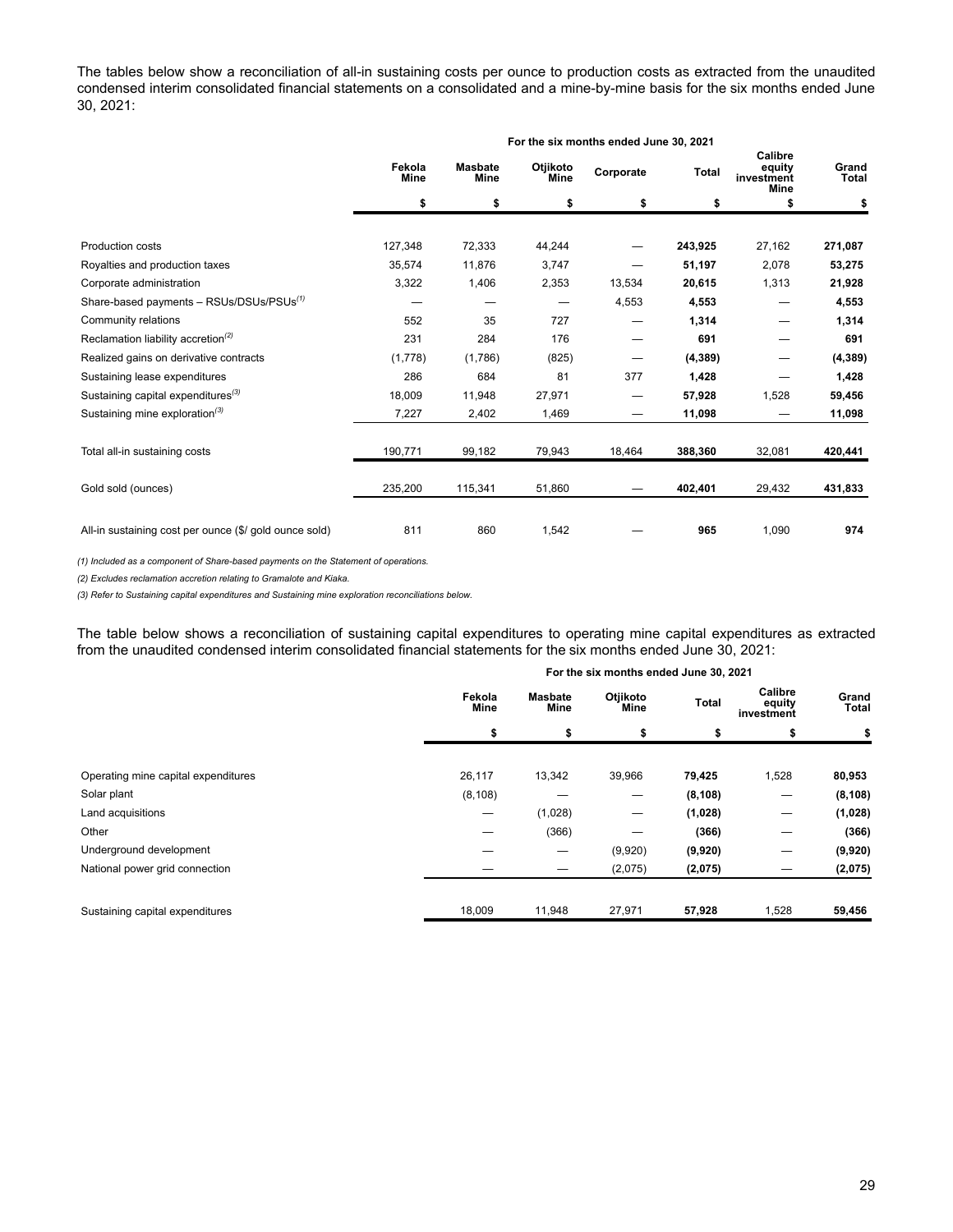The tables below show a reconciliation of all-in sustaining costs per ounce to production costs as extracted from the unaudited condensed interim consolidated financial statements on a consolidated and a mine-by-mine basis for the six months ended June 30, 2021:

| | For the six months ended June 30, 2021 | | | | | | |
|---|---|---|---|---|---|---|---|
| | Fekola Mine | Masbate Mine | Otjikoto Mine | Corporate | Total | Calibre equity investment Mine | Grand Total |
| | $ | $ | $ | $ | $ | $ | $ |
| Production costs | 127,348 | 72,333 | 44,244 | — | **243,925** | 27,162 | **271,087** |
| Royalties and production taxes | 35,574 | 11,876 | 3,747 | — | **51,197** | 2,078 | **53,275** |
| Corporate administration | 3,322 | 1,406 | 2,353 | 13,534 | **20,615** | 1,313 | **21,928** |
| Share-based payments – RSUs/DSUs/PSUs[(1)] | — | — | — | 4,553 | **4,553** | — | **4,553** |
| Community relations | 552 | 35 | 727 | — | **1,314** | — | **1,314** |
| Reclamation liability accretion[(2)] | 231 | 284 | 176 | — | **691** | — | **691** |
| Realized gains on derivative contracts | (1,778) | (1,786) | (825) | — | **(4,389)** | — | **(4,389)** |
| Sustaining lease expenditures | 286 | 684 | 81 | 377 | **1,428** | — | **1,428** |
| Sustaining capital expenditures[(3)] | 18,009 | 11,948 | 27,971 | — | **57,928** | 1,528 | **59,456** |
| Sustaining mine exploration[(3)] | 7,227 | 2,402 | 1,469 | — | **11,098** | — | **11,098** |
| Total all-in sustaining costs | 190,771 | 99,182 | 79,943 | 18,464 | **388,360** | 32,081 | **420,441** |
| Gold sold (ounces) | 235,200 | 115,341 | 51,860 | — | **402,401** | 29,432 | **431,833** |
| All-in sustaining cost per ounce ($/ gold ounce sold) | 811 | 860 | 1,542 | — | **965** | 1,090 | **974** |

*(1) Included as a component of Share-based payments on the Statement of operations.*

*(2) Excludes reclamation accretion relating to Gramalote and Kiaka.*

*(3) Refer to Sustaining capital expenditures and Sustaining mine exploration reconciliations below.*

The table below shows a reconciliation of sustaining capital expenditures to operating mine capital expenditures as extracted from the unaudited condensed interim consolidated financial statements for the six months ended June 30, 2021:

| | For the six months ended June 30, 2021 | | | | | |
|---|---|---|---|---|---|---|
| | Fekola Mine | Masbate Mine | Otjikoto Mine | Total | Calibre equity investment | Grand Total |
| | $ | $ | $ | $ | $ | $ |
| Operating mine capital expenditures | 26,117 | 13,342 | 39,966 | **79,425** | 1,528 | **80,953** |
| Solar plant | (8,108) | — | — | **(8,108)** | — | **(8,108)** |
| Land acquisitions | — | (1,028) | — | **(1,028)** | — | **(1,028)** |
| Other | — | (366) | — | **(366)** | — | **(366)** |
| Underground development | — | — | (9,920) | **(9,920)** | — | **(9,920)** |
| National power grid connection | — | — | (2,075) | **(2,075)** | — | **(2,075)** |
| Sustaining capital expenditures | 18,009 | 11,948 | 27,971 | **57,928** | 1,528 | **59,456** |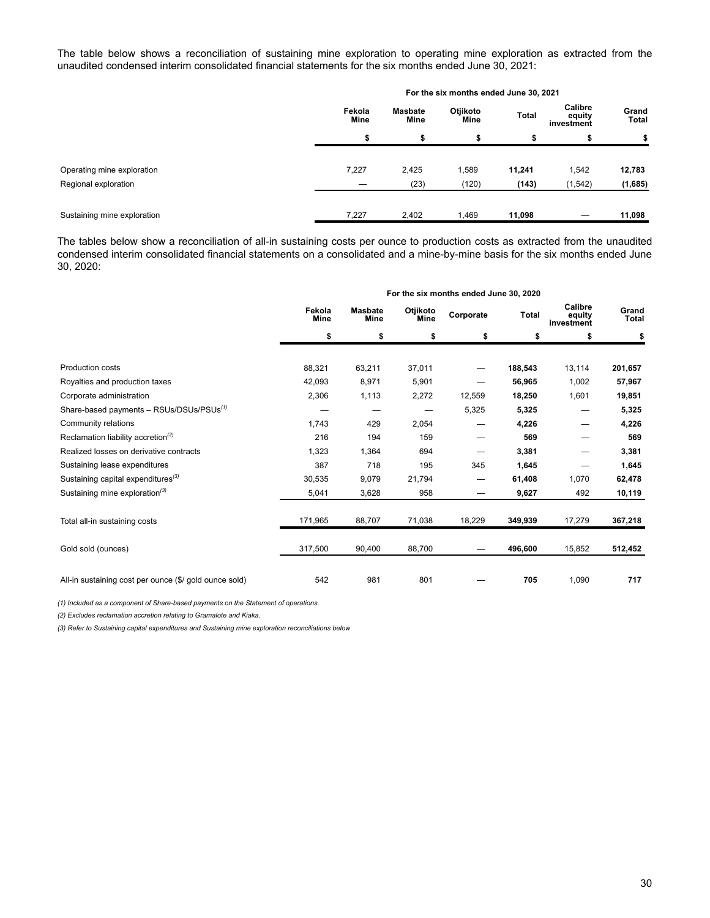The table below shows a reconciliation of sustaining mine exploration to operating mine exploration as extracted from the unaudited condensed interim consolidated financial statements for the six months ended June 30, 2021:

| | For the six months ended June 30, 2021 | | | | | |
|---|---|---|---|---|---|---|
| | Fekola Mine | Masbate Mine | Otjikoto Mine | Total | Calibre equity investment | Grand Total |
| | $ | $ | $ | $ | $ | $ |
| Operating mine exploration | 7,227 | 2,425 | 1,589 | **11,241** | 1,542 | **12,783** |
| Regional exploration | — | (23) | (120) | **(143)** | (1,542) | **(1,685)** |
| Sustaining mine exploration | 7,227 | 2,402 | 1,469 | **11,098** | — | **11,098** |

The tables below show a reconciliation of all-in sustaining costs per ounce to production costs as extracted from the unaudited condensed interim consolidated financial statements on a consolidated and a mine-by-mine basis for the six months ended June 30, 2020:

| | For the six months ended June 30, 2020 | | | | | | |
|---|---|---|---|---|---|---|---|
| | Fekola Mine | Masbate Mine | Otjikoto Mine | Corporate | Total | Calibre equity investment | Grand Total |
| | $ | $ | $ | $ | $ | $ | $ |
| Production costs | 88,321 | 63,211 | 37,011 | — | **188,543** | 13,114 | **201,657** |
| Royalties and production taxes | 42,093 | 8,971 | 5,901 | — | **56,965** | 1,002 | **57,967** |
| Corporate administration | 2,306 | 1,113 | 2,272 | 12,559 | **18,250** | 1,601 | **19,851** |
| Share-based payments – RSUs/DSUs/PSUs[(1)] | — | — | — | 5,325 | **5,325** | — | **5,325** |
| Community relations | 1,743 | 429 | 2,054 | — | **4,226** | — | **4,226** |
| Reclamation liability accretion[(2)] | 216 | 194 | 159 | — | **569** | — | **569** |
| Realized losses on derivative contracts | 1,323 | 1,364 | 694 | — | **3,381** | — | **3,381** |
| Sustaining lease expenditures | 387 | 718 | 195 | 345 | **1,645** | — | **1,645** |
| Sustaining capital expenditures[(3)] | 30,535 | 9,079 | 21,794 | — | **61,408** | 1,070 | **62,478** |
| Sustaining mine exploration[(3)] | 5,041 | 3,628 | 958 | — | **9,627** | 492 | **10,119** |
| Total all-in sustaining costs | 171,965 | 88,707 | 71,038 | 18,229 | **349,939** | 17,279 | **367,218** |
| Gold sold (ounces) | 317,500 | 90,400 | 88,700 | — | **496,600** | 15,852 | **512,452** |
| All-in sustaining cost per ounce ($/ gold ounce sold) | 542 | 981 | 801 | — | **705** | 1,090 | **717** |

*(1) Included as a component of Share-based payments on the Statement of operations.*

*(2) Excludes reclamation accretion relating to Gramalote and Kiaka.*

*(3) Refer to Sustaining capital expenditures and Sustaining mine exploration reconciliations below*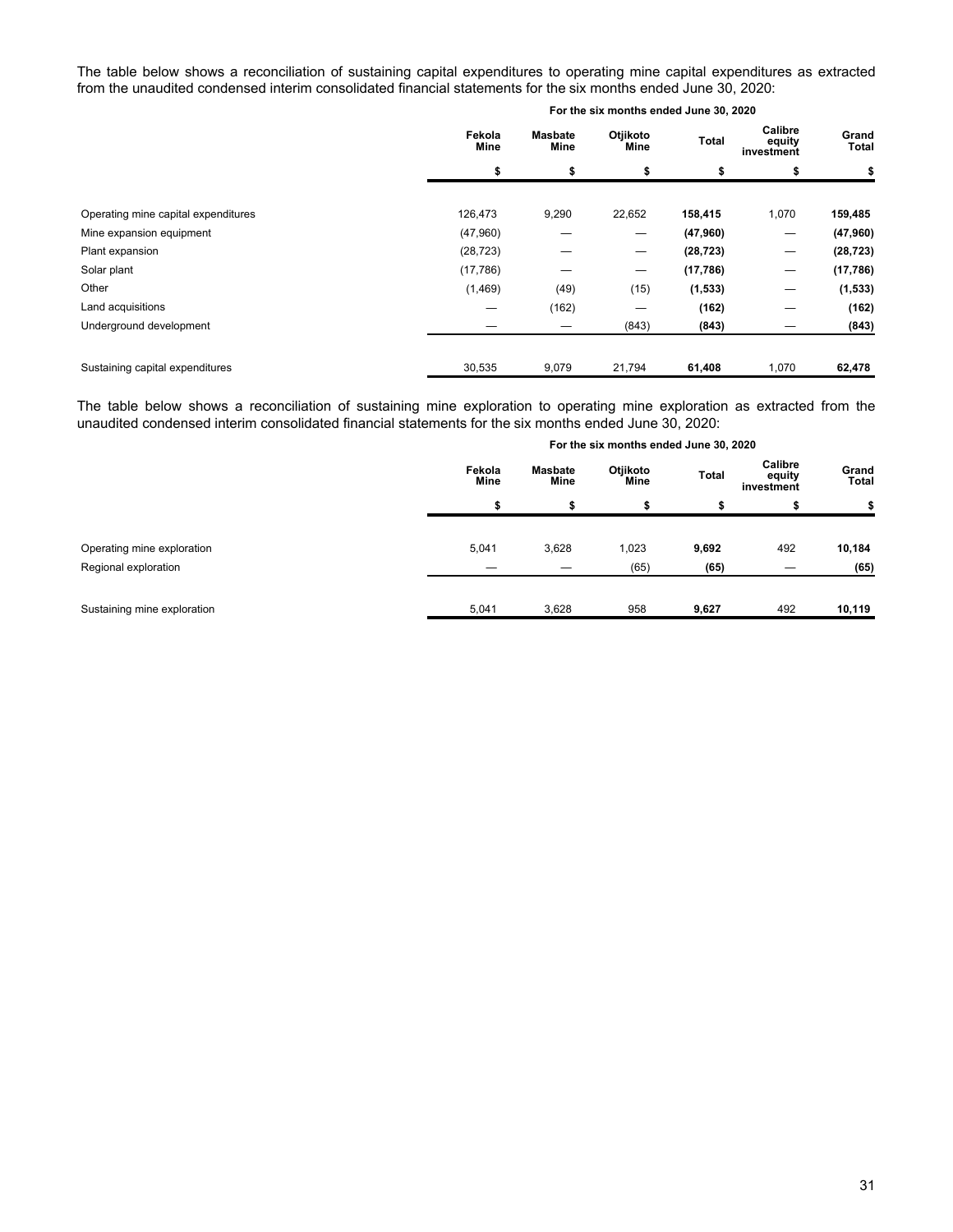The table below shows a reconciliation of sustaining capital expenditures to operating mine capital expenditures as extracted from the unaudited condensed interim consolidated financial statements for the six months ended June 30, 2020:

| | For the six months ended June 30, 2020 | | | | | |
|---|---|---|---|---|---|---|
| | Fekola Mine | Masbate Mine | Otjikoto Mine | Total | Calibre equity investment | Grand Total |
| | $ | $ | $ | $ | $ | $ |
| Operating mine capital expenditures | 126,473 | 9,290 | 22,652 | **158,415** | 1,070 | **159,485** |
| Mine expansion equipment | (47,960) | — | — | **(47,960)** | — | **(47,960)** |
| Plant expansion | (28,723) | — | — | **(28,723)** | — | **(28,723)** |
| Solar plant | (17,786) | — | — | **(17,786)** | — | **(17,786)** |
| Other | (1,469) | (49) | (15) | **(1,533)** | — | **(1,533)** |
| Land acquisitions | — | (162) | — | **(162)** | — | **(162)** |
| Underground development | — | — | (843) | **(843)** | — | **(843)** |
| Sustaining capital expenditures | 30,535 | 9,079 | 21,794 | **61,408** | 1,070 | **62,478** |

The table below shows a reconciliation of sustaining mine exploration to operating mine exploration as extracted from the unaudited condensed interim consolidated financial statements for the six months ended June 30, 2020:

| | For the six months ended June 30, 2020 | | | | | |
|---|---|---|---|---|---|---|
| | Fekola Mine | Masbate Mine | Otjikoto Mine | Total | Calibre equity investment | Grand Total |
| | $ | $ | $ | $ | $ | $ |
| Operating mine exploration | 5,041 | 3,628 | 1,023 | **9,692** | 492 | **10,184** |
| Regional exploration | — | — | (65) | **(65)** | — | **(65)** |
| Sustaining mine exploration | 5,041 | 3,628 | 958 | **9,627** | 492 | **10,119** |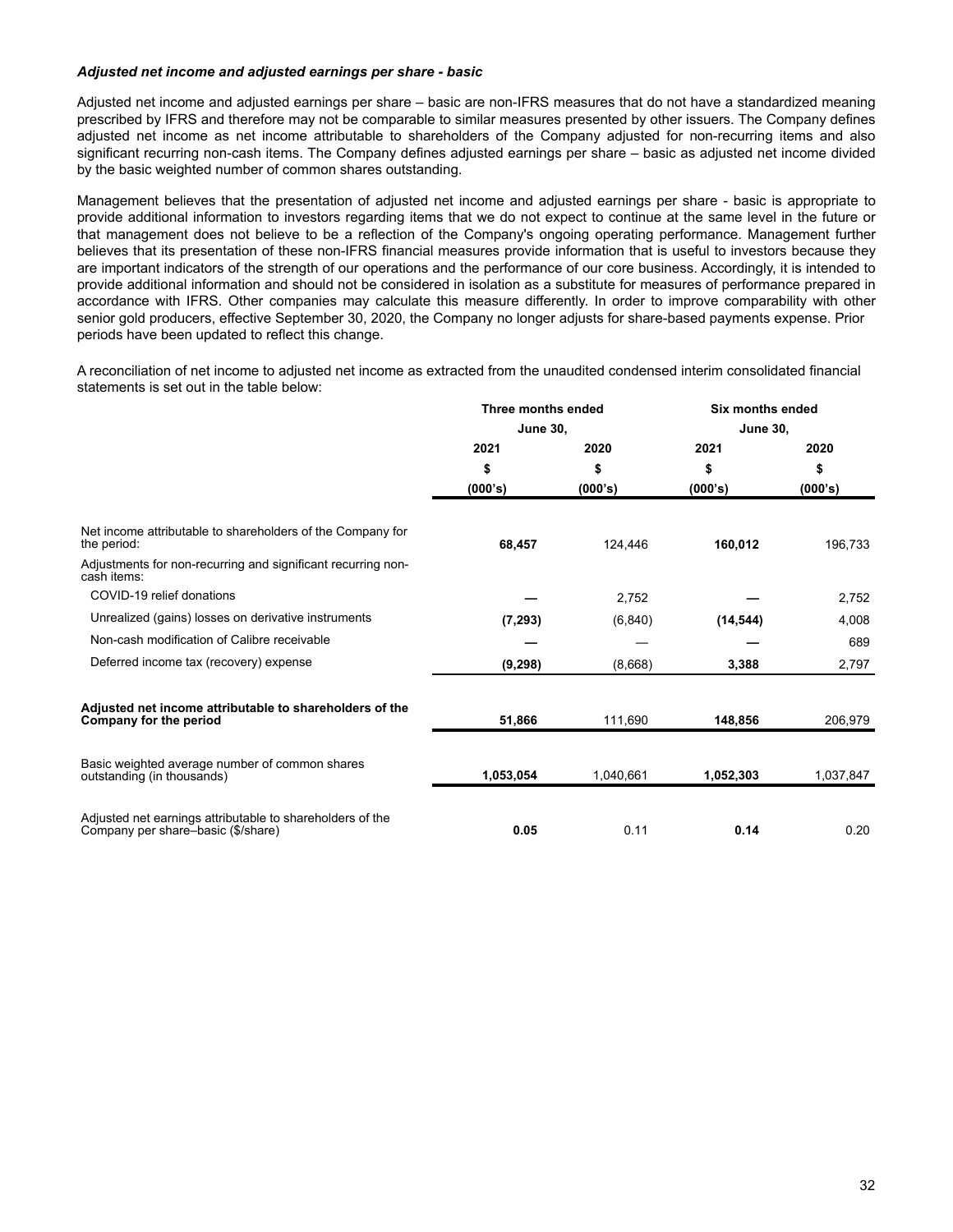***Adjusted net income and adjusted earnings per share - basic***

Adjusted net income and adjusted earnings per share – basic are non-IFRS measures that do not have a standardized meaning prescribed by IFRS and therefore may not be comparable to similar measures presented by other issuers. The Company defines adjusted net income as net income attributable to shareholders of the Company adjusted for non-recurring items and also significant recurring non-cash items. The Company defines adjusted earnings per share – basic as adjusted net income divided by the basic weighted number of common shares outstanding.

Management believes that the presentation of adjusted net income and adjusted earnings per share - basic is appropriate to provide additional information to investors regarding items that we do not expect to continue at the same level in the future or that management does not believe to be a reflection of the Company's ongoing operating performance. Management further believes that its presentation of these non-IFRS financial measures provide information that is useful to investors because they are important indicators of the strength of our operations and the performance of our core business. Accordingly, it is intended to provide additional information and should not be considered in isolation as a substitute for measures of performance prepared in accordance with IFRS. Other companies may calculate this measure differently. In order to improve comparability with other senior gold producers, effective September 30, 2020, the Company no longer adjusts for share-based payments expense. Prior periods have been updated to reflect this change.

A reconciliation of net income to adjusted net income as extracted from the unaudited condensed interim consolidated financial statements is set out in the table below:

| | Three months ended June 30, | | Six months ended June 30, | |
|---|---|---|---|---|
| | **2021** | **2020** | **2021** | **2020** |
| | **$** | **$** | **$** | **$** |
| | **(000's)** | **(000's)** | **(000's)** | **(000's)** |
| Net income attributable to shareholders of the Company for the period: | **68,457** | 124,446 | **160,012** | 196,733 |
| Adjustments for non-recurring and significant recurring non-cash items: | | | | |
| COVID-19 relief donations | **—** | 2,752 | **—** | 2,752 |
| Unrealized (gains) losses on derivative instruments | **(7,293)** | (6,840) | **(14,544)** | 4,008 |
| Non-cash modification of Calibre receivable | **—** | — | **—** | 689 |
| Deferred income tax (recovery) expense | **(9,298)** | (8,668) | **3,388** | 2,797 |
| **Adjusted net income attributable to shareholders of the Company for the period** | **51,866** | 111,690 | **148,856** | 206,979 |
| Basic weighted average number of common shares outstanding (in thousands) | **1,053,054** | 1,040,661 | **1,052,303** | 1,037,847 |
| Adjusted net earnings attributable to shareholders of the Company per share–basic ($/share) | **0.05** | 0.11 | **0.14** | 0.20 |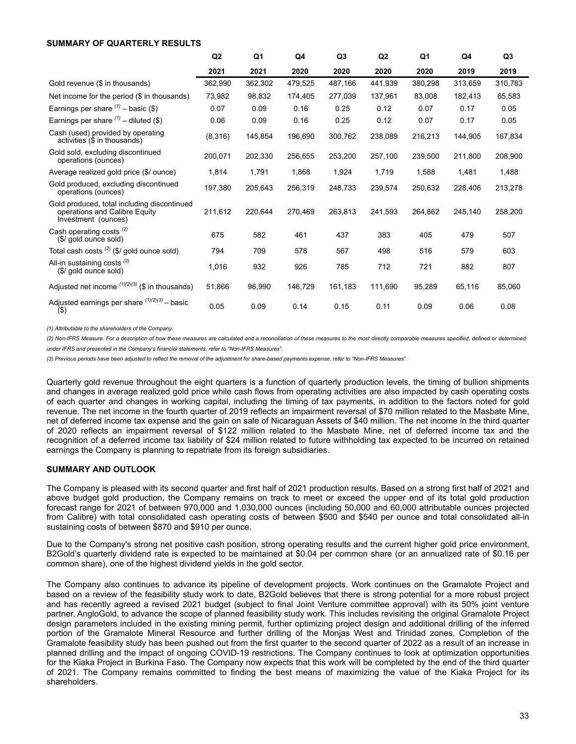**SUMMARY OF QUARTERLY RESULTS**

| | Q2 2021 | Q1 2021 | Q4 2020 | Q3 2020 | Q2 2020 | Q1 2020 | Q4 2019 | Q3 2019 |
|---|---|---|---|---|---|---|---|---|
| Gold revenue ($ in thousands) | 362,990 | 362,302 | 479,525 | 487,166 | 441,939 | 380,298 | 313,659 | 310,783 |
| Net income for the period ($ in thousands) | 73,982 | 98,832 | 174,405 | 277,039 | 137,961 | 83,008 | 182,413 | 65,583 |
| Earnings per share (1) – basic ($) | 0.07 | 0.09 | 0.16 | 0.25 | 0.12 | 0.07 | 0.17 | 0.05 |
| Earnings per share (1) – diluted ($) | 0.06 | 0.09 | 0.16 | 0.25 | 0.12 | 0.07 | 0.17 | 0.05 |
| Cash (used) provided by operating activities ($ in thousands) | (8,316) | 145,854 | 196,690 | 300,762 | 238,089 | 216,213 | 144,905 | 167,834 |
| Gold sold, excluding discontinued operations (ounces) | 200,071 | 202,330 | 256,655 | 253,200 | 257,100 | 239,500 | 211,800 | 208,900 |
| Average realized gold price ($/ ounce) | 1,814 | 1,791 | 1,868 | 1,924 | 1,719 | 1,588 | 1,481 | 1,488 |
| Gold produced, excluding discontinued operations (ounces) | 197,380 | 205,643 | 256,319 | 248,733 | 239,574 | 250,632 | 228,406 | 213,278 |
| Gold produced, total including discontinued operations and Calibre Equity Investment (ounces) | 211,612 | 220,644 | 270,469 | 263,813 | 241,593 | 264,862 | 245,140 | 258,200 |
| Cash operating costs (2) ($/ gold ounce sold) | 675 | 582 | 461 | 437 | 383 | 405 | 479 | 507 |
| Total cash costs (2) ($/ gold ounce sold) | 794 | 709 | 578 | 567 | 498 | 516 | 579 | 603 |
| All-in sustaining costs (2) ($/ gold ounce sold) | 1,016 | 932 | 926 | 785 | 712 | 721 | 882 | 807 |
| Adjusted net income (1)(2)(3) ($ in thousands) | 51,866 | 96,990 | 146,729 | 161,183 | 111,690 | 95,289 | 65,116 | 85,060 |
| Adjusted earnings per share (1)(2)(3) – basic ($) | 0.05 | 0.09 | 0.14 | 0.15 | 0.11 | 0.09 | 0.06 | 0.08 |

*(1) Attributable to the shareholders of the Company.*

*(2) Non-IFRS Measure. For a description of how these measures are calculated and a reconciliation of these measures to the most directly comparable measures specified, defined or determined under IFRS and presented in the Company's financial statements, refer to "Non-IFRS Measures".*

*(3) Previous periods have been adjusted to reflect the removal of the adjustment for share-based payments expense, refer to "Non-IFRS Measures".*

Quarterly gold revenue throughout the eight quarters is a function of quarterly production levels, the timing of bullion shipments and changes in average realized gold price while cash flows from operating activities are also impacted by cash operating costs of each quarter and changes in working capital, including the timing of tax payments, in addition to the factors noted for gold revenue. The net income in the fourth quarter of 2019 reflects an impairment reversal of $70 million related to the Masbate Mine, net of deferred income tax expense and the gain on sale of Nicaraguan Assets of $40 million. The net income in the third quarter of 2020 reflects an impairment reversal of $122 million related to the Masbate Mine, net of deferred income tax and the recognition of a deferred income tax liability of $24 million related to future withholding tax expected to be incurred on retained earnings the Company is planning to repatriate from its foreign subsidiaries.

**SUMMARY AND OUTLOOK**

The Company is pleased with its second quarter and first half of 2021 production results. Based on a strong first half of 2021 and above budget gold production, the Company remains on track to meet or exceed the upper end of its total gold production forecast range for 2021 of between 970,000 and 1,030,000 ounces (including 50,000 and 60,000 attributable ounces projected from Calibre) with total consolidated cash operating costs of between $500 and $540 per ounce and total consolidated all-in sustaining costs of between $870 and $910 per ounce.

Due to the Company's strong net positive cash position, strong operating results and the current higher gold price environment, B2Gold's quarterly dividend rate is expected to be maintained at $0.04 per common share (or an annualized rate of $0.16 per common share), one of the highest dividend yields in the gold sector.

The Company also continues to advance its pipeline of development projects. Work continues on the Gramalote Project and based on a review of the feasibility study work to date, B2Gold believes that there is strong potential for a more robust project and has recently agreed a revised 2021 budget (subject to final Joint Venture committee approval) with its 50% joint venture partner, AngloGold, to advance the scope of planned feasibility study work. This includes revisiting the original Gramalote Project design parameters included in the existing mining permit, further optimizing project design and additional drilling of the inferred portion of the Gramalote Mineral Resource and further drilling of the Monjas West and Trinidad zones. Completion of the Gramalote feasibility study has been pushed out from the first quarter to the second quarter of 2022 as a result of an increase in planned drilling and the impact of ongoing COVID-19 restrictions. The Company continues to look at optimization opportunities for the Kiaka Project in Burkina Faso. The Company now expects that this work will be completed by the end of the third quarter of 2021. The Company remains committed to finding the best means of maximizing the value of the Kiaka Project for its shareholders.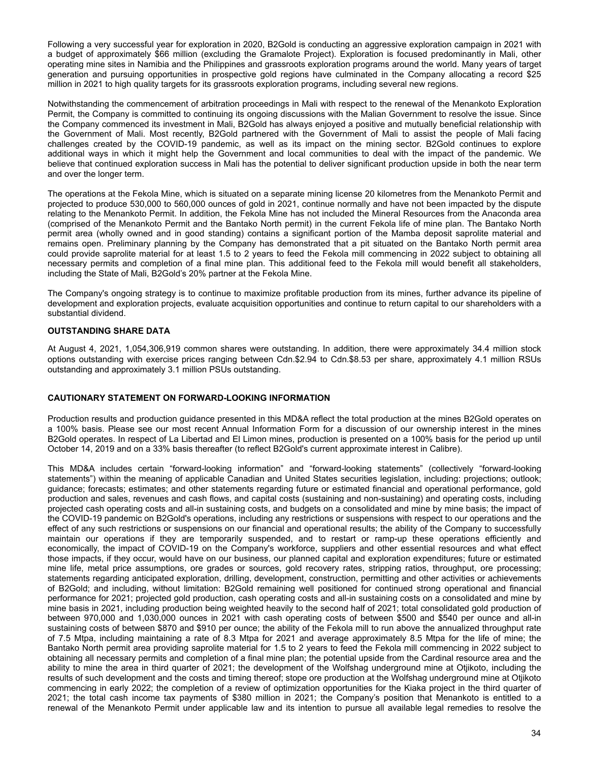Following a very successful year for exploration in 2020, B2Gold is conducting an aggressive exploration campaign in 2021 with a budget of approximately $66 million (excluding the Gramalote Project). Exploration is focused predominantly in Mali, other operating mine sites in Namibia and the Philippines and grassroots exploration programs around the world. Many years of target generation and pursuing opportunities in prospective gold regions have culminated in the Company allocating a record $25 million in 2021 to high quality targets for its grassroots exploration programs, including several new regions.

Notwithstanding the commencement of arbitration proceedings in Mali with respect to the renewal of the Menankoto Exploration Permit, the Company is committed to continuing its ongoing discussions with the Malian Government to resolve the issue. Since the Company commenced its investment in Mali, B2Gold has always enjoyed a positive and mutually beneficial relationship with the Government of Mali. Most recently, B2Gold partnered with the Government of Mali to assist the people of Mali facing challenges created by the COVID-19 pandemic, as well as its impact on the mining sector. B2Gold continues to explore additional ways in which it might help the Government and local communities to deal with the impact of the pandemic. We believe that continued exploration success in Mali has the potential to deliver significant production upside in both the near term and over the longer term.

The operations at the Fekola Mine, which is situated on a separate mining license 20 kilometres from the Menankoto Permit and projected to produce 530,000 to 560,000 ounces of gold in 2021, continue normally and have not been impacted by the dispute relating to the Menankoto Permit. In addition, the Fekola Mine has not included the Mineral Resources from the Anaconda area (comprised of the Menankoto Permit and the Bantako North permit) in the current Fekola life of mine plan. The Bantako North permit area (wholly owned and in good standing) contains a significant portion of the Mamba deposit saprolite material and remains open. Preliminary planning by the Company has demonstrated that a pit situated on the Bantako North permit area could provide saprolite material for at least 1.5 to 2 years to feed the Fekola mill commencing in 2022 subject to obtaining all necessary permits and completion of a final mine plan. This additional feed to the Fekola mill would benefit all stakeholders, including the State of Mali, B2Gold's 20% partner at the Fekola Mine.

The Company's ongoing strategy is to continue to maximize profitable production from its mines, further advance its pipeline of development and exploration projects, evaluate acquisition opportunities and continue to return capital to our shareholders with a substantial dividend.

## OUTSTANDING SHARE DATA

At August 4, 2021, 1,054,306,919 common shares were outstanding. In addition, there were approximately 34.4 million stock options outstanding with exercise prices ranging between Cdn.$2.94 to Cdn.$8.53 per share, approximately 4.1 million RSUs outstanding and approximately 3.1 million PSUs outstanding.

## CAUTIONARY STATEMENT ON FORWARD-LOOKING INFORMATION

Production results and production guidance presented in this MD&A reflect the total production at the mines B2Gold operates on a 100% basis. Please see our most recent Annual Information Form for a discussion of our ownership interest in the mines B2Gold operates. In respect of La Libertad and El Limon mines, production is presented on a 100% basis for the period up until October 14, 2019 and on a 33% basis thereafter (to reflect B2Gold's current approximate interest in Calibre).

This MD&A includes certain "forward-looking information" and "forward-looking statements" (collectively "forward-looking statements") within the meaning of applicable Canadian and United States securities legislation, including: projections; outlook; guidance; forecasts; estimates; and other statements regarding future or estimated financial and operational performance, gold production and sales, revenues and cash flows, and capital costs (sustaining and non-sustaining) and operating costs, including projected cash operating costs and all-in sustaining costs, and budgets on a consolidated and mine by mine basis; the impact of the COVID-19 pandemic on B2Gold's operations, including any restrictions or suspensions with respect to our operations and the effect of any such restrictions or suspensions on our financial and operational results; the ability of the Company to successfully maintain our operations if they are temporarily suspended, and to restart or ramp-up these operations efficiently and economically, the impact of COVID-19 on the Company's workforce, suppliers and other essential resources and what effect those impacts, if they occur, would have on our business, our planned capital and exploration expenditures; future or estimated mine life, metal price assumptions, ore grades or sources, gold recovery rates, stripping ratios, throughput, ore processing; statements regarding anticipated exploration, drilling, development, construction, permitting and other activities or achievements of B2Gold; and including, without limitation: B2Gold remaining well positioned for continued strong operational and financial performance for 2021; projected gold production, cash operating costs and all-in sustaining costs on a consolidated and mine by mine basis in 2021, including production being weighted heavily to the second half of 2021; total consolidated gold production of between 970,000 and 1,030,000 ounces in 2021 with cash operating costs of between $500 and $540 per ounce and all-in sustaining costs of between $870 and $910 per ounce; the ability of the Fekola mill to run above the annualized throughput rate of 7.5 Mtpa, including maintaining a rate of 8.3 Mtpa for 2021 and average approximately 8.5 Mtpa for the life of mine; the Bantako North permit area providing saprolite material for 1.5 to 2 years to feed the Fekola mill commencing in 2022 subject to obtaining all necessary permits and completion of a final mine plan; the potential upside from the Cardinal resource area and the ability to mine the area in third quarter of 2021; the development of the Wolfshag underground mine at Otjikoto, including the results of such development and the costs and timing thereof; stope ore production at the Wolfshag underground mine at Otjikoto commencing in early 2022; the completion of a review of optimization opportunities for the Kiaka project in the third quarter of 2021; the total cash income tax payments of $380 million in 2021; the Company's position that Menankoto is entitled to a renewal of the Menankoto Permit under applicable law and its intention to pursue all available legal remedies to resolve the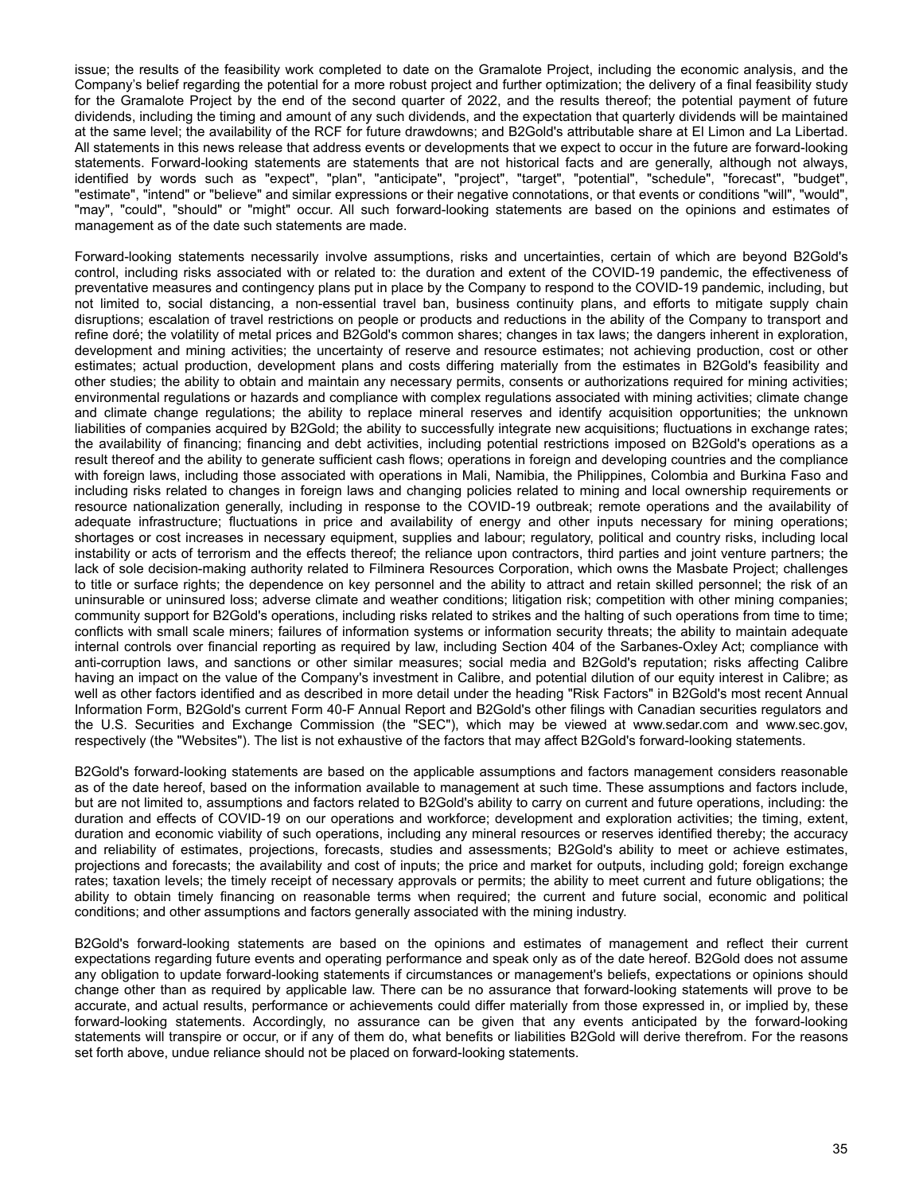issue; the results of the feasibility work completed to date on the Gramalote Project, including the economic analysis, and the Company's belief regarding the potential for a more robust project and further optimization; the delivery of a final feasibility study for the Gramalote Project by the end of the second quarter of 2022, and the results thereof; the potential payment of future dividends, including the timing and amount of any such dividends, and the expectation that quarterly dividends will be maintained at the same level; the availability of the RCF for future drawdowns; and B2Gold's attributable share at El Limon and La Libertad. All statements in this news release that address events or developments that we expect to occur in the future are forward-looking statements. Forward-looking statements are statements that are not historical facts and are generally, although not always, identified by words such as "expect", "plan", "anticipate", "project", "target", "potential", "schedule", "forecast", "budget", "estimate", "intend" or "believe" and similar expressions or their negative connotations, or that events or conditions "will", "would", "may", "could", "should" or "might" occur. All such forward-looking statements are based on the opinions and estimates of management as of the date such statements are made.

Forward-looking statements necessarily involve assumptions, risks and uncertainties, certain of which are beyond B2Gold's control, including risks associated with or related to: the duration and extent of the COVID-19 pandemic, the effectiveness of preventative measures and contingency plans put in place by the Company to respond to the COVID-19 pandemic, including, but not limited to, social distancing, a non-essential travel ban, business continuity plans, and efforts to mitigate supply chain disruptions; escalation of travel restrictions on people or products and reductions in the ability of the Company to transport and refine doré; the volatility of metal prices and B2Gold's common shares; changes in tax laws; the dangers inherent in exploration, development and mining activities; the uncertainty of reserve and resource estimates; not achieving production, cost or other estimates; actual production, development plans and costs differing materially from the estimates in B2Gold's feasibility and other studies; the ability to obtain and maintain any necessary permits, consents or authorizations required for mining activities; environmental regulations or hazards and compliance with complex regulations associated with mining activities; climate change and climate change regulations; the ability to replace mineral reserves and identify acquisition opportunities; the unknown liabilities of companies acquired by B2Gold; the ability to successfully integrate new acquisitions; fluctuations in exchange rates; the availability of financing; financing and debt activities, including potential restrictions imposed on B2Gold's operations as a result thereof and the ability to generate sufficient cash flows; operations in foreign and developing countries and the compliance with foreign laws, including those associated with operations in Mali, Namibia, the Philippines, Colombia and Burkina Faso and including risks related to changes in foreign laws and changing policies related to mining and local ownership requirements or resource nationalization generally, including in response to the COVID-19 outbreak; remote operations and the availability of adequate infrastructure; fluctuations in price and availability of energy and other inputs necessary for mining operations; shortages or cost increases in necessary equipment, supplies and labour; regulatory, political and country risks, including local instability or acts of terrorism and the effects thereof; the reliance upon contractors, third parties and joint venture partners; the lack of sole decision-making authority related to Filminera Resources Corporation, which owns the Masbate Project; challenges to title or surface rights; the dependence on key personnel and the ability to attract and retain skilled personnel; the risk of an uninsurable or uninsured loss; adverse climate and weather conditions; litigation risk; competition with other mining companies; community support for B2Gold's operations, including risks related to strikes and the halting of such operations from time to time; conflicts with small scale miners; failures of information systems or information security threats; the ability to maintain adequate internal controls over financial reporting as required by law, including Section 404 of the Sarbanes-Oxley Act; compliance with anti-corruption laws, and sanctions or other similar measures; social media and B2Gold's reputation; risks affecting Calibre having an impact on the value of the Company's investment in Calibre, and potential dilution of our equity interest in Calibre; as well as other factors identified and as described in more detail under the heading "Risk Factors" in B2Gold's most recent Annual Information Form, B2Gold's current Form 40-F Annual Report and B2Gold's other filings with Canadian securities regulators and the U.S. Securities and Exchange Commission (the "SEC"), which may be viewed at www.sedar.com and www.sec.gov, respectively (the "Websites"). The list is not exhaustive of the factors that may affect B2Gold's forward-looking statements.

B2Gold's forward-looking statements are based on the applicable assumptions and factors management considers reasonable as of the date hereof, based on the information available to management at such time. These assumptions and factors include, but are not limited to, assumptions and factors related to B2Gold's ability to carry on current and future operations, including: the duration and effects of COVID-19 on our operations and workforce; development and exploration activities; the timing, extent, duration and economic viability of such operations, including any mineral resources or reserves identified thereby; the accuracy and reliability of estimates, projections, forecasts, studies and assessments; B2Gold's ability to meet or achieve estimates, projections and forecasts; the availability and cost of inputs; the price and market for outputs, including gold; foreign exchange rates; taxation levels; the timely receipt of necessary approvals or permits; the ability to meet current and future obligations; the ability to obtain timely financing on reasonable terms when required; the current and future social, economic and political conditions; and other assumptions and factors generally associated with the mining industry.

B2Gold's forward-looking statements are based on the opinions and estimates of management and reflect their current expectations regarding future events and operating performance and speak only as of the date hereof. B2Gold does not assume any obligation to update forward-looking statements if circumstances or management's beliefs, expectations or opinions should change other than as required by applicable law. There can be no assurance that forward-looking statements will prove to be accurate, and actual results, performance or achievements could differ materially from those expressed in, or implied by, these forward-looking statements. Accordingly, no assurance can be given that any events anticipated by the forward-looking statements will transpire or occur, or if any of them do, what benefits or liabilities B2Gold will derive therefrom. For the reasons set forth above, undue reliance should not be placed on forward-looking statements.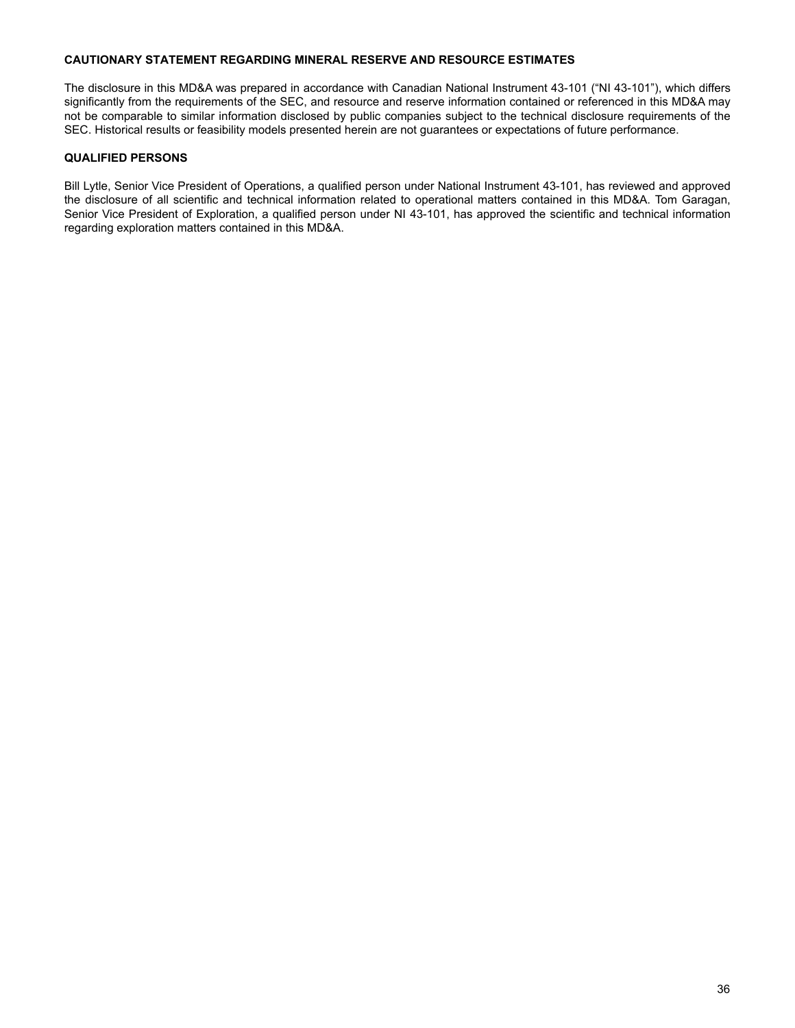## CAUTIONARY STATEMENT REGARDING MINERAL RESERVE AND RESOURCE ESTIMATES

The disclosure in this MD&A was prepared in accordance with Canadian National Instrument 43-101 ("NI 43-101"), which differs significantly from the requirements of the SEC, and resource and reserve information contained or referenced in this MD&A may not be comparable to similar information disclosed by public companies subject to the technical disclosure requirements of the SEC. Historical results or feasibility models presented herein are not guarantees or expectations of future performance.

## QUALIFIED PERSONS

Bill Lytle, Senior Vice President of Operations, a qualified person under National Instrument 43-101, has reviewed and approved the disclosure of all scientific and technical information related to operational matters contained in this MD&A. Tom Garagan, Senior Vice President of Exploration, a qualified person under NI 43-101, has approved the scientific and technical information regarding exploration matters contained in this MD&A.